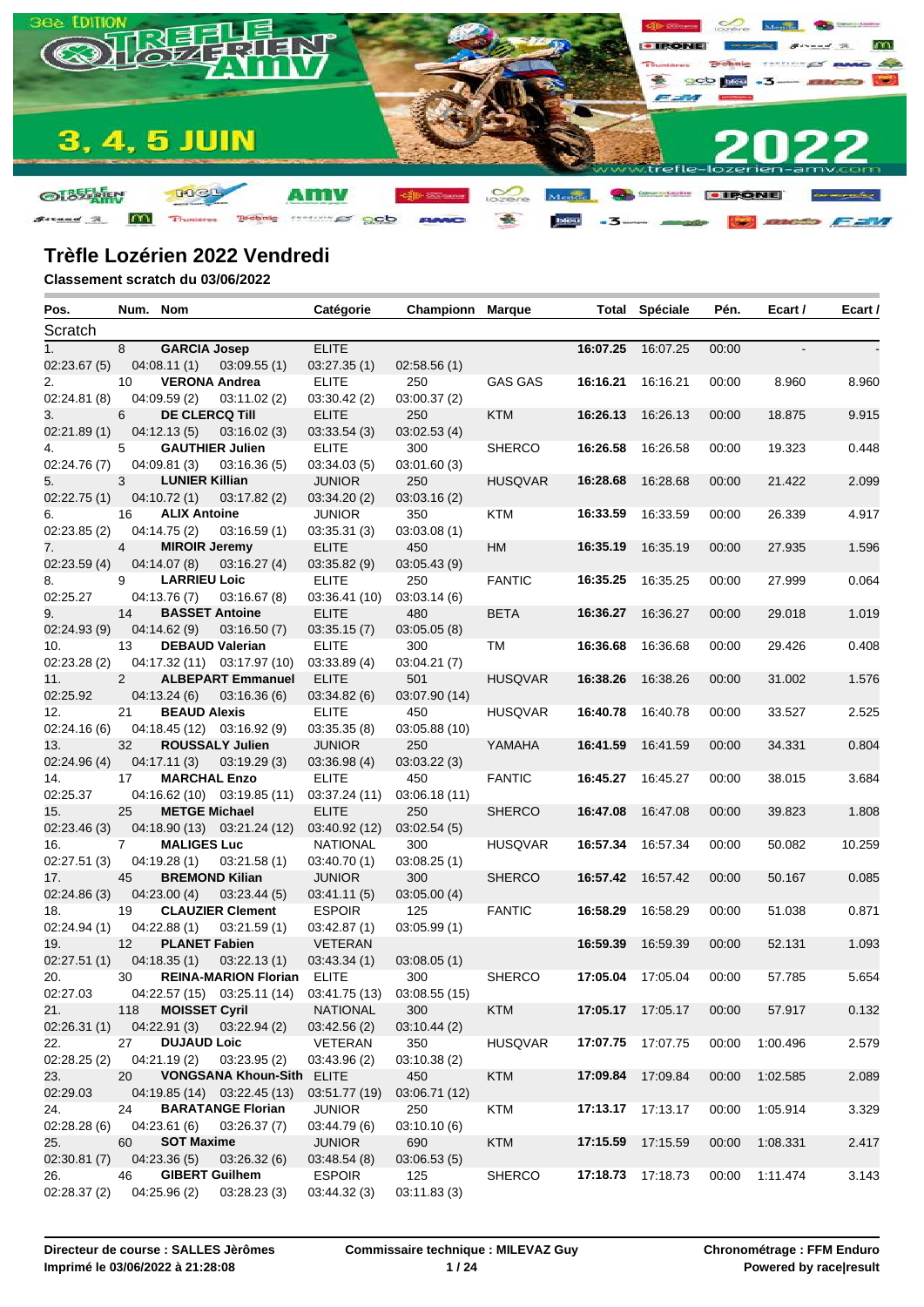# Trèfle Lozérien 2022 Vendredi

**Classement scratch du 03/06/2022**

| Pos. | Num. | Nom | Catégorie | Championn | Marque | Total | Spéciale | Pén. | Ecart / | Ecart / |
|---|---|---|---|---|---|---|---|---|---|---|
| Scratch | | | | | | | | | | |
| 1. | 8 | **GARCIA Josep** | ELITE | | | **16:07.25** | 16:07.25 | 00:00 | - | - |
| 02:23.67 (5) | 04:08.11 (1) | 03:09.55 (1) | 03:27.35 (1) | 02:58.56 (1) | | | | | | |
| 2. | 10 | **VERONA Andrea** | ELITE | 250 | GAS GAS | **16:16.21** | 16:16.21 | 00:00 | 8.960 | 8.960 |
| 02:24.81 (8) | 04:09.59 (2) | 03:11.02 (2) | 03:30.42 (2) | 03:00.37 (2) | | | | | | |
| 3. | 6 | **DE CLERCQ Till** | ELITE | 250 | KTM | **16:26.13** | 16:26.13 | 00:00 | 18.875 | 9.915 |
| 02:21.89 (1) | 04:12.13 (5) | 03:16.02 (3) | 03:33.54 (3) | 03:02.53 (4) | | | | | | |
| 4. | 5 | **GAUTHIER Julien** | ELITE | 300 | SHERCO | **16:26.58** | 16:26.58 | 00:00 | 19.323 | 0.448 |
| 02:24.76 (7) | 04:09.81 (3) | 03:16.36 (5) | 03:34.03 (5) | 03:01.60 (3) | | | | | | |
| 5. | 3 | **LUNIER Killian** | JUNIOR | 250 | HUSQVAR | **16:28.68** | 16:28.68 | 00:00 | 21.422 | 2.099 |
| 02:22.75 (1) | 04:10.72 (1) | 03:17.82 (2) | 03:34.20 (2) | 03:03.16 (2) | | | | | | |
| 6. | 16 | **ALIX Antoine** | JUNIOR | 350 | KTM | **16:33.59** | 16:33.59 | 00:00 | 26.339 | 4.917 |
| 02:23.85 (2) | 04:14.75 (2) | 03:16.59 (1) | 03:35.31 (3) | 03:03.08 (1) | | | | | | |
| 7. | 4 | **MIROIR Jeremy** | ELITE | 450 | HM | **16:35.19** | 16:35.19 | 00:00 | 27.935 | 1.596 |
| 02:23.59 (4) | 04:14.07 (8) | 03:16.27 (4) | 03:35.82 (9) | 03:05.43 (9) | | | | | | |
| 8. | 9 | **LARRIEU Loic** | ELITE | 250 | FANTIC | **16:35.25** | 16:35.25 | 00:00 | 27.999 | 0.064 |
| 02:25.27 | 04:13.76 (7) | 03:16.67 (8) | 03:36.41 (10) | 03:03.14 (6) | | | | | | |
| 9. | 14 | **BASSET Antoine** | ELITE | 480 | BETA | **16:36.27** | 16:36.27 | 00:00 | 29.018 | 1.019 |
| 02:24.93 (9) | 04:14.62 (9) | 03:16.50 (7) | 03:35.15 (7) | 03:05.05 (8) | | | | | | |
| 10. | 13 | **DEBAUD Valerian** | ELITE | 300 | TM | **16:36.68** | 16:36.68 | 00:00 | 29.426 | 0.408 |
| 02:23.28 (2) | 04:17.32 (11) | 03:17.97 (10) | 03:33.89 (4) | 03:04.21 (7) | | | | | | |
| 11. | 2 | **ALBEPART Emmanuel** | ELITE | 501 | HUSQVAR | **16:38.26** | 16:38.26 | 00:00 | 31.002 | 1.576 |
| 02:25.92 | 04:13.24 (6) | 03:16.36 (6) | 03:34.82 (6) | 03:07.90 (14) | | | | | | |
| 12. | 21 | **BEAUD Alexis** | ELITE | 450 | HUSQVAR | **16:40.78** | 16:40.78 | 00:00 | 33.527 | 2.525 |
| 02:24.16 (6) | 04:18.45 (12) | 03:16.92 (9) | 03:35.35 (8) | 03:05.88 (10) | | | | | | |
| 13. | 32 | **ROUSSALY Julien** | JUNIOR | 250 | YAMAHA | **16:41.59** | 16:41.59 | 00:00 | 34.331 | 0.804 |
| 02:24.96 (4) | 04:17.11 (3) | 03:19.29 (3) | 03:36.98 (4) | 03:03.22 (3) | | | | | | |
| 14. | 17 | **MARCHAL Enzo** | ELITE | 450 | FANTIC | **16:45.27** | 16:45.27 | 00:00 | 38.015 | 3.684 |
| 02:25.37 | 04:16.62 (10) | 03:19.85 (11) | 03:37.24 (11) | 03:06.18 (11) | | | | | | |
| 15. | 25 | **METGE Michael** | ELITE | 250 | SHERCO | **16:47.08** | 16:47.08 | 00:00 | 39.823 | 1.808 |
| 02:23.46 (3) | 04:18.90 (13) | 03:21.24 (12) | 03:40.92 (12) | 03:02.54 (5) | | | | | | |
| 16. | 7 | **MALIGES Luc** | NATIONAL | 300 | HUSQVAR | **16:57.34** | 16:57.34 | 00:00 | 50.082 | 10.259 |
| 02:27.51 (3) | 04:19.28 (1) | 03:21.58 (1) | 03:40.70 (1) | 03:08.25 (1) | | | | | | |
| 17. | 45 | **BREMOND Kilian** | JUNIOR | 300 | SHERCO | **16:57.42** | 16:57.42 | 00:00 | 50.167 | 0.085 |
| 02:24.86 (3) | 04:23.00 (4) | 03:23.44 (5) | 03:41.11 (5) | 03:05.00 (4) | | | | | | |
| 18. | 19 | **CLAUZIER Clement** | ESPOIR | 125 | FANTIC | **16:58.29** | 16:58.29 | 00:00 | 51.038 | 0.871 |
| 02:24.94 (1) | 04:22.88 (1) | 03:21.59 (1) | 03:42.87 (1) | 03:05.99 (1) | | | | | | |
| 19. | 12 | **PLANET Fabien** | VETERAN | | | **16:59.39** | 16:59.39 | 00:00 | 52.131 | 1.093 |
| 02:27.51 (1) | 04:18.35 (1) | 03:22.13 (1) | 03:43.34 (1) | 03:08.05 (1) | | | | | | |
| 20. | 30 | **REINA-MARION Florian** | ELITE | 300 | SHERCO | **17:05.04** | 17:05.04 | 00:00 | 57.785 | 5.654 |
| 02:27.03 | 04:22.57 (15) | 03:25.11 (14) | 03:41.75 (13) | 03:08.55 (15) | | | | | | |
| 21. | 118 | **MOISSET Cyril** | NATIONAL | 300 | KTM | **17:05.17** | 17:05.17 | 00:00 | 57.917 | 0.132 |
| 02:26.31 (1) | 04:22.91 (3) | 03:22.94 (2) | 03:42.56 (2) | 03:10.44 (2) | | | | | | |
| 22. | 27 | **DUJAUD Loic** | VETERAN | 350 | HUSQVAR | **17:07.75** | 17:07.75 | 00:00 | 1:00.496 | 2.579 |
| 02:28.25 (2) | 04:21.19 (2) | 03:23.95 (2) | 03:43.96 (2) | 03:10.38 (2) | | | | | | |
| 23. | 20 | **VONGSANA Khoun-Sith** | ELITE | 450 | KTM | **17:09.84** | 17:09.84 | 00:00 | 1:02.585 | 2.089 |
| 02:29.03 | 04:19.85 (14) | 03:22.45 (13) | 03:51.77 (19) | 03:06.71 (12) | | | | | | |
| 24. | 24 | **BARATANGE Florian** | JUNIOR | 250 | KTM | **17:13.17** | 17:13.17 | 00:00 | 1:05.914 | 3.329 |
| 02:28.28 (6) | 04:23.61 (6) | 03:26.37 (7) | 03:44.79 (6) | 03:10.10 (6) | | | | | | |
| 25. | 60 | **SOT Maxime** | JUNIOR | 690 | KTM | **17:15.59** | 17:15.59 | 00:00 | 1:08.331 | 2.417 |
| 02:30.81 (7) | 04:23.36 (5) | 03:26.32 (6) | 03:48.54 (8) | 03:06.53 (5) | | | | | | |
| 26. | 46 | **GIBERT Guilhem** | ESPOIR | 125 | SHERCO | **17:18.73** | 17:18.73 | 00:00 | 1:11.474 | 3.143 |
| 02:28.37 (2) | 04:25.96 (2) | 03:28.23 (3) | 03:44.32 (3) | 03:11.83 (3) | | | | | | |

**Directeur de course : SALLES Jèrômes**
**Imprimé le 03/06/2022 à 21:28:08**

**Commissaire technique : MILEVAZ Guy**

**Chronométrage : FFM Enduro**
**Powered by race|result**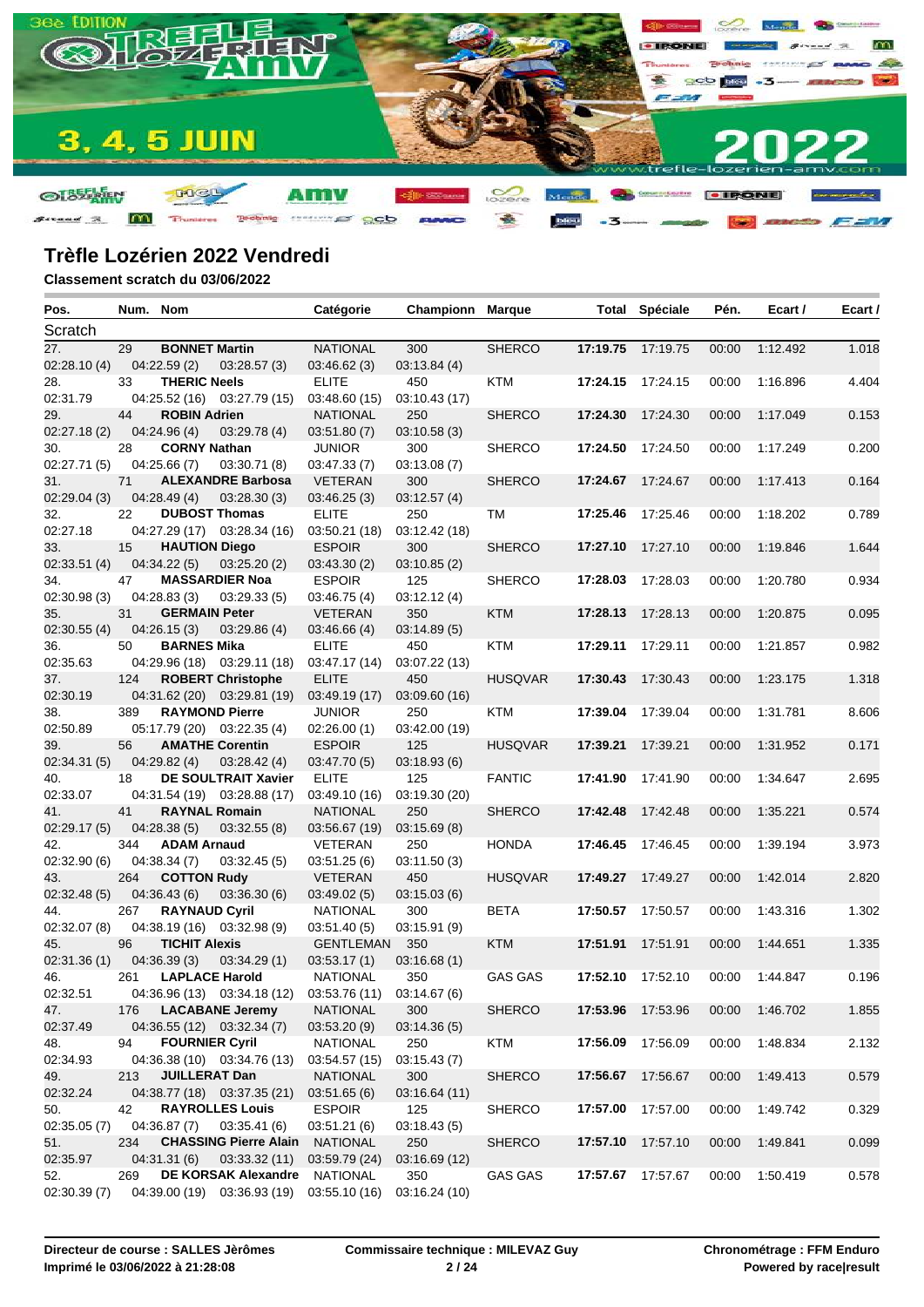## Trèfle Lozérien 2022 Vendredi

**Classement scratch du 03/06/2022**

| Pos. | Num. | Nom | Catégorie | Championn | Marque | Total | Spéciale | Pén. | Ecart / | Ecart / |
|---|---|---|---|---|---|---|---|---|---|---|
| Scratch | | | | | | | | | | |
| 27. | 29 | **BONNET Martin** | NATIONAL | 300 | SHERCO | **17:19.75** | 17:19.75 | 00:00 | 1:12.492 | 1.018 |
| 02:28.10 (4) | 04:22.59 (2) | 03:28.57 (3) | 03:46.62 (3) | 03:13.84 (4) | | | | | | |
| 28. | 33 | **THERIC Neels** | ELITE | 450 | KTM | **17:24.15** | 17:24.15 | 00:00 | 1:16.896 | 4.404 |
| 02:31.79 | 04:25.52 (16) | 03:27.79 (15) | 03:48.60 (15) | 03:10.43 (17) | | | | | | |
| 29. | 44 | **ROBIN Adrien** | NATIONAL | 250 | SHERCO | **17:24.30** | 17:24.30 | 00:00 | 1:17.049 | 0.153 |
| 02:27.18 (2) | 04:24.96 (4) | 03:29.78 (4) | 03:51.80 (7) | 03:10.58 (3) | | | | | | |
| 30. | 28 | **CORNY Nathan** | JUNIOR | 300 | SHERCO | **17:24.50** | 17:24.50 | 00:00 | 1:17.249 | 0.200 |
| 02:27.71 (5) | 04:25.66 (7) | 03:30.71 (8) | 03:47.33 (7) | 03:13.08 (7) | | | | | | |
| 31. | 71 | **ALEXANDRE Barbosa** | VETERAN | 300 | SHERCO | **17:24.67** | 17:24.67 | 00:00 | 1:17.413 | 0.164 |
| 02:29.04 (3) | 04:28.49 (4) | 03:28.30 (3) | 03:46.25 (3) | 03:12.57 (4) | | | | | | |
| 32. | 22 | **DUBOST Thomas** | ELITE | 250 | TM | **17:25.46** | 17:25.46 | 00:00 | 1:18.202 | 0.789 |
| 02:27.18 | 04:27.29 (17) | 03:28.34 (16) | 03:50.21 (18) | 03:12.42 (18) | | | | | | |
| 33. | 15 | **HAUTION Diego** | ESPOIR | 300 | SHERCO | **17:27.10** | 17:27.10 | 00:00 | 1:19.846 | 1.644 |
| 02:33.51 (4) | 04:34.22 (5) | 03:25.20 (2) | 03:43.30 (2) | 03:10.85 (2) | | | | | | |
| 34. | 47 | **MASSARDIER Noa** | ESPOIR | 125 | SHERCO | **17:28.03** | 17:28.03 | 00:00 | 1:20.780 | 0.934 |
| 02:30.98 (3) | 04:28.83 (3) | 03:29.33 (5) | 03:46.75 (4) | 03:12.12 (4) | | | | | | |
| 35. | 31 | **GERMAIN Peter** | VETERAN | 350 | KTM | **17:28.13** | 17:28.13 | 00:00 | 1:20.875 | 0.095 |
| 02:30.55 (4) | 04:26.15 (3) | 03:29.86 (4) | 03:46.66 (4) | 03:14.89 (5) | | | | | | |
| 36. | 50 | **BARNES Mika** | ELITE | 450 | KTM | **17:29.11** | 17:29.11 | 00:00 | 1:21.857 | 0.982 |
| 02:35.63 | 04:29.96 (18) | 03:29.11 (18) | 03:47.17 (14) | 03:07.22 (13) | | | | | | |
| 37. | 124 | **ROBERT Christophe** | ELITE | 450 | HUSQVAR | **17:30.43** | 17:30.43 | 00:00 | 1:23.175 | 1.318 |
| 02:30.19 | 04:31.62 (20) | 03:29.81 (19) | 03:49.19 (17) | 03:09.60 (16) | | | | | | |
| 38. | 389 | **RAYMOND Pierre** | JUNIOR | 250 | KTM | **17:39.04** | 17:39.04 | 00:00 | 1:31.781 | 8.606 |
| 02:50.89 | 05:17.79 (20) | 03:22.35 (4) | 02:26.00 (1) | 03:42.00 (19) | | | | | | |
| 39. | 56 | **AMATHE Corentin** | ESPOIR | 125 | HUSQVAR | **17:39.21** | 17:39.21 | 00:00 | 1:31.952 | 0.171 |
| 02:34.31 (5) | 04:29.82 (4) | 03:28.42 (4) | 03:47.70 (5) | 03:18.93 (6) | | | | | | |
| 40. | 18 | **DE SOULTRAIT Xavier** | ELITE | 125 | FANTIC | **17:41.90** | 17:41.90 | 00:00 | 1:34.647 | 2.695 |
| 02:33.07 | 04:31.54 (19) | 03:28.88 (17) | 03:49.10 (16) | 03:19.30 (20) | | | | | | |
| 41. | 41 | **RAYNAL Romain** | NATIONAL | 250 | SHERCO | **17:42.48** | 17:42.48 | 00:00 | 1:35.221 | 0.574 |
| 02:29.17 (5) | 04:28.38 (5) | 03:32.55 (8) | 03:56.67 (19) | 03:15.69 (8) | | | | | | |
| 42. | 344 | **ADAM Arnaud** | VETERAN | 250 | HONDA | **17:46.45** | 17:46.45 | 00:00 | 1:39.194 | 3.973 |
| 02:32.90 (6) | 04:38.34 (7) | 03:32.45 (5) | 03:51.25 (6) | 03:11.50 (3) | | | | | | |
| 43. | 264 | **COTTON Rudy** | VETERAN | 450 | HUSQVAR | **17:49.27** | 17:49.27 | 00:00 | 1:42.014 | 2.820 |
| 02:32.48 (5) | 04:36.43 (6) | 03:36.30 (6) | 03:49.02 (5) | 03:15.03 (6) | | | | | | |
| 44. | 267 | **RAYNAUD Cyril** | NATIONAL | 300 | BETA | **17:50.57** | 17:50.57 | 00:00 | 1:43.316 | 1.302 |
| 02:32.07 (8) | 04:38.19 (16) | 03:32.98 (9) | 03:51.40 (5) | 03:15.91 (9) | | | | | | |
| 45. | 96 | **TICHIT Alexis** | GENTLEMAN | 350 | KTM | **17:51.91** | 17:51.91 | 00:00 | 1:44.651 | 1.335 |
| 02:31.36 (1) | 04:36.39 (3) | 03:34.29 (1) | 03:53.17 (1) | 03:16.68 (1) | | | | | | |
| 46. | 261 | **LAPLACE Harold** | NATIONAL | 350 | GAS GAS | **17:52.10** | 17:52.10 | 00:00 | 1:44.847 | 0.196 |
| 02:32.51 | 04:36.96 (13) | 03:34.18 (12) | 03:53.76 (11) | 03:14.67 (6) | | | | | | |
| 47. | 176 | **LACABANE Jeremy** | NATIONAL | 300 | SHERCO | **17:53.96** | 17:53.96 | 00:00 | 1:46.702 | 1.855 |
| 02:37.49 | 04:36.55 (12) | 03:32.34 (7) | 03:53.20 (9) | 03:14.36 (5) | | | | | | |
| 48. | 94 | **FOURNIER Cyril** | NATIONAL | 250 | KTM | **17:56.09** | 17:56.09 | 00:00 | 1:48.834 | 2.132 |
| 02:34.93 | 04:36.38 (10) | 03:34.76 (13) | 03:54.57 (15) | 03:15.43 (7) | | | | | | |
| 49. | 213 | **JUILLERAT Dan** | NATIONAL | 300 | SHERCO | **17:56.67** | 17:56.67 | 00:00 | 1:49.413 | 0.579 |
| 02:32.24 | 04:38.77 (18) | 03:37.35 (21) | 03:51.65 (6) | 03:16.64 (11) | | | | | | |
| 50. | 42 | **RAYROLLES Louis** | ESPOIR | 125 | SHERCO | **17:57.00** | 17:57.00 | 00:00 | 1:49.742 | 0.329 |
| 02:35.05 (7) | 04:36.87 (7) | 03:35.41 (6) | 03:51.21 (6) | 03:18.43 (5) | | | | | | |
| 51. | 234 | **CHASSING Pierre Alain** | NATIONAL | 250 | SHERCO | **17:57.10** | 17:57.10 | 00:00 | 1:49.841 | 0.099 |
| 02:35.97 | 04:31.31 (6) | 03:33.32 (11) | 03:59.79 (24) | 03:16.69 (12) | | | | | | |
| 52. | 269 | **DE KORSAK Alexandre** | NATIONAL | 350 | GAS GAS | **17:57.67** | 17:57.67 | 00:00 | 1:50.419 | 0.578 |
| 02:30.39 (7) | 04:39.00 (19) | 03:36.93 (19) | 03:55.10 (16) | 03:16.24 (10) | | | | | | |

**Directeur de course : SALLES Jèrômes**
**Imprimé le 03/06/2022 à 21:28:08**

**Commissaire technique : MILEVAZ Guy**

**Chronométrage : FFM Enduro**
**Powered by race|result**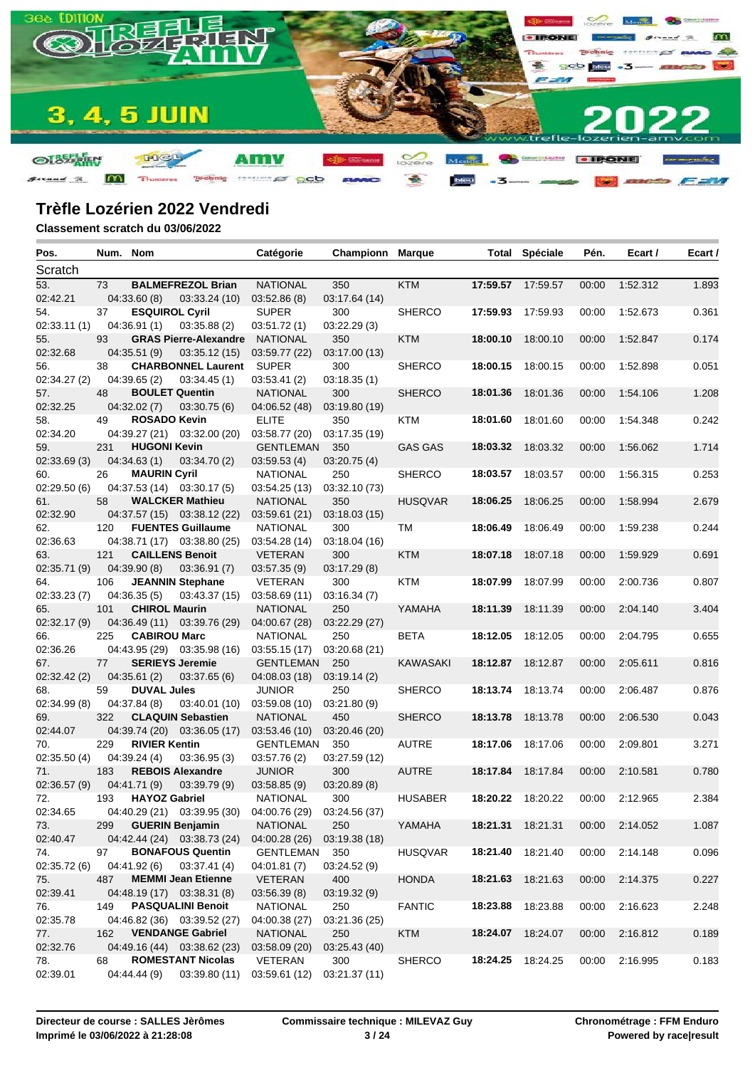## Trèfle Lozérien 2022 Vendredi

**Classement scratch du 03/06/2022**

| Pos. | Num. | Nom | Catégorie | Championn | Marque | Total | Spéciale | Pén. | Ecart / | Ecart / |
|---|---|---|---|---|---|---|---|---|---|---|
| Scratch | | | | | | | | | | |
| 53. | 73 | **BALMEFREZOL Brian** | NATIONAL | 350 | KTM | **17:59.57** | 17:59.57 | 00:00 | 1:52.312 | 1.893 |
| 02:42.21 | | 04:33.60 (8) 03:33.24 (10) | 03:52.86 (8) | 03:17.64 (14) | | | | | | |
| 54. | 37 | **ESQUIROL Cyril** | SUPER | 300 | SHERCO | **17:59.93** | 17:59.93 | 00:00 | 1:52.673 | 0.361 |
| 02:33.11 (1) | | 04:36.91 (1) 03:35.88 (2) | 03:51.72 (1) | 03:22.29 (3) | | | | | | |
| 55. | 93 | **GRAS Pierre-Alexandre** | NATIONAL | 350 | KTM | **18:00.10** | 18:00.10 | 00:00 | 1:52.847 | 0.174 |
| 02:32.68 | | 04:35.51 (9) 03:35.12 (15) | 03:59.77 (22) | 03:17.00 (13) | | | | | | |
| 56. | 38 | **CHARBONNEL Laurent** | SUPER | 300 | SHERCO | **18:00.15** | 18:00.15 | 00:00 | 1:52.898 | 0.051 |
| 02:34.27 (2) | | 04:39.65 (2) 03:34.45 (1) | 03:53.41 (2) | 03:18.35 (1) | | | | | | |
| 57. | 48 | **BOULET Quentin** | NATIONAL | 300 | SHERCO | **18:01.36** | 18:01.36 | 00:00 | 1:54.106 | 1.208 |
| 02:32.25 | | 04:32.02 (7) 03:30.75 (6) | 04:06.52 (48) | 03:19.80 (19) | | | | | | |
| 58. | 49 | **ROSADO Kevin** | ELITE | 350 | KTM | **18:01.60** | 18:01.60 | 00:00 | 1:54.348 | 0.242 |
| 02:34.20 | | 04:39.27 (21) 03:32.00 (20) | 03:58.77 (20) | 03:17.35 (19) | | | | | | |
| 59. | 231 | **HUGONI Kevin** | GENTLEMAN | 350 | GAS GAS | **18:03.32** | 18:03.32 | 00:00 | 1:56.062 | 1.714 |
| 02:33.69 (3) | | 04:34.63 (1) 03:34.70 (2) | 03:59.53 (4) | 03:20.75 (4) | | | | | | |
| 60. | 26 | **MAURIN Cyril** | NATIONAL | 250 | SHERCO | **18:03.57** | 18:03.57 | 00:00 | 1:56.315 | 0.253 |
| 02:29.50 (6) | | 04:37.53 (14) 03:30.17 (5) | 03:54.25 (13) | 03:32.10 (73) | | | | | | |
| 61. | 58 | **WALCKER Mathieu** | NATIONAL | 350 | HUSQVAR | **18:06.25** | 18:06.25 | 00:00 | 1:58.994 | 2.679 |
| 02:32.90 | | 04:37.57 (15) 03:38.12 (22) | 03:59.61 (21) | 03:18.03 (15) | | | | | | |
| 62. | 120 | **FUENTES Guillaume** | NATIONAL | 300 | TM | **18:06.49** | 18:06.49 | 00:00 | 1:59.238 | 0.244 |
| 02:36.63 | | 04:38.71 (17) 03:38.80 (25) | 03:54.28 (14) | 03:18.04 (16) | | | | | | |
| 63. | 121 | **CAILLENS Benoit** | VETERAN | 300 | KTM | **18:07.18** | 18:07.18 | 00:00 | 1:59.929 | 0.691 |
| 02:35.71 (9) | | 04:39.90 (8) 03:36.91 (7) | 03:57.35 (9) | 03:17.29 (8) | | | | | | |
| 64. | 106 | **JEANNIN Stephane** | VETERAN | 300 | KTM | **18:07.99** | 18:07.99 | 00:00 | 2:00.736 | 0.807 |
| 02:33.23 (7) | | 04:36.35 (5) 03:43.37 (15) | 03:58.69 (11) | 03:16.34 (7) | | | | | | |
| 65. | 101 | **CHIROL Maurin** | NATIONAL | 250 | YAMAHA | **18:11.39** | 18:11.39 | 00:00 | 2:04.140 | 3.404 |
| 02:32.17 (9) | | 04:36.49 (11) 03:39.76 (29) | 04:00.67 (28) | 03:22.29 (27) | | | | | | |
| 66. | 225 | **CABIROU Marc** | NATIONAL | 250 | BETA | **18:12.05** | 18:12.05 | 00:00 | 2:04.795 | 0.655 |
| 02:36.26 | | 04:43.95 (29) 03:35.98 (16) | 03:55.15 (17) | 03:20.68 (21) | | | | | | |
| 67. | 77 | **SERIEYS Jeremie** | GENTLEMAN | 250 | KAWASAKI | **18:12.87** | 18:12.87 | 00:00 | 2:05.611 | 0.816 |
| 02:32.42 (2) | | 04:35.61 (2) 03:37.65 (6) | 04:08.03 (18) | 03:19.14 (2) | | | | | | |
| 68. | 59 | **DUVAL Jules** | JUNIOR | 250 | SHERCO | **18:13.74** | 18:13.74 | 00:00 | 2:06.487 | 0.876 |
| 02:34.99 (8) | | 04:37.84 (8) 03:40.01 (10) | 03:59.08 (10) | 03:21.80 (9) | | | | | | |
| 69. | 322 | **CLAQUIN Sebastien** | NATIONAL | 450 | SHERCO | **18:13.78** | 18:13.78 | 00:00 | 2:06.530 | 0.043 |
| 02:44.07 | | 04:39.74 (20) 03:36.05 (17) | 03:53.46 (10) | 03:20.46 (20) | | | | | | |
| 70. | 229 | **RIVIER Kentin** | GENTLEMAN | 350 | AUTRE | **18:17.06** | 18:17.06 | 00:00 | 2:09.801 | 3.271 |
| 02:35.50 (4) | | 04:39.24 (4) 03:36.95 (3) | 03:57.76 (2) | 03:27.59 (12) | | | | | | |
| 71. | 183 | **REBOIS Alexandre** | JUNIOR | 300 | AUTRE | **18:17.84** | 18:17.84 | 00:00 | 2:10.581 | 0.780 |
| 02:36.57 (9) | | 04:41.71 (9) 03:39.79 (9) | 03:58.85 (9) | 03:20.89 (8) | | | | | | |
| 72. | 193 | **HAYOZ Gabriel** | NATIONAL | 300 | HUSABER | **18:20.22** | 18:20.22 | 00:00 | 2:12.965 | 2.384 |
| 02:34.65 | | 04:40.29 (21) 03:39.95 (30) | 04:00.76 (29) | 03:24.56 (37) | | | | | | |
| 73. | 299 | **GUERIN Benjamin** | NATIONAL | 250 | YAMAHA | **18:21.31** | 18:21.31 | 00:00 | 2:14.052 | 1.087 |
| 02:40.47 | | 04:42.44 (24) 03:38.73 (24) | 04:00.28 (26) | 03:19.38 (18) | | | | | | |
| 74. | 97 | **BONAFOUS Quentin** | GENTLEMAN | 350 | HUSQVAR | **18:21.40** | 18:21.40 | 00:00 | 2:14.148 | 0.096 |
| 02:35.72 (6) | | 04:41.92 (6) 03:37.41 (4) | 04:01.81 (7) | 03:24.52 (9) | | | | | | |
| 75. | 487 | **MEMMI Jean Etienne** | VETERAN | 400 | HONDA | **18:21.63** | 18:21.63 | 00:00 | 2:14.375 | 0.227 |
| 02:39.41 | | 04:48.19 (17) 03:38.31 (8) | 03:56.39 (8) | 03:19.32 (9) | | | | | | |
| 76. | 149 | **PASQUALINI Benoit** | NATIONAL | 250 | FANTIC | **18:23.88** | 18:23.88 | 00:00 | 2:16.623 | 2.248 |
| 02:35.78 | | 04:46.82 (36) 03:39.52 (27) | 04:00.38 (27) | 03:21.36 (25) | | | | | | |
| 77. | 162 | **VENDANGE Gabriel** | NATIONAL | 250 | KTM | **18:24.07** | 18:24.07 | 00:00 | 2:16.812 | 0.189 |
| 02:32.76 | | 04:49.16 (44) 03:38.62 (23) | 03:58.09 (20) | 03:25.43 (40) | | | | | | |
| 78. | 68 | **ROMESTANT Nicolas** | VETERAN | 300 | SHERCO | **18:24.25** | 18:24.25 | 00:00 | 2:16.995 | 0.183 |
| 02:39.01 | | 04:44.44 (9) 03:39.80 (11) | 03:59.61 (12) | 03:21.37 (11) | | | | | | |

**Directeur de course : SALLES Jèrômes** — **Commissaire technique : MILEVAZ Guy** — **Chronométrage : FFM Enduro**

**Imprimé le 03/06/2022 à 21:28:08** — **Powered by race|result**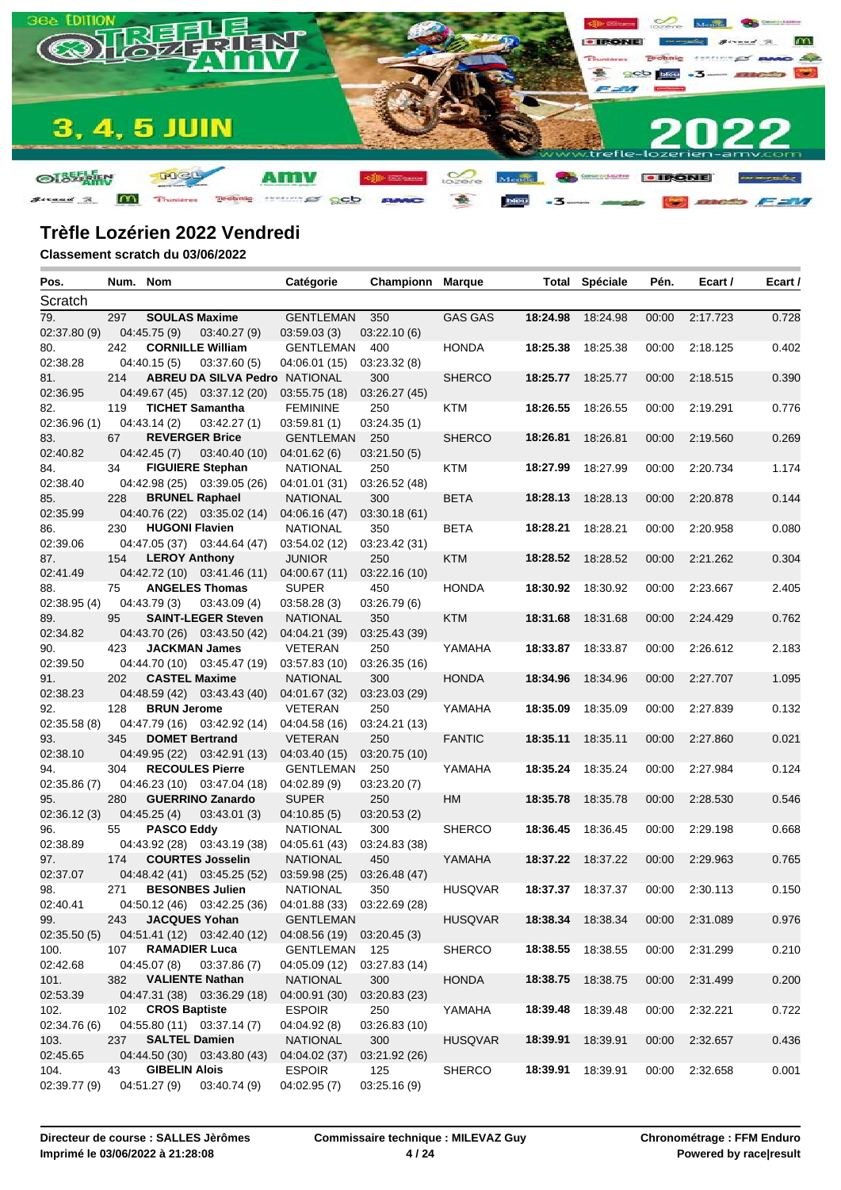## Trèfle Lozérien 2022 Vendredi

**Classement scratch du 03/06/2022**

| Pos. | Num. | Nom | Catégorie | Championn | Marque | Total | Spéciale | Pén. | Ecart / | Ecart / |
|---|---|---|---|---|---|---|---|---|---|---|
| Scratch | | | | | | | | | | |
| 79. | 297 | **SOULAS Maxime** | GENTLEMAN | 350 | GAS GAS | **18:24.98** | 18:24.98 | 00:00 | 2:17.723 | 0.728 |
| 02:37.80 (9) | 04:45.75 (9) | 03:40.27 (9) | 03:59.03 (3) | 03:22.10 (6) | | | | | | |
| 80. | 242 | **CORNILLE William** | GENTLEMAN | 400 | HONDA | **18:25.38** | 18:25.38 | 00:00 | 2:18.125 | 0.402 |
| 02:38.28 | 04:40.15 (5) | 03:37.60 (5) | 04:06.01 (15) | 03:23.32 (8) | | | | | | |
| 81. | 214 | **ABREU DA SILVA Pedro** | NATIONAL | 300 | SHERCO | **18:25.77** | 18:25.77 | 00:00 | 2:18.515 | 0.390 |
| 02:36.95 | 04:49.67 (45) | 03:37.12 (20) | 03:55.75 (18) | 03:26.27 (45) | | | | | | |
| 82. | 119 | **TICHET Samantha** | FEMININE | 250 | KTM | **18:26.55** | 18:26.55 | 00:00 | 2:19.291 | 0.776 |
| 02:36.96 (1) | 04:43.14 (2) | 03:42.27 (1) | 03:59.81 (1) | 03:24.35 (1) | | | | | | |
| 83. | 67 | **REVERGER Brice** | GENTLEMAN | 250 | SHERCO | **18:26.81** | 18:26.81 | 00:00 | 2:19.560 | 0.269 |
| 02:40.82 | 04:42.45 (7) | 03:40.40 (10) | 04:01.62 (6) | 03:21.50 (5) | | | | | | |
| 84. | 34 | **FIGUIERE Stephan** | NATIONAL | 300 | KTM | **18:27.99** | 18:27.99 | 00:00 | 2:20.734 | 1.174 |
| 02:38.40 | 04:42.98 (25) | 03:39.05 (26) | 04:01.01 (31) | 03:26.52 (48) | | | | | | |
| 85. | 228 | **BRUNEL Raphael** | NATIONAL | 300 | BETA | **18:28.13** | 18:28.13 | 00:00 | 2:20.878 | 0.144 |
| 02:35.99 | 04:40.76 (22) | 03:35.02 (14) | 04:06.16 (47) | 03:30.18 (61) | | | | | | |
| 86. | 230 | **HUGONI Flavien** | NATIONAL | 350 | BETA | **18:28.21** | 18:28.21 | 00:00 | 2:20.958 | 0.080 |
| 02:39.06 | 04:47.05 (37) | 03:44.64 (47) | 03:54.02 (12) | 03:23.42 (31) | | | | | | |
| 87. | 154 | **LEROY Anthony** | JUNIOR | 250 | KTM | **18:28.52** | 18:28.52 | 00:00 | 2:21.262 | 0.304 |
| 02:41.49 | 04:42.72 (10) | 03:41.46 (11) | 04:00.67 (11) | 03:22.16 (10) | | | | | | |
| 88. | 75 | **ANGELES Thomas** | SUPER | 450 | HONDA | **18:30.92** | 18:30.92 | 00:00 | 2:23.667 | 2.405 |
| 02:38.95 (4) | 04:43.79 (3) | 03:43.09 (4) | 03:58.28 (3) | 03:26.79 (6) | | | | | | |
| 89. | 95 | **SAINT-LEGER Steven** | NATIONAL | 350 | KTM | **18:31.68** | 18:31.68 | 00:00 | 2:24.429 | 0.762 |
| 02:34.82 | 04:43.70 (26) | 03:43.50 (42) | 04:04.21 (39) | 03:25.43 (39) | | | | | | |
| 90. | 423 | **JACKMAN James** | VETERAN | 250 | YAMAHA | **18:33.87** | 18:33.87 | 00:00 | 2:26.612 | 2.183 |
| 02:39.50 | 04:44.70 (10) | 03:45.47 (19) | 03:57.83 (10) | 03:26.35 (16) | | | | | | |
| 91. | 202 | **CASTEL Maxime** | NATIONAL | 300 | HONDA | **18:34.96** | 18:34.96 | 00:00 | 2:27.707 | 1.095 |
| 02:38.23 | 04:48.59 (42) | 03:43.43 (40) | 04:01.67 (32) | 03:23.03 (29) | | | | | | |
| 92. | 128 | **BRUN Jerome** | VETERAN | 250 | YAMAHA | **18:35.09** | 18:35.09 | 00:00 | 2:27.839 | 0.132 |
| 02:35.58 (8) | 04:47.79 (16) | 03:42.92 (14) | 04:04.58 (16) | 03:24.21 (13) | | | | | | |
| 93. | 345 | **DOMET Bertrand** | VETERAN | 250 | FANTIC | **18:35.11** | 18:35.11 | 00:00 | 2:27.860 | 0.021 |
| 02:38.10 | 04:49.95 (22) | 03:42.91 (13) | 04:03.40 (15) | 03:20.75 (10) | | | | | | |
| 94. | 304 | **RECOULES Pierre** | GENTLEMAN | 250 | YAMAHA | **18:35.24** | 18:35.24 | 00:00 | 2:27.984 | 0.124 |
| 02:35.86 (7) | 04:46.23 (10) | 03:47.04 (18) | 04:02.89 (9) | 03:23.20 (7) | | | | | | |
| 95. | 280 | **GUERRINO Zanardo** | SUPER | 250 | HM | **18:35.78** | 18:35.78 | 00:00 | 2:28.530 | 0.546 |
| 02:36.12 (3) | 04:45.25 (4) | 03:43.01 (3) | 04:10.85 (5) | 03:20.53 (2) | | | | | | |
| 96. | 55 | **PASCO Eddy** | NATIONAL | 300 | SHERCO | **18:36.45** | 18:36.45 | 00:00 | 2:29.198 | 0.668 |
| 02:38.89 | 04:43.92 (28) | 03:43.19 (38) | 04:05.61 (43) | 03:24.83 (38) | | | | | | |
| 97. | 174 | **COURTES Josselin** | NATIONAL | 450 | YAMAHA | **18:37.22** | 18:37.22 | 00:00 | 2:29.963 | 0.765 |
| 02:37.07 | 04:48.42 (41) | 03:45.25 (52) | 03:59.98 (25) | 03:26.48 (47) | | | | | | |
| 98. | 271 | **BESONBES Julien** | NATIONAL | 350 | HUSQVAR | **18:37.37** | 18:37.37 | 00:00 | 2:30.113 | 0.150 |
| 02:40.41 | 04:50.12 (46) | 03:42.25 (36) | 04:01.88 (33) | 03:22.69 (28) | | | | | | |
| 99. | 243 | **JACQUES Yohan** | GENTLEMAN | | HUSQVAR | **18:38.34** | 18:38.34 | 00:00 | 2:31.089 | 0.976 |
| 02:35.50 (5) | 04:51.41 (12) | 03:42.40 (12) | 04:08.56 (19) | 03:20.45 (3) | | | | | | |
| 100. | 107 | **RAMADIER Luca** | GENTLEMAN | 125 | SHERCO | **18:38.55** | 18:38.55 | 00:00 | 2:31.299 | 0.210 |
| 02:42.68 | 04:45.07 (8) | 03:37.86 (7) | 04:05.09 (12) | 03:27.83 (14) | | | | | | |
| 101. | 382 | **VALIENTE Nathan** | NATIONAL | 300 | HONDA | **18:38.75** | 18:38.75 | 00:00 | 2:31.499 | 0.200 |
| 02:53.39 | 04:47.31 (38) | 03:36.29 (18) | 04:00.91 (30) | 03:20.83 (23) | | | | | | |
| 102. | 102 | **CROS Baptiste** | ESPOIR | 250 | YAMAHA | **18:39.48** | 18:39.48 | 00:00 | 2:32.221 | 0.722 |
| 02:34.76 (6) | 04:55.80 (11) | 03:37.14 (7) | 04:04.92 (8) | 03:26.83 (10) | | | | | | |
| 103. | 237 | **SALTEL Damien** | NATIONAL | 300 | HUSQVAR | **18:39.91** | 18:39.91 | 00:00 | 2:32.657 | 0.436 |
| 02:45.65 | 04:44.50 (30) | 03:43.80 (43) | 04:04.02 (37) | 03:21.92 (26) | | | | | | |
| 104. | 43 | **GIBELIN Alois** | ESPOIR | 125 | SHERCO | **18:39.91** | 18:39.91 | 00:00 | 2:32.658 | 0.001 |
| 02:39.77 (9) | 04:51.27 (9) | 03:40.74 (9) | 04:02.95 (7) | 03:25.16 (9) | | | | | | |

**Directeur de course : SALLES Jèrômes**
**Imprimé le 03/06/2022 à 21:28:08**

**Commissaire technique : MILEVAZ Guy**

**Chronométrage : FFM Enduro**
**Powered by race|result**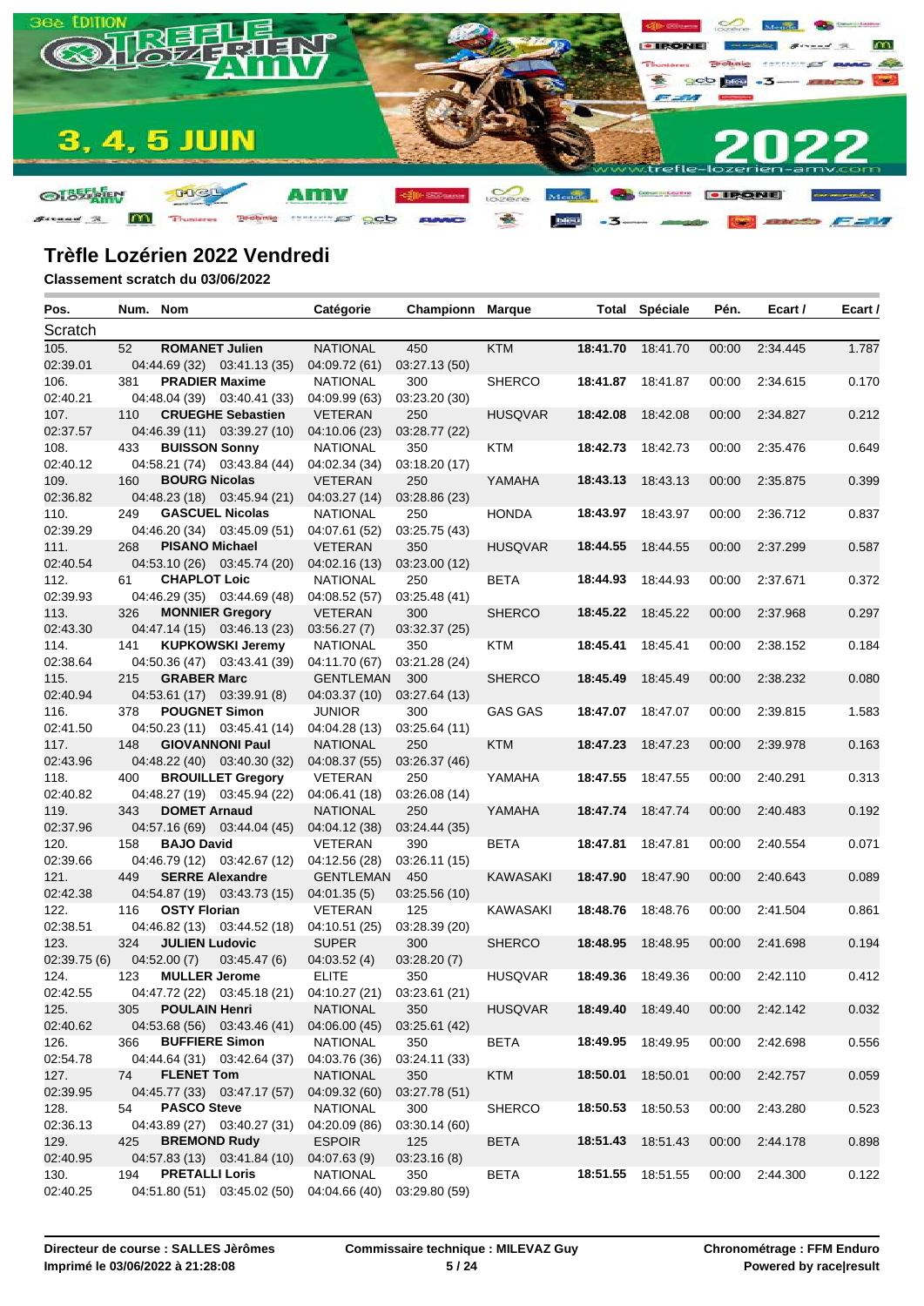## Trèfle Lozérien 2022 Vendredi

**Classement scratch du 03/06/2022**

| Pos. | Num. | Nom | Catégorie | Championn | Marque | Total | Spéciale | Pén. | Ecart / | Ecart / |
|---|---|---|---|---|---|---|---|---|---|---|
| Scratch | | | | | | | | | | |
| 105. | 52 | **ROMANET Julien** | NATIONAL | 450 | KTM | **18:41.70** | 18:41.70 | 00:00 | 2:34.445 | 1.787 |
| 02:39.01 | | 04:44.69 (32) 03:41.13 (35) | 04:09.72 (61) | 03:27.13 (50) | | | | | | |
| 106. | 381 | **PRADIER Maxime** | NATIONAL | 300 | SHERCO | **18:41.87** | 18:41.87 | 00:00 | 2:34.615 | 0.170 |
| 02:40.21 | | 04:48.04 (39) 03:40.41 (33) | 04:09.99 (63) | 03:23.20 (30) | | | | | | |
| 107. | 110 | **CRUEGHE Sebastien** | VETERAN | 250 | HUSQVAR | **18:42.08** | 18:42.08 | 00:00 | 2:34.827 | 0.212 |
| 02:37.57 | | 04:46.39 (11) 03:39.27 (10) | 04:10.06 (23) | 03:28.77 (22) | | | | | | |
| 108. | 433 | **BUISSON Sonny** | NATIONAL | 350 | KTM | **18:42.73** | 18:42.73 | 00:00 | 2:35.476 | 0.649 |
| 02:40.12 | | 04:58.21 (74) 03:43.84 (44) | 04:02.34 (34) | 03:18.20 (17) | | | | | | |
| 109. | 160 | **BOURG Nicolas** | VETERAN | 250 | YAMAHA | **18:43.13** | 18:43.13 | 00:00 | 2:35.875 | 0.399 |
| 02:36.82 | | 04:48.23 (18) 03:45.94 (21) | 04:03.27 (14) | 03:28.86 (23) | | | | | | |
| 110. | 249 | **GASCUEL Nicolas** | NATIONAL | 250 | HONDA | **18:43.97** | 18:43.97 | 00:00 | 2:36.712 | 0.837 |
| 02:39.29 | | 04:46.20 (34) 03:45.09 (51) | 04:07.61 (52) | 03:25.75 (43) | | | | | | |
| 111. | 268 | **PISANO Michael** | VETERAN | 350 | HUSQVAR | **18:44.55** | 18:44.55 | 00:00 | 2:37.299 | 0.587 |
| 02:40.54 | | 04:53.10 (26) 03:45.74 (20) | 04:02.16 (13) | 03:23.00 (12) | | | | | | |
| 112. | 61 | **CHAPLOT Loic** | NATIONAL | 250 | BETA | **18:44.93** | 18:44.93 | 00:00 | 2:37.671 | 0.372 |
| 02:39.93 | | 04:46.29 (35) 03:44.69 (48) | 04:08.52 (57) | 03:25.48 (41) | | | | | | |
| 113. | 326 | **MONNIER Gregory** | VETERAN | 300 | SHERCO | **18:45.22** | 18:45.22 | 00:00 | 2:37.968 | 0.297 |
| 02:43.30 | | 04:47.14 (15) 03:46.13 (23) | 03:56.27 (7) | 03:32.37 (25) | | | | | | |
| 114. | 141 | **KUPKOWSKI Jeremy** | NATIONAL | 350 | KTM | **18:45.41** | 18:45.41 | 00:00 | 2:38.152 | 0.184 |
| 02:38.64 | | 04:50.36 (47) 03:43.41 (39) | 04:11.70 (67) | 03:21.28 (24) | | | | | | |
| 115. | 215 | **GRABER Marc** | GENTLEMAN | 300 | SHERCO | **18:45.49** | 18:45.49 | 00:00 | 2:38.232 | 0.080 |
| 02:40.94 | | 04:53.61 (17) 03:39.91 (8) | 04:03.37 (10) | 03:27.64 (13) | | | | | | |
| 116. | 378 | **POUGNET Simon** | JUNIOR | 300 | GAS GAS | **18:47.07** | 18:47.07 | 00:00 | 2:39.815 | 1.583 |
| 02:41.50 | | 04:50.23 (11) 03:45.41 (14) | 04:04.28 (13) | 03:25.64 (11) | | | | | | |
| 117. | 148 | **GIOVANNONI Paul** | NATIONAL | 250 | KTM | **18:47.23** | 18:47.23 | 00:00 | 2:39.978 | 0.163 |
| 02:43.96 | | 04:48.22 (40) 03:40.30 (32) | 04:08.37 (55) | 03:26.37 (46) | | | | | | |
| 118. | 400 | **BROUILLET Gregory** | VETERAN | 250 | YAMAHA | **18:47.55** | 18:47.55 | 00:00 | 2:40.291 | 0.313 |
| 02:40.82 | | 04:48.27 (19) 03:45.94 (22) | 04:06.41 (18) | 03:26.08 (14) | | | | | | |
| 119. | 343 | **DOMET Arnaud** | NATIONAL | 250 | YAMAHA | **18:47.74** | 18:47.74 | 00:00 | 2:40.483 | 0.192 |
| 02:37.96 | | 04:57.16 (69) 03:44.04 (45) | 04:04.12 (38) | 03:24.44 (35) | | | | | | |
| 120. | 158 | **BAJO David** | VETERAN | 390 | BETA | **18:47.81** | 18:47.81 | 00:00 | 2:40.554 | 0.071 |
| 02:39.66 | | 04:46.79 (12) 03:42.67 (12) | 04:12.56 (28) | 03:26.11 (15) | | | | | | |
| 121. | 449 | **SERRE Alexandre** | GENTLEMAN | 450 | KAWASAKI | **18:47.90** | 18:47.90 | 00:00 | 2:40.643 | 0.089 |
| 02:42.38 | | 04:54.87 (19) 03:43.73 (15) | 04:01.35 (5) | 03:25.56 (10) | | | | | | |
| 122. | 116 | **OSTY Florian** | VETERAN | 125 | KAWASAKI | **18:48.76** | 18:48.76 | 00:00 | 2:41.504 | 0.861 |
| 02:38.51 | | 04:46.82 (13) 03:44.52 (18) | 04:10.51 (25) | 03:28.39 (20) | | | | | | |
| 123. | 324 | **JULIEN Ludovic** | SUPER | 300 | SHERCO | **18:48.95** | 18:48.95 | 00:00 | 2:41.698 | 0.194 |
| 02:39.75 (6) | | 04:52.00 (7) 03:45.47 (6) | 04:03.52 (4) | 03:28.20 (7) | | | | | | |
| 124. | 123 | **MULLER Jerome** | ELITE | 350 | HUSQVAR | **18:49.36** | 18:49.36 | 00:00 | 2:42.110 | 0.412 |
| 02:42.55 | | 04:47.72 (22) 03:45.18 (21) | 04:10.27 (21) | 03:23.61 (21) | | | | | | |
| 125. | 305 | **POULAIN Henri** | NATIONAL | 350 | HUSQVAR | **18:49.40** | 18:49.40 | 00:00 | 2:42.142 | 0.032 |
| 02:40.62 | | 04:53.68 (56) 03:43.46 (41) | 04:06.00 (45) | 03:25.61 (42) | | | | | | |
| 126. | 366 | **BUFFIERE Simon** | NATIONAL | 350 | BETA | **18:49.95** | 18:49.95 | 00:00 | 2:42.698 | 0.556 |
| 02:54.78 | | 04:44.64 (31) 03:42.64 (37) | 04:03.76 (36) | 03:24.11 (33) | | | | | | |
| 127. | 74 | **FLENET Tom** | NATIONAL | 350 | KTM | **18:50.01** | 18:50.01 | 00:00 | 2:42.757 | 0.059 |
| 02:39.95 | | 04:45.77 (33) 03:47.17 (57) | 04:09.32 (60) | 03:27.78 (51) | | | | | | |
| 128. | 54 | **PASCO Steve** | NATIONAL | 300 | SHERCO | **18:50.53** | 18:50.53 | 00:00 | 2:43.280 | 0.523 |
| 02:36.13 | | 04:43.89 (27) 03:40.27 (31) | 04:20.09 (86) | 03:30.14 (60) | | | | | | |
| 129. | 425 | **BREMOND Rudy** | ESPOIR | 125 | BETA | **18:51.43** | 18:51.43 | 00:00 | 2:44.178 | 0.898 |
| 02:40.95 | | 04:57.83 (13) 03:41.84 (10) | 04:07.63 (9) | 03:23.16 (8) | | | | | | |
| 130. | 194 | **PRETALLI Loris** | NATIONAL | 350 | BETA | **18:51.55** | 18:51.55 | 00:00 | 2:44.300 | 0.122 |
| 02:40.25 | | 04:51.80 (51) 03:45.02 (50) | 04:04.66 (40) | 03:29.80 (59) | | | | | | |

**Directeur de course : SALLES Jèrômes**
**Imprimé le 03/06/2022 à 21:28:08**

**Commissaire technique : MILEVAZ Guy**

**Chronométrage : FFM Enduro**
**Powered by race|result**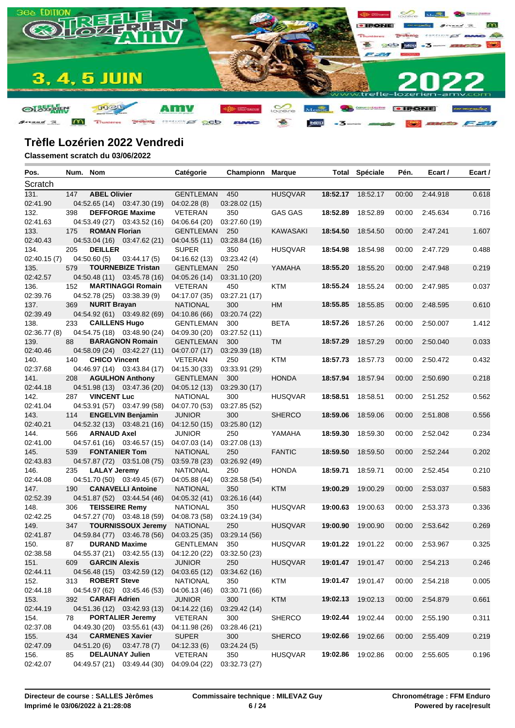# Trèfle Lozérien 2022 Vendredi

**Classement scratch du 03/06/2022**

| Pos. | Num. | Nom | Catégorie | Championn | Marque | Total | Spéciale | Pén. | Ecart / | Ecart / |
|---|---|---|---|---|---|---|---|---|---|---|
| Scratch | | | | | | | | | | |
| 131. | 147 | **ABEL Olivier** | GENTLEMAN | 450 | HUSQVAR | **18:52.17** | 18:52.17 | 00:00 | 2:44.918 | 0.618 |
| 02:41.90 | | 04:52.65 (14) 03:47.30 (19) | 04:02.28 (8) | 03:28.02 (15) | | | | | | |
| 132. | 398 | **DEFFORGE Maxime** | VETERAN | 350 | GAS GAS | **18:52.89** | 18:52.89 | 00:00 | 2:45.634 | 0.716 |
| 02:41.63 | | 04:53.49 (27) 03:43.52 (16) | 04:06.64 (20) | 03:27.60 (19) | | | | | | |
| 133. | 175 | **ROMAN Florian** | GENTLEMAN | 250 | KAWASAKI | **18:54.50** | 18:54.50 | 00:00 | 2:47.241 | 1.607 |
| 02:40.43 | | 04:53.04 (16) 03:47.62 (21) | 04:04.55 (11) | 03:28.84 (16) | | | | | | |
| 134. | 205 | **DEILLER** | SUPER | 350 | HUSQVAR | **18:54.98** | 18:54.98 | 00:00 | 2:47.729 | 0.488 |
| 02:40.15 (7) | | 04:50.60 (5) 03:44.17 (5) | 04:16.62 (13) | 03:23.42 (4) | | | | | | |
| 135. | 579 | **TOURNEBIZE Tristan** | GENTLEMAN | 250 | YAMAHA | **18:55.20** | 18:55.20 | 00:00 | 2:47.948 | 0.219 |
| 02:42.57 | | 04:50.48 (11) 03:45.78 (16) | 04:05.26 (14) | 03:31.10 (20) | | | | | | |
| 136. | 152 | **MARTINAGGI Romain** | VETERAN | 450 | KTM | **18:55.24** | 18:55.24 | 00:00 | 2:47.985 | 0.037 |
| 02:39.76 | | 04:52.78 (25) 03:38.39 (9) | 04:17.07 (35) | 03:27.21 (17) | | | | | | |
| 137. | 369 | **NURIT Brayan** | NATIONAL | 300 | HM | **18:55.85** | 18:55.85 | 00:00 | 2:48.595 | 0.610 |
| 02:39.49 | | 04:54.92 (61) 03:49.82 (69) | 04:10.86 (66) | 03:20.74 (22) | | | | | | |
| 138. | 233 | **CAILLENS Hugo** | GENTLEMAN | 300 | BETA | **18:57.26** | 18:57.26 | 00:00 | 2:50.007 | 1.412 |
| 02:36.77 (8) | | 04:54.75 (18) 03:48.90 (24) | 04:09.30 (20) | 03:27.52 (11) | | | | | | |
| 139. | 88 | **BARAGNON Romain** | GENTLEMAN | 300 | TM | **18:57.29** | 18:57.29 | 00:00 | 2:50.040 | 0.033 |
| 02:40.46 | | 04:58.09 (24) 03:42.27 (11) | 04:07.07 (17) | 03:29.39 (18) | | | | | | |
| 140. | 140 | **CHICO Vincent** | VETERAN | 250 | KTM | **18:57.73** | 18:57.73 | 00:00 | 2:50.472 | 0.432 |
| 02:37.68 | | 04:46.97 (14) 03:43.84 (17) | 04:15.30 (33) | 03:33.91 (29) | | | | | | |
| 141. | 208 | **AGULHON Anthony** | GENTLEMAN | 300 | HONDA | **18:57.94** | 18:57.94 | 00:00 | 2:50.690 | 0.218 |
| 02:44.18 | | 04:51.98 (13) 03:47.36 (20) | 04:05.12 (13) | 03:29.30 (17) | | | | | | |
| 142. | 287 | **VINCENT Luc** | NATIONAL | 300 | HUSQVAR | **18:58.51** | 18:58.51 | 00:00 | 2:51.252 | 0.562 |
| 02:41.04 | | 04:53.91 (57) 03:47.99 (58) | 04:07.70 (53) | 03:27.85 (52) | | | | | | |
| 143. | 114 | **ENGELVIN Benjamin** | JUNIOR | 300 | SHERCO | **18:59.06** | 18:59.06 | 00:00 | 2:51.808 | 0.556 |
| 02:40.21 | | 04:52.32 (13) 03:48.21 (16) | 04:12.50 (15) | 03:25.80 (12) | | | | | | |
| 144. | 566 | **ARNAUD Axel** | JUNIOR | 250 | YAMAHA | **18:59.30** | 18:59.30 | 00:00 | 2:52.042 | 0.234 |
| 02:41.00 | | 04:57.61 (16) 03:46.57 (15) | 04:07.03 (14) | 03:27.08 (13) | | | | | | |
| 145. | 539 | **FONTANIER Tom** | NATIONAL | 250 | FANTIC | **18:59.50** | 18:59.50 | 00:00 | 2:52.244 | 0.202 |
| 02:43.83 | | 04:57.87 (72) 03:51.08 (75) | 03:59.78 (23) | 03:26.92 (49) | | | | | | |
| 146. | 235 | **LALAY Jeremy** | NATIONAL | 250 | HONDA | **18:59.71** | 18:59.71 | 00:00 | 2:52.454 | 0.210 |
| 02:44.08 | | 04:51.70 (50) 03:49.45 (67) | 04:05.88 (44) | 03:28.58 (54) | | | | | | |
| 147. | 190 | **CANAVELLI Antoine** | NATIONAL | 350 | KTM | **19:00.29** | 19:00.29 | 00:00 | 2:53.037 | 0.583 |
| 02:52.39 | | 04:51.87 (52) 03:44.54 (46) | 04:05.32 (41) | 03:26.16 (44) | | | | | | |
| 148. | 306 | **TEISSEIRE Remy** | NATIONAL | 350 | HUSQVAR | **19:00.63** | 19:00.63 | 00:00 | 2:53.373 | 0.336 |
| 02:42.25 | | 04:57.27 (70) 03:48.18 (59) | 04:08.73 (58) | 03:24.19 (34) | | | | | | |
| 149. | 347 | **TOURNISSOUX Jeremy** | NATIONAL | 250 | HUSQVAR | **19:00.90** | 19:00.90 | 00:00 | 2:53.642 | 0.269 |
| 02:41.87 | | 04:59.84 (77) 03:46.78 (56) | 04:03.25 (35) | 03:29.14 (56) | | | | | | |
| 150. | 87 | **DURAND Maxime** | GENTLEMAN | 350 | HUSQVAR | **19:01.22** | 19:01.22 | 00:00 | 2:53.967 | 0.325 |
| 02:38.58 | | 04:55.37 (21) 03:42.55 (13) | 04:12.20 (22) | 03:32.50 (23) | | | | | | |
| 151. | 609 | **GARCIN Alexis** | JUNIOR | 250 | HUSQVAR | **19:01.47** | 19:01.47 | 00:00 | 2:54.213 | 0.246 |
| 02:44.11 | | 04:56.48 (15) 03:42.59 (12) | 04:03.65 (12) | 03:34.62 (16) | | | | | | |
| 152. | 313 | **ROBERT Steve** | NATIONAL | 350 | KTM | **19:01.47** | 19:01.47 | 00:00 | 2:54.218 | 0.005 |
| 02:44.18 | | 04:54.97 (62) 03:45.46 (53) | 04:06.13 (46) | 03:30.71 (66) | | | | | | |
| 153. | 392 | **CARAFI Adrien** | JUNIOR | 300 | KTM | **19:02.13** | 19:02.13 | 00:00 | 2:54.879 | 0.661 |
| 02:44.19 | | 04:51.36 (12) 03:42.93 (13) | 04:14.22 (16) | 03:29.42 (14) | | | | | | |
| 154. | 78 | **PORTALIER Jeremy** | VETERAN | 300 | SHERCO | **19:02.44** | 19:02.44 | 00:00 | 2:55.190 | 0.311 |
| 02:37.08 | | 04:49.30 (20) 03:55.61 (43) | 04:11.98 (26) | 03:28.46 (21) | | | | | | |
| 155. | 434 | **CARMENES Xavier** | SUPER | 300 | SHERCO | **19:02.66** | 19:02.66 | 00:00 | 2:55.409 | 0.219 |
| 02:47.09 | | 04:51.20 (6) 03:47.78 (7) | 04:12.33 (6) | 03:24.24 (5) | | | | | | |
| 156. | 85 | **DELAUNAY Julien** | VETERAN | 350 | HUSQVAR | **19:02.86** | 19:02.86 | 00:00 | 2:55.605 | 0.196 |
| 02:42.07 | | 04:49.57 (21) 03:49.44 (30) | 04:09.04 (22) | 03:32.73 (27) | | | | | | |

**Directeur de course : SALLES Jèrômes**
**Imprimé le 03/06/2022 à 21:28:08**

**Commissaire technique : MILEVAZ Guy**

**Chronométrage : FFM Enduro**
**Powered by race|result**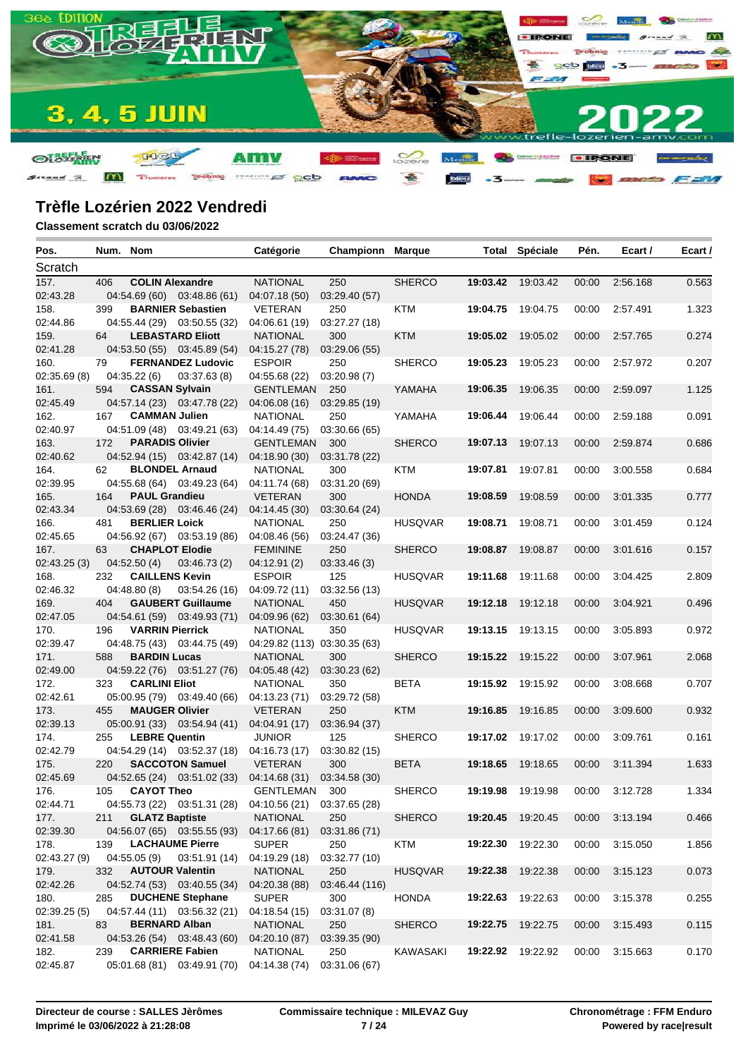## Trèfle Lozérien 2022 Vendredi

**Classement scratch du 03/06/2022**

| Pos. | Num. | Nom | Catégorie | Championn | Marque | Total | Spéciale | Pén. | Ecart / | Ecart / |
|---|---|---|---|---|---|---|---|---|---|---|
| Scratch | | | | | | | | | | |
| 157. | 406 | **COLIN Alexandre** | NATIONAL | 250 | SHERCO | **19:03.42** | 19:03.42 | 00:00 | 2:56.168 | 0.563 |
| 02:43.28 | | 04:54.69 (60) 03:48.86 (61) | 04:07.18 (50) | 03:29.40 (57) | | | | | | |
| 158. | 399 | **BARNIER Sebastien** | VETERAN | 250 | KTM | **19:04.75** | 19:04.75 | 00:00 | 2:57.491 | 1.323 |
| 02:44.86 | | 04:55.44 (29) 03:50.55 (32) | 04:06.61 (19) | 03:27.27 (18) | | | | | | |
| 159. | 64 | **LEBASTARD Eliott** | NATIONAL | 300 | KTM | **19:05.02** | 19:05.02 | 00:00 | 2:57.765 | 0.274 |
| 02:41.28 | | 04:53.50 (55) 03:45.89 (54) | 04:15.27 (78) | 03:29.06 (55) | | | | | | |
| 160. | 79 | **FERNANDEZ Ludovic** | ESPOIR | 250 | SHERCO | **19:05.23** | 19:05.23 | 00:00 | 2:57.972 | 0.207 |
| 02:35.69 (8) | | 04:35.22 (6) 03:37.63 (8) | 04:55.68 (22) | 03:20.98 (7) | | | | | | |
| 161. | 594 | **CASSAN Sylvain** | GENTLEMAN | 250 | YAMAHA | **19:06.35** | 19:06.35 | 00:00 | 2:59.097 | 1.125 |
| 02:45.49 | | 04:57.14 (23) 03:47.78 (22) | 04:06.08 (16) | 03:29.85 (19) | | | | | | |
| 162. | 167 | **CAMMAN Julien** | NATIONAL | 250 | YAMAHA | **19:06.44** | 19:06.44 | 00:00 | 2:59.188 | 0.091 |
| 02:40.97 | | 04:51.09 (48) 03:49.21 (63) | 04:14.49 (75) | 03:30.66 (65) | | | | | | |
| 163. | 172 | **PARADIS Olivier** | GENTLEMAN | 300 | SHERCO | **19:07.13** | 19:07.13 | 00:00 | 2:59.874 | 0.686 |
| 02:40.62 | | 04:52.94 (15) 03:42.87 (14) | 04:18.90 (30) | 03:31.78 (22) | | | | | | |
| 164. | 62 | **BLONDEL Arnaud** | NATIONAL | 300 | KTM | **19:07.81** | 19:07.81 | 00:00 | 3:00.558 | 0.684 |
| 02:39.95 | | 04:55.68 (64) 03:49.23 (64) | 04:11.74 (68) | 03:31.20 (69) | | | | | | |
| 165. | 164 | **PAUL Grandieu** | VETERAN | 300 | HONDA | **19:08.59** | 19:08.59 | 00:00 | 3:01.335 | 0.777 |
| 02:43.34 | | 04:53.69 (28) 03:46.46 (24) | 04:14.45 (30) | 03:30.64 (24) | | | | | | |
| 166. | 481 | **BERLIER Loick** | NATIONAL | 250 | HUSQVAR | **19:08.71** | 19:08.71 | 00:00 | 3:01.459 | 0.124 |
| 02:45.65 | | 04:56.92 (67) 03:53.19 (86) | 04:08.46 (56) | 03:24.47 (36) | | | | | | |
| 167. | 63 | **CHAPLOT Elodie** | FEMININE | 250 | SHERCO | **19:08.87** | 19:08.87 | 00:00 | 3:01.616 | 0.157 |
| 02:43.25 (3) | | 04:52.50 (4) 03:46.73 (2) | 04:12.91 (2) | 03:33.46 (3) | | | | | | |
| 168. | 232 | **CAILLENS Kevin** | ESPOIR | 125 | HUSQVAR | **19:11.68** | 19:11.68 | 00:00 | 3:04.425 | 2.809 |
| 02:46.32 | | 04:48.80 (8) 03:54.26 (16) | 04:09.72 (11) | 03:32.56 (13) | | | | | | |
| 169. | 404 | **GAUBERT Guillaume** | NATIONAL | 450 | HUSQVAR | **19:12.18** | 19:12.18 | 00:00 | 3:04.921 | 0.496 |
| 02:47.05 | | 04:54.61 (59) 03:49.93 (71) | 04:09.96 (62) | 03:30.61 (64) | | | | | | |
| 170. | 196 | **VARRIN Pierrick** | NATIONAL | 350 | HUSQVAR | **19:13.15** | 19:13.15 | 00:00 | 3:05.893 | 0.972 |
| 02:39.47 | | 04:48.75 (43) 03:44.75 (49) | 04:29.82 (113) | 03:30.35 (63) | | | | | | |
| 171. | 588 | **BARDIN Lucas** | NATIONAL | 300 | SHERCO | **19:15.22** | 19:15.22 | 00:00 | 3:07.961 | 2.068 |
| 02:49.00 | | 04:59.22 (76) 03:51.27 (76) | 04:05.48 (42) | 03:30.23 (62) | | | | | | |
| 172. | 323 | **CARLINI Eliot** | NATIONAL | 350 | BETA | **19:15.92** | 19:15.92 | 00:00 | 3:08.668 | 0.707 |
| 02:42.61 | | 05:00.95 (79) 03:49.40 (66) | 04:13.23 (71) | 03:29.72 (58) | | | | | | |
| 173. | 455 | **MAUGER Olivier** | VETERAN | 250 | KTM | **19:16.85** | 19:16.85 | 00:00 | 3:09.600 | 0.932 |
| 02:39.13 | | 05:00.91 (33) 03:54.94 (41) | 04:04.91 (17) | 03:36.94 (37) | | | | | | |
| 174. | 255 | **LEBRE Quentin** | JUNIOR | 125 | SHERCO | **19:17.02** | 19:17.02 | 00:00 | 3:09.761 | 0.161 |
| 02:42.79 | | 04:54.29 (14) 03:52.37 (18) | 04:16.73 (17) | 03:30.82 (15) | | | | | | |
| 175. | 220 | **SACCOTON Samuel** | VETERAN | 300 | BETA | **19:18.65** | 19:18.65 | 00:00 | 3:11.394 | 1.633 |
| 02:45.69 | | 04:52.65 (24) 03:51.02 (33) | 04:14.68 (31) | 03:34.58 (30) | | | | | | |
| 176. | 105 | **CAYOT Theo** | GENTLEMAN | 300 | SHERCO | **19:19.98** | 19:19.98 | 00:00 | 3:12.728 | 1.334 |
| 02:44.71 | | 04:55.73 (22) 03:51.31 (28) | 04:10.56 (21) | 03:37.65 (28) | | | | | | |
| 177. | 211 | **GLATZ Baptiste** | NATIONAL | 250 | SHERCO | **19:20.45** | 19:20.45 | 00:00 | 3:13.194 | 0.466 |
| 02:39.30 | | 04:56.07 (65) 03:55.55 (93) | 04:17.66 (81) | 03:31.86 (71) | | | | | | |
| 178. | 139 | **LACHAUME Pierre** | SUPER | 250 | KTM | **19:22.30** | 19:22.30 | 00:00 | 3:15.050 | 1.856 |
| 02:43.27 (9) | | 04:55.05 (9) 03:51.91 (14) | 04:19.29 (18) | 03:32.77 (10) | | | | | | |
| 179. | 332 | **AUTOUR Valentin** | NATIONAL | 250 | HUSQVAR | **19:22.38** | 19:22.38 | 00:00 | 3:15.123 | 0.073 |
| 02:42.26 | | 04:52.74 (53) 03:40.55 (34) | 04:20.38 (88) | 03:46.44 (116) | | | | | | |
| 180. | 285 | **DUCHENE Stephane** | SUPER | 300 | HONDA | **19:22.63** | 19:22.63 | 00:00 | 3:15.378 | 0.255 |
| 02:39.25 (5) | | 04:57.44 (11) 03:56.32 (21) | 04:18.54 (15) | 03:31.07 (8) | | | | | | |
| 181. | 83 | **BERNARD Alban** | NATIONAL | 250 | SHERCO | **19:22.75** | 19:22.75 | 00:00 | 3:15.493 | 0.115 |
| 02:41.58 | | 04:53.26 (54) 03:48.43 (60) | 04:20.10 (87) | 03:39.35 (90) | | | | | | |
| 182. | 239 | **CARRIERE Fabien** | NATIONAL | 250 | KAWASAKI | **19:22.92** | 19:22.92 | 00:00 | 3:15.663 | 0.170 |
| 02:45.87 | | 05:01.68 (81) 03:49.91 (70) | 04:14.38 (74) | 03:31.06 (67) | | | | | | |

**Directeur de course : SALLES Jèrômes** **Commissaire technique : MILEVAZ Guy** **Chronométrage : FFM Enduro**

**Imprimé le 03/06/2022 à 21:28:08** **Powered by race|result**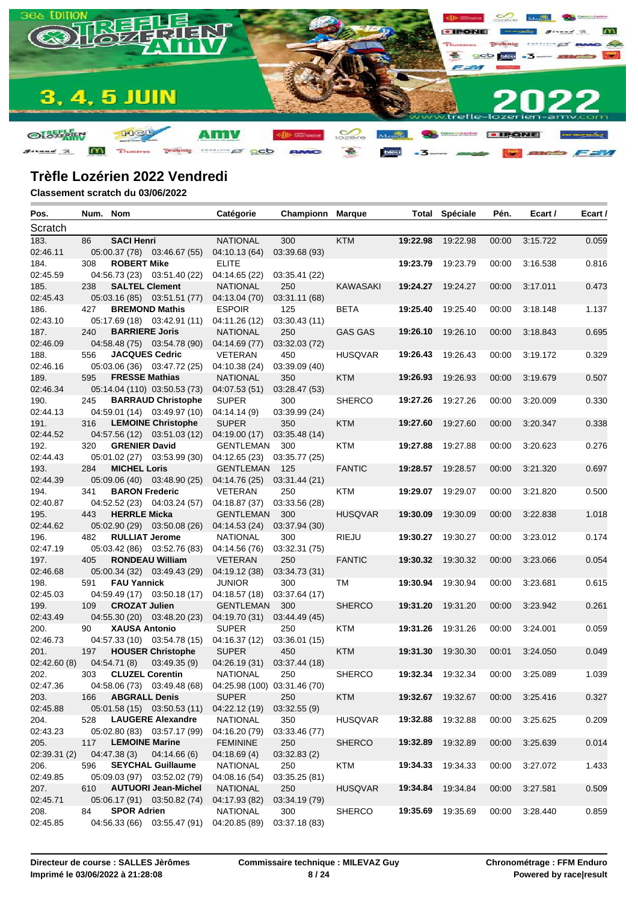# Trèfle Lozérien 2022 Vendredi

**Classement scratch du 03/06/2022**

| Pos. | Num. | Nom | Catégorie | Championn | Marque | Total | Spéciale | Pén. | Ecart / | Ecart / |
|---|---|---|---|---|---|---|---|---|---|---|
| Scratch | | | | | | | | | | |
| 183. | 86 | **SACI Henri** | NATIONAL | 300 | KTM | **19:22.98** | 19:22.98 | 00:00 | 3:15.722 | 0.059 |
| 02:46.11 | 05:00.37 (78) | 03:46.67 (55) | 04:10.13 (64) | 03:39.68 (93) | | | | | | |
| 184. | 308 | **ROBERT Mike** | ELITE | | | **19:23.79** | 19:23.79 | 00:00 | 3:16.538 | 0.816 |
| 02:45.59 | 04:56.73 (23) | 03:51.40 (22) | 04:14.65 (22) | 03:35.41 (22) | | | | | | |
| 185. | 238 | **SALTEL Clement** | NATIONAL | 250 | KAWASAKI | **19:24.27** | 19:24.27 | 00:00 | 3:17.011 | 0.473 |
| 02:45.43 | 05:03.16 (85) | 03:51.51 (77) | 04:13.04 (70) | 03:31.11 (68) | | | | | | |
| 186. | 427 | **BREMOND Mathis** | ESPOIR | 125 | BETA | **19:25.40** | 19:25.40 | 00:00 | 3:18.148 | 1.137 |
| 02:43.10 | 05:17.69 (18) | 03:42.91 (11) | 04:11.26 (12) | 03:30.43 (11) | | | | | | |
| 187. | 240 | **BARRIERE Joris** | NATIONAL | 250 | GAS GAS | **19:26.10** | 19:26.10 | 00:00 | 3:18.843 | 0.695 |
| 02:46.09 | 04:58.48 (75) | 03:54.78 (90) | 04:14.69 (77) | 03:32.03 (72) | | | | | | |
| 188. | 556 | **JACQUES Cedric** | VETERAN | 450 | HUSQVAR | **19:26.43** | 19:26.43 | 00:00 | 3:19.172 | 0.329 |
| 02:46.16 | 05:03.06 (36) | 03:47.72 (25) | 04:10.38 (24) | 03:39.09 (40) | | | | | | |
| 189. | 595 | **FRESSE Mathias** | NATIONAL | 350 | KTM | **19:26.93** | 19:26.93 | 00:00 | 3:19.679 | 0.507 |
| 02:46.34 | 05:14.04 (110) | 03:50.53 (73) | 04:07.53 (51) | 03:28.47 (53) | | | | | | |
| 190. | 245 | **BARRAUD Christophe** | SUPER | 300 | SHERCO | **19:27.26** | 19:27.26 | 00:00 | 3:20.009 | 0.330 |
| 02:44.13 | 04:59.01 (14) | 03:49.97 (10) | 04:14.14 (9) | 03:39.99 (24) | | | | | | |
| 191. | 316 | **LEMOINE Christophe** | SUPER | 350 | KTM | **19:27.60** | 19:27.60 | 00:00 | 3:20.347 | 0.338 |
| 02:44.52 | 04:57.56 (12) | 03:51.03 (12) | 04:19.00 (17) | 03:35.48 (14) | | | | | | |
| 192. | 320 | **GRENIER David** | GENTLEMAN | 300 | KTM | **19:27.88** | 19:27.88 | 00:00 | 3:20.623 | 0.276 |
| 02:44.43 | 05:01.02 (27) | 03:53.99 (30) | 04:12.65 (23) | 03:35.77 (25) | | | | | | |
| 193. | 284 | **MICHEL Loris** | GENTLEMAN | 125 | FANTIC | **19:28.57** | 19:28.57 | 00:00 | 3:21.320 | 0.697 |
| 02:44.39 | 05:09.06 (40) | 03:48.90 (25) | 04:14.76 (25) | 03:31.44 (21) | | | | | | |
| 194. | 341 | **BARON Frederic** | VETERAN | 250 | KTM | **19:29.07** | 19:29.07 | 00:00 | 3:21.820 | 0.500 |
| 02:40.87 | 04:52.52 (23) | 04:03.24 (57) | 04:18.87 (37) | 03:33.56 (28) | | | | | | |
| 195. | 443 | **HERRLE Micka** | GENTLEMAN | 300 | HUSQVAR | **19:30.09** | 19:30.09 | 00:00 | 3:22.838 | 1.018 |
| 02:44.62 | 05:02.90 (29) | 03:50.08 (26) | 04:14.53 (24) | 03:37.94 (30) | | | | | | |
| 196. | 482 | **RULLIAT Jerome** | NATIONAL | 300 | RIEJU | **19:30.27** | 19:30.27 | 00:00 | 3:23.012 | 0.174 |
| 02:47.19 | 05:03.42 (86) | 03:52.76 (83) | 04:14.56 (76) | 03:32.31 (75) | | | | | | |
| 197. | 405 | **RONDEAU William** | VETERAN | 250 | FANTIC | **19:30.32** | 19:30.32 | 00:00 | 3:23.066 | 0.054 |
| 02:46.68 | 05:00.34 (32) | 03:49.43 (29) | 04:19.12 (38) | 03:34.73 (31) | | | | | | |
| 198. | 591 | **FAU Yannick** | JUNIOR | 300 | TM | **19:30.94** | 19:30.94 | 00:00 | 3:23.681 | 0.615 |
| 02:45.03 | 04:59.49 (17) | 03:50.18 (17) | 04:18.57 (18) | 03:37.64 (17) | | | | | | |
| 199. | 109 | **CROZAT Julien** | GENTLEMAN | 300 | SHERCO | **19:31.20** | 19:31.20 | 00:00 | 3:23.942 | 0.261 |
| 02:43.49 | 04:55.30 (20) | 03:48.20 (23) | 04:19.70 (31) | 03:44.49 (45) | | | | | | |
| 200. | 90 | **XAUSA Antonio** | SUPER | 250 | KTM | **19:31.26** | 19:31.26 | 00:00 | 3:24.001 | 0.059 |
| 02:46.73 | 04:57.33 (10) | 03:54.78 (15) | 04:16.37 (12) | 03:36.01 (15) | | | | | | |
| 201. | 197 | **HOUSER Christophe** | SUPER | 450 | KTM | **19:31.30** | 19:30.30 | 00:01 | 3:24.050 | 0.049 |
| 02:42.60 (8) | 04:54.71 (8) | 03:49.35 (9) | 04:26.19 (31) | 03:37.44 (18) | | | | | | |
| 202. | 303 | **CLUZEL Corentin** | NATIONAL | 250 | SHERCO | **19:32.34** | 19:32.34 | 00:00 | 3:25.089 | 1.039 |
| 02:47.36 | 04:58.06 (73) | 03:49.48 (68) | 04:25.98 (100) | 03:31.46 (70) | | | | | | |
| 203. | 166 | **ABGRALL Denis** | SUPER | 250 | KTM | **19:32.67** | 19:32.67 | 00:00 | 3:25.416 | 0.327 |
| 02:45.88 | 05:01.58 (15) | 03:50.53 (11) | 04:22.12 (19) | 03:32.55 (9) | | | | | | |
| 204. | 528 | **LAUGERE Alexandre** | NATIONAL | 350 | HUSQVAR | **19:32.88** | 19:32.88 | 00:00 | 3:25.625 | 0.209 |
| 02:43.23 | 05:02.80 (83) | 03:57.17 (99) | 04:16.20 (79) | 03:33.46 (77) | | | | | | |
| 205. | 117 | **LEMOINE Marine** | FEMININE | 250 | SHERCO | **19:32.89** | 19:32.89 | 00:00 | 3:25.639 | 0.014 |
| 02:39.31 (2) | 04:47.38 (3) | 04:14.66 (6) | 04:18.69 (4) | 03:32.83 (2) | | | | | | |
| 206. | 596 | **SEYCHAL Guillaume** | NATIONAL | 250 | KTM | **19:34.33** | 19:34.33 | 00:00 | 3:27.072 | 1.433 |
| 02:49.85 | 05:09.03 (97) | 03:52.02 (79) | 04:08.16 (54) | 03:35.25 (81) | | | | | | |
| 207. | 610 | **AUTUORI Jean-Michel** | NATIONAL | 250 | HUSQVAR | **19:34.84** | 19:34.84 | 00:00 | 3:27.581 | 0.509 |
| 02:45.71 | 05:06.17 (91) | 03:50.82 (74) | 04:17.93 (82) | 03:34.19 (79) | | | | | | |
| 208. | 84 | **SPOR Adrien** | NATIONAL | 300 | SHERCO | **19:35.69** | 19:35.69 | 00:00 | 3:28.440 | 0.859 |
| 02:45.85 | 04:56.33 (66) | 03:55.47 (91) | 04:20.85 (89) | 03:37.18 (83) | | | | | | |

**Directeur de course : SALLES Jèrômes**
**Imprimé le 03/06/2022 à 21:28:08**

**Commissaire technique : MILEVAZ Guy**

**Chronométrage : FFM Enduro**
**Powered by race|result**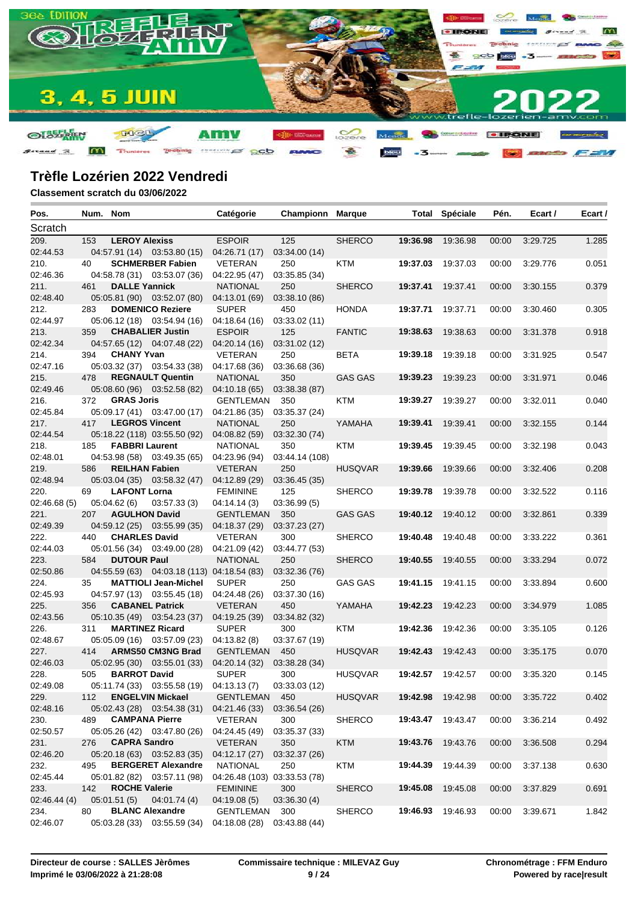# Trèfle Lozérien 2022 Vendredi

**Classement scratch du 03/06/2022**

| Pos. | Num. | Nom | Catégorie | Championn | Marque | Total | Spéciale | Pén. | Ecart / | Ecart / |
|---|---|---|---|---|---|---|---|---|---|---|
| Scratch | | | | | | | | | | |
| 209. | 153 | **LEROY Alexis** | ESPOIR | 125 | SHERCO | **19:36.98** | 19:36.98 | 00:00 | 3:29.725 | 1.285 |
| 02:44.53 | 04:57.91 (14) | 03:53.80 (15) | 04:26.71 (17) | 03:34.00 (14) | | | | | | |
| 210. | 40 | **SCHMERBER Fabien** | VETERAN | 250 | KTM | **19:37.03** | 19:37.03 | 00:00 | 3:29.776 | 0.051 |
| 02:46.36 | 04:58.78 (31) | 03:53.07 (36) | 04:22.95 (47) | 03:35.85 (34) | | | | | | |
| 211. | 461 | **DALLE Yannick** | NATIONAL | 250 | SHERCO | **19:37.41** | 19:37.41 | 00:00 | 3:30.155 | 0.379 |
| 02:48.40 | 05:05.81 (90) | 03:52.07 (80) | 04:13.01 (69) | 03:38.10 (86) | | | | | | |
| 212. | 283 | **DOMENICO Reziere** | SUPER | 450 | HONDA | **19:37.71** | 19:37.71 | 00:00 | 3:30.460 | 0.305 |
| 02:44.97 | 05:06.12 (18) | 03:54.94 (16) | 04:18.64 (16) | 03:33.02 (11) | | | | | | |
| 213. | 359 | **CHABALIER Justin** | ESPOIR | 125 | FANTIC | **19:38.63** | 19:38.63 | 00:00 | 3:31.378 | 0.918 |
| 02:42.34 | 04:57.65 (12) | 04:07.48 (22) | 04:20.14 (16) | 03:31.02 (12) | | | | | | |
| 214. | 394 | **CHANY Yvan** | VETERAN | 250 | BETA | **19:39.18** | 19:39.18 | 00:00 | 3:31.925 | 0.547 |
| 02:47.16 | 05:03.32 (37) | 03:54.33 (38) | 04:17.68 (36) | 03:36.68 (36) | | | | | | |
| 215. | 478 | **REGNAULT Quentin** | NATIONAL | 350 | GAS GAS | **19:39.23** | 19:39.23 | 00:00 | 3:31.971 | 0.046 |
| 02:49.46 | 05:08.60 (96) | 03:52.58 (82) | 04:10.18 (65) | 03:38.38 (87) | | | | | | |
| 216. | 372 | **GRAS Joris** | GENTLEMAN | 350 | KTM | **19:39.27** | 19:39.27 | 00:00 | 3:32.011 | 0.040 |
| 02:45.84 | 05:09.17 (41) | 03:47.00 (17) | 04:21.86 (35) | 03:35.37 (24) | | | | | | |
| 217. | 417 | **LEGROS Vincent** | NATIONAL | 250 | YAMAHA | **19:39.41** | 19:39.41 | 00:00 | 3:32.155 | 0.144 |
| 02:44.54 | 05:18.22 (118) | 03:55.50 (92) | 04:08.82 (59) | 03:32.30 (74) | | | | | | |
| 218. | 185 | **FABBRI Laurent** | NATIONAL | 350 | KTM | **19:39.45** | 19:39.45 | 00:00 | 3:32.198 | 0.043 |
| 02:48.01 | 04:53.98 (58) | 03:49.35 (65) | 04:23.96 (94) | 03:44.14 (108) | | | | | | |
| 219. | 586 | **REILHAN Fabien** | VETERAN | 250 | HUSQVAR | **19:39.66** | 19:39.66 | 00:00 | 3:32.406 | 0.208 |
| 02:48.94 | 05:03.04 (35) | 03:58.32 (47) | 04:12.89 (29) | 03:36.45 (35) | | | | | | |
| 220. | 69 | **LAFONT Lorna** | FEMININE | 125 | SHERCO | **19:39.78** | 19:39.78 | 00:00 | 3:32.522 | 0.116 |
| 02:46.68 (5) | 05:04.62 (6) | 03:57.33 (3) | 04:14.14 (3) | 03:36.99 (5) | | | | | | |
| 221. | 207 | **AGULHON David** | GENTLEMAN | 350 | GAS GAS | **19:40.12** | 19:40.12 | 00:00 | 3:32.861 | 0.339 |
| 02:49.39 | 04:59.12 (25) | 03:55.99 (35) | 04:18.37 (29) | 03:37.23 (27) | | | | | | |
| 222. | 440 | **CHARLES David** | VETERAN | 300 | SHERCO | **19:40.48** | 19:40.48 | 00:00 | 3:33.222 | 0.361 |
| 02:44.03 | 05:01.56 (34) | 03:49.00 (28) | 04:21.09 (42) | 03:44.77 (53) | | | | | | |
| 223. | 584 | **DUTOUR Paul** | NATIONAL | 250 | SHERCO | **19:40.55** | 19:40.55 | 00:00 | 3:33.294 | 0.072 |
| 02:50.86 | 04:55.59 (63) | 04:03.18 (113) | 04:18.54 (83) | 03:32.36 (76) | | | | | | |
| 224. | 35 | **MATTIOLI Jean-Michel** | SUPER | 250 | GAS GAS | **19:41.15** | 19:41.15 | 00:00 | 3:33.894 | 0.600 |
| 02:45.93 | 04:57.97 (13) | 03:55.45 (18) | 04:24.48 (26) | 03:37.30 (16) | | | | | | |
| 225. | 356 | **CABANEL Patrick** | VETERAN | 450 | YAMAHA | **19:42.23** | 19:42.23 | 00:00 | 3:34.979 | 1.085 |
| 02:43.56 | 05:10.35 (49) | 03:54.23 (37) | 04:19.25 (39) | 03:34.82 (32) | | | | | | |
| 226. | 311 | **MARTINEZ Ricard** | SUPER | 300 | KTM | **19:42.36** | 19:42.36 | 00:00 | 3:35.105 | 0.126 |
| 02:48.67 | 05:05.09 (16) | 03:57.09 (23) | 04:13.82 (8) | 03:37.67 (19) | | | | | | |
| 227. | 414 | **ARMS50 CM3NG Brad** | GENTLEMAN | 450 | HUSQVAR | **19:42.43** | 19:42.43 | 00:00 | 3:35.175 | 0.070 |
| 02:46.03 | 05:02.95 (30) | 03:55.01 (33) | 04:20.14 (32) | 03:38.28 (34) | | | | | | |
| 228. | 505 | **BARROT David** | SUPER | 300 | HUSQVAR | **19:42.57** | 19:42.57 | 00:00 | 3:35.320 | 0.145 |
| 02:49.08 | 05:11.74 (33) | 03:55.58 (19) | 04:13.13 (7) | 03:33.03 (12) | | | | | | |
| 229. | 112 | **ENGELVIN Mickael** | GENTLEMAN | 450 | HUSQVAR | **19:42.98** | 19:42.98 | 00:00 | 3:35.722 | 0.402 |
| 02:48.16 | 05:02.43 (28) | 03:54.38 (31) | 04:21.46 (33) | 03:36.54 (26) | | | | | | |
| 230. | 489 | **CAMPANA Pierre** | VETERAN | 300 | SHERCO | **19:43.47** | 19:43.47 | 00:00 | 3:36.214 | 0.492 |
| 02:50.57 | 05:05.26 (42) | 03:47.80 (26) | 04:24.45 (49) | 03:35.37 (33) | | | | | | |
| 231. | 276 | **CAPRA Sandro** | VETERAN | 350 | KTM | **19:43.76** | 19:43.76 | 00:00 | 3:36.508 | 0.294 |
| 02:46.20 | 05:20.18 (63) | 03:52.83 (35) | 04:12.17 (27) | 03:32.37 (26) | | | | | | |
| 232. | 495 | **BERGERET Alexandre** | NATIONAL | 250 | KTM | **19:44.39** | 19:44.39 | 00:00 | 3:37.138 | 0.630 |
| 02:45.44 | 05:01.82 (82) | 03:57.11 (98) | 04:26.48 (103) | 03:33.53 (78) | | | | | | |
| 233. | 142 | **ROCHE Valerie** | FEMININE | 300 | SHERCO | **19:45.08** | 19:45.08 | 00:00 | 3:37.829 | 0.691 |
| 02:46.44 (4) | 05:01.51 (5) | 04:01.74 (4) | 04:19.08 (5) | 03:36.30 (4) | | | | | | |
| 234. | 80 | **BLANC Alexandre** | GENTLEMAN | 300 | SHERCO | **19:46.93** | 19:46.93 | 00:00 | 3:39.671 | 1.842 |
| 02:46.07 | 05:03.28 (33) | 03:55.59 (34) | 04:18.08 (28) | 03:43.88 (44) | | | | | | |

**Directeur de course : SALLES Jèrômes**
**Imprimé le 03/06/2022 à 21:28:08**

**Commissaire technique : MILEVAZ Guy**

**Chronométrage : FFM Enduro**
**Powered by race|result**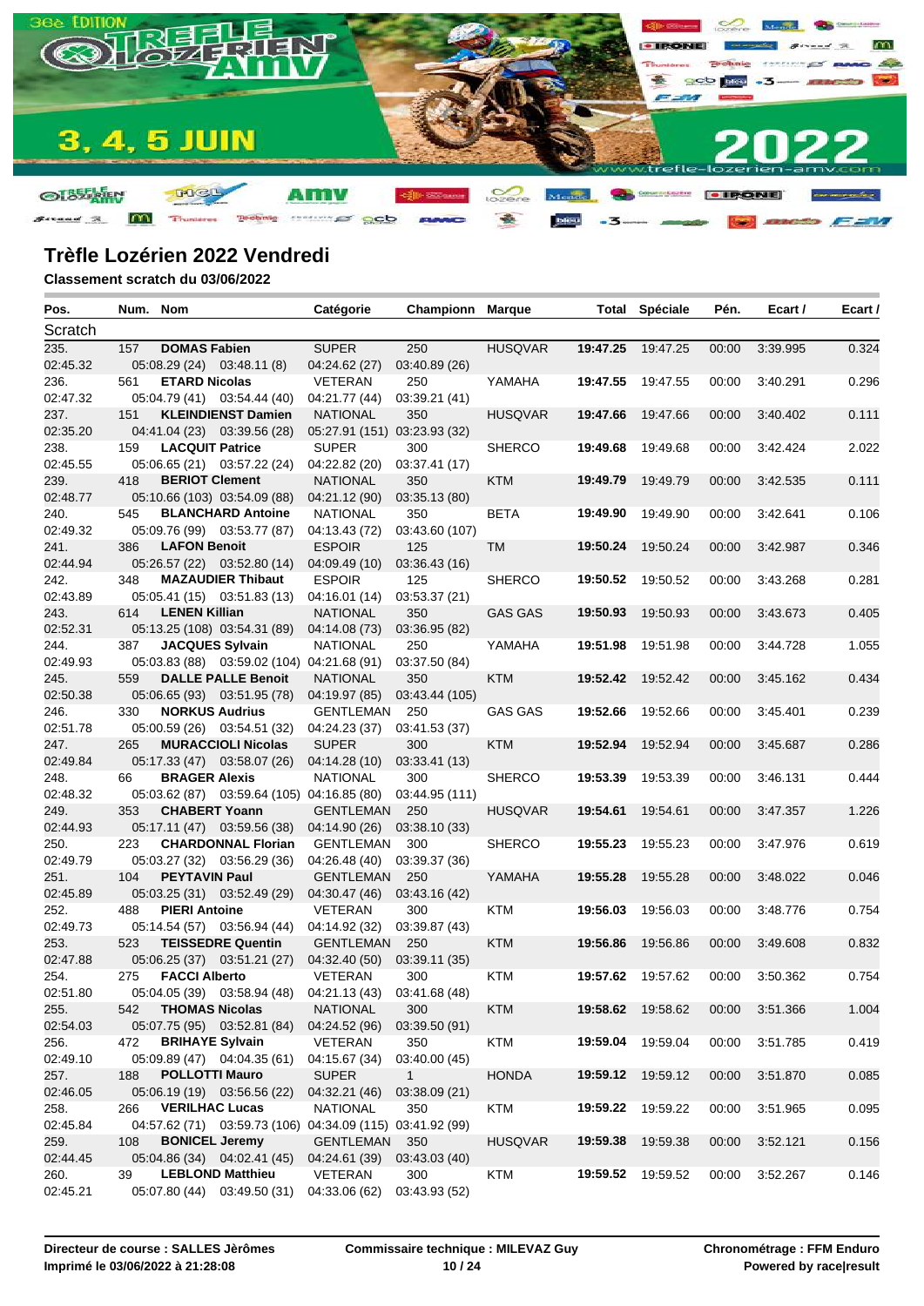## Trèfle Lozérien 2022 Vendredi

**Classement scratch du 03/06/2022**

| Pos. | Num. | Nom | Catégorie | Championn | Marque | Total | Spéciale | Pén. | Ecart / | Ecart / |
|---|---|---|---|---|---|---|---|---|---|---|
| Scratch | | | | | | | | | | |
| 235. | 157 | **DOMAS Fabien** | SUPER | 250 | HUSQVAR | **19:47.25** | 19:47.25 | 00:00 | 3:39.995 | 0.324 |
| 02:45.32 | | 05:08.29 (24) 03:48.11 (8) | 04:24.62 (27) | 03:40.89 (26) | | | | | | |
| 236. | 561 | **ETARD Nicolas** | VETERAN | 250 | YAMAHA | **19:47.55** | 19:47.55 | 00:00 | 3:40.291 | 0.296 |
| 02:47.32 | | 05:04.79 (41) 03:54.44 (40) | 04:21.77 (44) | 03:39.21 (41) | | | | | | |
| 237. | 151 | **KLEINDIENST Damien** | NATIONAL | 350 | HUSQVAR | **19:47.66** | 19:47.66 | 00:00 | 3:40.402 | 0.111 |
| 02:35.20 | | 04:41.04 (23) 03:39.56 (28) | 05:27.91 (151) | 03:23.93 (32) | | | | | | |
| 238. | 159 | **LACQUIT Patrice** | SUPER | 300 | SHERCO | **19:49.68** | 19:49.68 | 00:00 | 3:42.424 | 2.022 |
| 02:45.55 | | 05:06.65 (21) 03:57.22 (24) | 04:22.82 (20) | 03:37.41 (17) | | | | | | |
| 239. | 418 | **BERIOT Clement** | NATIONAL | 350 | KTM | **19:49.79** | 19:49.79 | 00:00 | 3:42.535 | 0.111 |
| 02:48.77 | | 05:10.66 (103) 03:54.09 (88) | 04:21.12 (90) | 03:35.13 (80) | | | | | | |
| 240. | 545 | **BLANCHARD Antoine** | NATIONAL | 350 | BETA | **19:49.90** | 19:49.90 | 00:00 | 3:42.641 | 0.106 |
| 02:49.32 | | 05:09.76 (99) 03:53.77 (87) | 04:13.43 (72) | 03:43.60 (107) | | | | | | |
| 241. | 386 | **LAFON Benoit** | ESPOIR | 125 | TM | **19:50.24** | 19:50.24 | 00:00 | 3:42.987 | 0.346 |
| 02:44.94 | | 05:26.57 (22) 03:52.80 (14) | 04:09.49 (10) | 03:36.43 (16) | | | | | | |
| 242. | 348 | **MAZAUDIER Thibaut** | ESPOIR | 125 | SHERCO | **19:50.52** | 19:50.52 | 00:00 | 3:43.268 | 0.281 |
| 02:43.89 | | 05:05.41 (15) 03:51.83 (13) | 04:16.01 (14) | 03:53.37 (21) | | | | | | |
| 243. | 614 | **LENEN Killian** | NATIONAL | 350 | GAS GAS | **19:50.93** | 19:50.93 | 00:00 | 3:43.673 | 0.405 |
| 02:52.31 | | 05:13.25 (108) 03:54.31 (89) | 04:14.08 (73) | 03:36.95 (82) | | | | | | |
| 244. | 387 | **JACQUES Sylvain** | NATIONAL | 250 | YAMAHA | **19:51.98** | 19:51.98 | 00:00 | 3:44.728 | 1.055 |
| 02:49.93 | | 05:03.83 (88) 03:59.02 (104) | 04:21.68 (91) | 03:37.50 (84) | | | | | | |
| 245. | 559 | **DALLE PALLE Benoit** | NATIONAL | 350 | KTM | **19:52.42** | 19:52.42 | 00:00 | 3:45.162 | 0.434 |
| 02:50.38 | | 05:06.65 (93) 03:51.95 (78) | 04:19.97 (85) | 03:43.44 (105) | | | | | | |
| 246. | 330 | **NORKUS Audrius** | GENTLEMAN | 250 | GAS GAS | **19:52.66** | 19:52.66 | 00:00 | 3:45.401 | 0.239 |
| 02:51.78 | | 05:00.59 (26) 03:54.51 (32) | 04:24.23 (37) | 03:41.53 (37) | | | | | | |
| 247. | 265 | **MURACCIOLI Nicolas** | SUPER | 300 | KTM | **19:52.94** | 19:52.94 | 00:00 | 3:45.687 | 0.286 |
| 02:49.84 | | 05:17.33 (47) 03:58.07 (26) | 04:14.28 (10) | 03:33.41 (13) | | | | | | |
| 248. | 66 | **BRAGER Alexis** | NATIONAL | 300 | SHERCO | **19:53.39** | 19:53.39 | 00:00 | 3:46.131 | 0.444 |
| 02:48.32 | | 05:03.62 (87) 03:59.64 (105) | 04:16.85 (80) | 03:44.95 (111) | | | | | | |
| 249. | 353 | **CHABERT Yoann** | GENTLEMAN | 250 | HUSQVAR | **19:54.61** | 19:54.61 | 00:00 | 3:47.357 | 1.226 |
| 02:44.93 | | 05:17.11 (47) 03:59.56 (38) | 04:14.90 (26) | 03:38.10 (33) | | | | | | |
| 250. | 223 | **CHARDONNAL Florian** | GENTLEMAN | 300 | SHERCO | **19:55.23** | 19:55.23 | 00:00 | 3:47.976 | 0.619 |
| 02:49.79 | | 05:03.27 (32) 03:56.29 (36) | 04:26.48 (40) | 03:39.37 (36) | | | | | | |
| 251. | 104 | **PEYTAVIN Paul** | GENTLEMAN | 250 | YAMAHA | **19:55.28** | 19:55.28 | 00:00 | 3:48.022 | 0.046 |
| 02:45.89 | | 05:03.25 (31) 03:52.49 (29) | 04:30.47 (46) | 03:43.16 (42) | | | | | | |
| 252. | 488 | **PIERI Antoine** | VETERAN | 300 | KTM | **19:56.03** | 19:56.03 | 00:00 | 3:48.776 | 0.754 |
| 02:49.73 | | 05:14.54 (57) 03:56.94 (44) | 04:14.92 (32) | 03:39.87 (43) | | | | | | |
| 253. | 523 | **TEISSEDRE Quentin** | GENTLEMAN | 250 | KTM | **19:56.86** | 19:56.86 | 00:00 | 3:49.608 | 0.832 |
| 02:47.88 | | 05:06.25 (37) 03:51.21 (27) | 04:32.40 (50) | 03:39.11 (35) | | | | | | |
| 254. | 275 | **FACCI Alberto** | VETERAN | 300 | KTM | **19:57.62** | 19:57.62 | 00:00 | 3:50.362 | 0.754 |
| 02:51.80 | | 05:04.05 (39) 03:58.94 (48) | 04:21.13 (43) | 03:41.68 (48) | | | | | | |
| 255. | 542 | **THOMAS Nicolas** | NATIONAL | 300 | KTM | **19:58.62** | 19:58.62 | 00:00 | 3:51.366 | 1.004 |
| 02:54.03 | | 05:07.75 (95) 03:52.81 (84) | 04:24.52 (96) | 03:39.50 (91) | | | | | | |
| 256. | 472 | **BRIHAYE Sylvain** | VETERAN | 350 | KTM | **19:59.04** | 19:59.04 | 00:00 | 3:51.785 | 0.419 |
| 02:49.10 | | 05:09.89 (47) 04:04.35 (61) | 04:15.67 (34) | 03:40.00 (45) | | | | | | |
| 257. | 188 | **POLLOTTI Mauro** | SUPER | 1 | HONDA | **19:59.12** | 19:59.12 | 00:00 | 3:51.870 | 0.085 |
| 02:46.05 | | 05:06.19 (19) 03:56.56 (22) | 04:32.21 (46) | 03:38.09 (21) | | | | | | |
| 258. | 266 | **VERILHAC Lucas** | NATIONAL | 350 | KTM | **19:59.22** | 19:59.22 | 00:00 | 3:51.965 | 0.095 |
| 02:45.84 | | 04:57.62 (71) 03:59.73 (106) | 04:34.09 (115) | 03:41.92 (99) | | | | | | |
| 259. | 108 | **BONICEL Jeremy** | GENTLEMAN | 350 | HUSQVAR | **19:59.38** | 19:59.38 | 00:00 | 3:52.121 | 0.156 |
| 02:44.45 | | 05:04.86 (34) 04:02.41 (45) | 04:24.61 (39) | 03:43.03 (40) | | | | | | |
| 260. | 39 | **LEBLOND Matthieu** | VETERAN | 300 | KTM | **19:59.52** | 19:59.52 | 00:00 | 3:52.267 | 0.146 |
| 02:45.21 | | 05:07.80 (44) 03:49.50 (31) | 04:33.06 (62) | 03:43.93 (52) | | | | | | |

**Directeur de course : SALLES Jèrômes**
**Imprimé le 03/06/2022 à 21:28:08**

**Commissaire technique : MILEVAZ Guy**

**Chronométrage : FFM Enduro**
**Powered by race|result**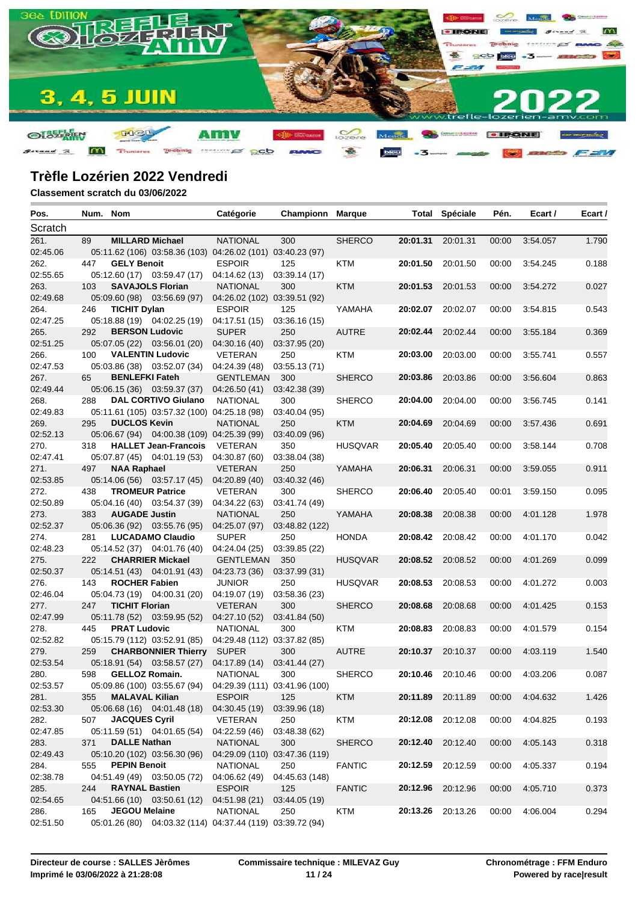## Trèfle Lozérien 2022 Vendredi

**Classement scratch du 03/06/2022**

| Pos. | Num. | Nom | Catégorie | Championn | Marque | Total | Spéciale | Pén. | Ecart / | Ecart / |
|---|---|---|---|---|---|---|---|---|---|---|
| Scratch | | | | | | | | | | |
| 261. | 89 | **MILLARD Michael** | NATIONAL | 300 | SHERCO | **20:01.31** | 20:01.31 | 00:00 | 3:54.057 | 1.790 |
| 02:45.06 | | 05:11.62 (106) 03:58.36 (103) | 04:26.02 (101) | 03:40.23 (97) | | | | | | |
| 262. | 447 | **GELY Benoit** | ESPOIR | 125 | KTM | **20:01.50** | 20:01.50 | 00:00 | 3:54.245 | 0.188 |
| 02:55.65 | | 05:12.60 (17) 03:59.47 (17) | 04:14.62 (13) | 03:39.14 (17) | | | | | | |
| 263. | 103 | **SAVAJOLS Florian** | NATIONAL | 300 | KTM | **20:01.53** | 20:01.53 | 00:00 | 3:54.272 | 0.027 |
| 02:49.68 | | 05:09.60 (98) 03:56.69 (97) | 04:26.02 (102) | 03:39.51 (92) | | | | | | |
| 264. | 246 | **TICHIT Dylan** | ESPOIR | 125 | YAMAHA | **20:02.07** | 20:02.07 | 00:00 | 3:54.815 | 0.543 |
| 02:47.25 | | 05:18.88 (19) 04:02.25 (19) | 04:17.51 (15) | 03:36.16 (15) | | | | | | |
| 265. | 292 | **BERSON Ludovic** | SUPER | 250 | AUTRE | **20:02.44** | 20:02.44 | 00:00 | 3:55.184 | 0.369 |
| 02:51.25 | | 05:07.05 (22) 03:56.01 (20) | 04:30.16 (40) | 03:37.95 (20) | | | | | | |
| 266. | 100 | **VALENTIN Ludovic** | VETERAN | 250 | KTM | **20:03.00** | 20:03.00 | 00:00 | 3:55.741 | 0.557 |
| 02:47.53 | | 05:03.86 (38) 03:52.07 (34) | 04:24.39 (48) | 03:55.13 (71) | | | | | | |
| 267. | 65 | **BENLEFKI Fateh** | GENTLEMAN | 300 | SHERCO | **20:03.86** | 20:03.86 | 00:00 | 3:56.604 | 0.863 |
| 02:49.44 | | 05:06.15 (36) 03:59.37 (37) | 04:26.50 (41) | 03:42.38 (39) | | | | | | |
| 268. | 288 | **DAL CORTIVO Giulano** | NATIONAL | 300 | SHERCO | **20:04.00** | 20:04.00 | 00:00 | 3:56.745 | 0.141 |
| 02:49.83 | | 05:11.61 (105) 03:57.32 (100) | 04:25.18 (98) | 03:40.04 (95) | | | | | | |
| 269. | 295 | **DUCLOS Kevin** | NATIONAL | 250 | KTM | **20:04.69** | 20:04.69 | 00:00 | 3:57.436 | 0.691 |
| 02:52.13 | | 05:06.67 (94) 04:00.38 (109) | 04:25.39 (99) | 03:40.09 (96) | | | | | | |
| 270. | 318 | **HALLET Jean-Francois** | VETERAN | 350 | HUSQVAR | **20:05.40** | 20:05.40 | 00:00 | 3:58.144 | 0.708 |
| 02:47.41 | | 05:07.87 (45) 04:01.19 (53) | 04:30.87 (60) | 03:38.04 (38) | | | | | | |
| 271. | 497 | **NAA Raphael** | VETERAN | 250 | YAMAHA | **20:06.31** | 20:06.31 | 00:00 | 3:59.055 | 0.911 |
| 02:53.85 | | 05:14.06 (56) 03:57.17 (45) | 04:20.89 (40) | 03:40.32 (46) | | | | | | |
| 272. | 438 | **TROMEUR Patrice** | VETERAN | 300 | SHERCO | **20:06.40** | 20:05.40 | 00:01 | 3:59.150 | 0.095 |
| 02:50.89 | | 05:04.16 (40) 03:54.37 (39) | 04:34.22 (63) | 03:41.74 (49) | | | | | | |
| 273. | 383 | **AUGADE Justin** | NATIONAL | 250 | YAMAHA | **20:08.38** | 20:08.38 | 00:00 | 4:01.128 | 1.978 |
| 02:52.37 | | 05:06.36 (92) 03:55.76 (95) | 04:25.07 (97) | 03:48.82 (122) | | | | | | |
| 274. | 281 | **LUCADAMO Claudio** | SUPER | 250 | HONDA | **20:08.42** | 20:08.42 | 00:00 | 4:01.170 | 0.042 |
| 02:48.23 | | 05:14.52 (37) 04:01.76 (40) | 04:24.04 (25) | 03:39.85 (22) | | | | | | |
| 275. | 222 | **CHARRIER Mickael** | GENTLEMAN | 350 | HUSQVAR | **20:08.52** | 20:08.52 | 00:00 | 4:01.269 | 0.099 |
| 02:50.37 | | 05:14.51 (43) 04:01.91 (43) | 04:23.73 (36) | 03:37.99 (31) | | | | | | |
| 276. | 143 | **ROCHER Fabien** | JUNIOR | 250 | HUSQVAR | **20:08.53** | 20:08.53 | 00:00 | 4:01.272 | 0.003 |
| 02:46.04 | | 05:04.73 (19) 04:00.31 (20) | 04:19.07 (19) | 03:58.36 (23) | | | | | | |
| 277. | 247 | **TICHIT Florian** | VETERAN | 300 | SHERCO | **20:08.68** | 20:08.68 | 00:00 | 4:01.425 | 0.153 |
| 02:47.99 | | 05:11.78 (52) 03:59.95 (52) | 04:27.10 (52) | 03:41.84 (50) | | | | | | |
| 278. | 445 | **PRAT Ludovic** | NATIONAL | 300 | KTM | **20:08.83** | 20:08.83 | 00:00 | 4:01.579 | 0.154 |
| 02:52.82 | | 05:15.79 (112) 03:52.91 (85) | 04:29.48 (112) | 03:37.82 (85) | | | | | | |
| 279. | 259 | **CHARBONNIER Thierry** | SUPER | 300 | AUTRE | **20:10.37** | 20:10.37 | 00:00 | 4:03.119 | 1.540 |
| 02:53.54 | | 05:18.91 (54) 03:58.57 (27) | 04:17.89 (14) | 03:41.44 (27) | | | | | | |
| 280. | 598 | **GELLOZ Romain.** | NATIONAL | 300 | SHERCO | **20:10.46** | 20:10.46 | 00:00 | 4:03.206 | 0.087 |
| 02:53.57 | | 05:09.86 (100) 03:55.67 (94) | 04:29.39 (111) | 03:41.96 (100) | | | | | | |
| 281. | 355 | **MALAVAL Kilian** | ESPOIR | 125 | KTM | **20:11.89** | 20:11.89 | 00:00 | 4:04.632 | 1.426 |
| 02:53.30 | | 05:06.68 (16) 04:01.48 (18) | 04:30.45 (19) | 03:39.96 (18) | | | | | | |
| 282. | 507 | **JACQUES Cyril** | VETERAN | 250 | KTM | **20:12.08** | 20:12.08 | 00:00 | 4:04.825 | 0.193 |
| 02:47.85 | | 05:11.59 (51) 04:01.65 (54) | 04:22.59 (46) | 03:48.38 (62) | | | | | | |
| 283. | 371 | **DALLE Nathan** | NATIONAL | 300 | SHERCO | **20:12.40** | 20:12.40 | 00:00 | 4:05.143 | 0.318 |
| 02:49.43 | | 05:10.20 (102) 03:56.30 (96) | 04:29.09 (110) | 03:47.36 (119) | | | | | | |
| 284. | 555 | **PEPIN Benoit** | NATIONAL | 250 | FANTIC | **20:12.59** | 20:12.59 | 00:00 | 4:05.337 | 0.194 |
| 02:38.78 | | 04:51.49 (49) 03:50.05 (72) | 04:06.62 (49) | 04:45.63 (148) | | | | | | |
| 285. | 244 | **RAYNAL Bastien** | ESPOIR | 125 | FANTIC | **20:12.96** | 20:12.96 | 00:00 | 4:05.710 | 0.373 |
| 02:54.65 | | 04:51.66 (10) 03:50.61 (12) | 04:51.98 (21) | 03:44.05 (19) | | | | | | |
| 286. | 165 | **JEGOU Melaine** | NATIONAL | 250 | KTM | **20:13.26** | 20:13.26 | 00:00 | 4:06.004 | 0.294 |
| 02:51.50 | | 05:01.26 (80) 04:03.32 (114) | 04:37.44 (119) | 03:39.72 (94) | | | | | | |

**Directeur de course : SALLES Jèrômes**
**Imprimé le 03/06/2022 à 21:28:08**

**Commissaire technique : MILEVAZ Guy**

**Chronométrage : FFM Enduro**
**Powered by race|result**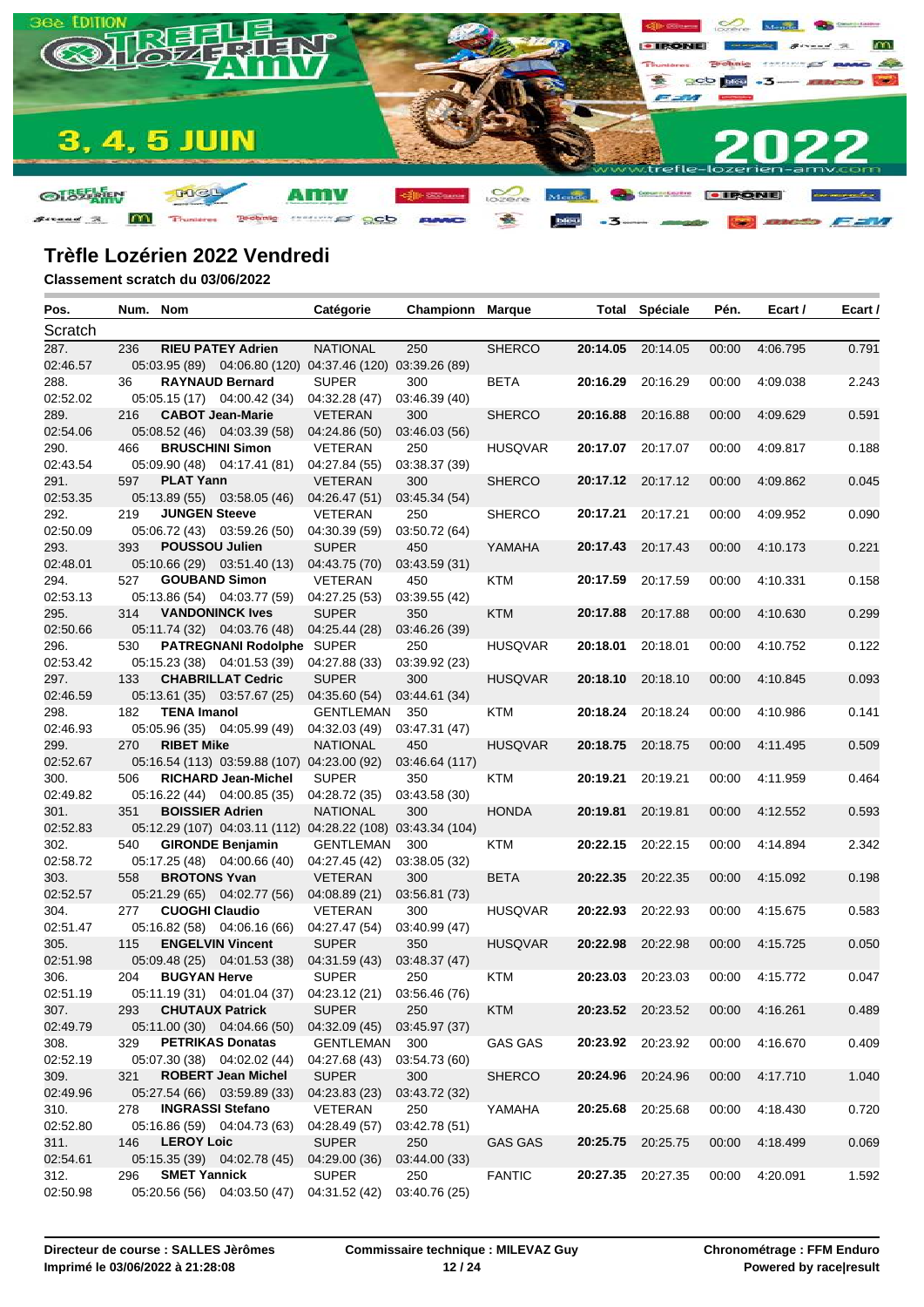## Trèfle Lozérien 2022 Vendredi

**Classement scratch du 03/06/2022**

| Pos. | Num. | Nom | Catégorie | Championn | Marque | Total | Spéciale | Pén. | Ecart / | Ecart / |
|---|---|---|---|---|---|---|---|---|---|---|
| Scratch | | | | | | | | | | |
| 287. | 236 | **RIEU PATEY Adrien** | NATIONAL | 250 | SHERCO | **20:14.05** | 20:14.05 | 00:00 | 4:06.795 | 0.791 |
| 02:46.57 | | 05:03.95 (89) 04:06.80 (120) | 04:37.46 (120) | 03:39.26 (89) | | | | | | |
| 288. | 36 | **RAYNAUD Bernard** | SUPER | 300 | BETA | **20:16.29** | 20:16.29 | 00:00 | 4:09.038 | 2.243 |
| 02:52.02 | | 05:05.15 (17) 04:00.42 (34) | 04:32.28 (47) | 03:46.39 (40) | | | | | | |
| 289. | 216 | **CABOT Jean-Marie** | VETERAN | 300 | SHERCO | **20:16.88** | 20:16.88 | 00:00 | 4:09.629 | 0.591 |
| 02:54.06 | | 05:08.52 (46) 04:03.39 (58) | 04:24.86 (50) | 03:46.03 (56) | | | | | | |
| 290. | 466 | **BRUSCHINI Simon** | VETERAN | 250 | HUSQVAR | **20:17.07** | 20:17.07 | 00:00 | 4:09.817 | 0.188 |
| 02:43.54 | | 05:09.90 (48) 04:17.41 (81) | 04:27.84 (55) | 03:38.37 (39) | | | | | | |
| 291. | 597 | **PLAT Yann** | VETERAN | 300 | SHERCO | **20:17.12** | 20:17.12 | 00:00 | 4:09.862 | 0.045 |
| 02:53.35 | | 05:13.89 (55) 03:58.05 (46) | 04:26.47 (51) | 03:45.34 (54) | | | | | | |
| 292. | 219 | **JUNGEN Steeve** | VETERAN | 250 | SHERCO | **20:17.21** | 20:17.21 | 00:00 | 4:09.952 | 0.090 |
| 02:50.09 | | 05:06.72 (43) 03:59.26 (50) | 04:30.39 (59) | 03:50.72 (64) | | | | | | |
| 293. | 393 | **POUSSOU Julien** | SUPER | 450 | YAMAHA | **20:17.43** | 20:17.43 | 00:00 | 4:10.173 | 0.221 |
| 02:48.01 | | 05:10.66 (29) 03:51.40 (13) | 04:43.75 (70) | 03:43.59 (31) | | | | | | |
| 294. | 527 | **GOUBAND Simon** | VETERAN | 450 | KTM | **20:17.59** | 20:17.59 | 00:00 | 4:10.331 | 0.158 |
| 02:53.13 | | 05:13.86 (54) 04:03.77 (59) | 04:27.25 (53) | 03:39.55 (42) | | | | | | |
| 295. | 314 | **VANDONINCK Ives** | SUPER | 350 | KTM | **20:17.88** | 20:17.88 | 00:00 | 4:10.630 | 0.299 |
| 02:50.66 | | 05:11.74 (32) 04:03.76 (48) | 04:25.44 (28) | 03:46.26 (39) | | | | | | |
| 296. | 530 | **PATREGNANI Rodolphe** | SUPER | 250 | HUSQVAR | **20:18.01** | 20:18.01 | 00:00 | 4:10.752 | 0.122 |
| 02:53.42 | | 05:15.23 (38) 04:01.53 (39) | 04:27.88 (33) | 03:39.92 (23) | | | | | | |
| 297. | 133 | **CHABRILLAT Cedric** | SUPER | 300 | HUSQVAR | **20:18.10** | 20:18.10 | 00:00 | 4:10.845 | 0.093 |
| 02:46.59 | | 05:13.61 (35) 03:57.67 (25) | 04:35.60 (54) | 03:44.61 (34) | | | | | | |
| 298. | 182 | **TENA Imanol** | GENTLEMAN | 350 | KTM | **20:18.24** | 20:18.24 | 00:00 | 4:10.986 | 0.141 |
| 02:46.93 | | 05:05.96 (35) 04:05.99 (49) | 04:32.03 (49) | 03:47.31 (47) | | | | | | |
| 299. | 270 | **RIBET Mike** | NATIONAL | 450 | HUSQVAR | **20:18.75** | 20:18.75 | 00:00 | 4:11.495 | 0.509 |
| 02:52.67 | | 05:16.54 (113) 03:59.88 (107) | 04:23.00 (92) | 03:46.64 (117) | | | | | | |
| 300. | 506 | **RICHARD Jean-Michel** | SUPER | 350 | KTM | **20:19.21** | 20:19.21 | 00:00 | 4:11.959 | 0.464 |
| 02:49.82 | | 05:16.22 (44) 04:00.85 (35) | 04:28.72 (35) | 03:43.58 (30) | | | | | | |
| 301. | 351 | **BOISSIER Adrien** | NATIONAL | 300 | HONDA | **20:19.81** | 20:19.81 | 00:00 | 4:12.552 | 0.593 |
| 02:52.83 | | 05:12.29 (107) 04:03.11 (112) | 04:28.22 (108) | 03:43.34 (104) | | | | | | |
| 302. | 540 | **GIRONDE Benjamin** | GENTLEMAN | 300 | KTM | **20:22.15** | 20:22.15 | 00:00 | 4:14.894 | 2.342 |
| 02:58.72 | | 05:17.25 (48) 04:00.66 (40) | 04:27.45 (42) | 03:38.05 (32) | | | | | | |
| 303. | 558 | **BROTONS Yvan** | VETERAN | 300 | BETA | **20:22.35** | 20:22.35 | 00:00 | 4:15.092 | 0.198 |
| 02:52.57 | | 05:21.29 (65) 04:02.77 (56) | 04:08.89 (21) | 03:56.81 (73) | | | | | | |
| 304. | 277 | **CUOGHI Claudio** | VETERAN | 300 | HUSQVAR | **20:22.93** | 20:22.93 | 00:00 | 4:15.675 | 0.583 |
| 02:51.47 | | 05:16.82 (58) 04:06.16 (66) | 04:27.47 (54) | 03:40.99 (47) | | | | | | |
| 305. | 115 | **ENGELVIN Vincent** | SUPER | 350 | HUSQVAR | **20:22.98** | 20:22.98 | 00:00 | 4:15.725 | 0.050 |
| 02:51.98 | | 05:09.48 (25) 04:01.53 (38) | 04:31.59 (43) | 03:48.37 (47) | | | | | | |
| 306. | 204 | **BUGYAN Herve** | SUPER | 250 | KTM | **20:23.03** | 20:23.03 | 00:00 | 4:15.772 | 0.047 |
| 02:51.19 | | 05:11.19 (31) 04:01.04 (37) | 04:23.12 (21) | 03:56.46 (76) | | | | | | |
| 307. | 293 | **CHUTAUX Patrick** | SUPER | 250 | KTM | **20:23.52** | 20:23.52 | 00:00 | 4:16.261 | 0.489 |
| 02:49.79 | | 05:11.00 (30) 04:04.66 (50) | 04:32.09 (45) | 03:45.97 (37) | | | | | | |
| 308. | 329 | **PETRIKAS Donatas** | GENTLEMAN | 300 | GAS GAS | **20:23.92** | 20:23.92 | 00:00 | 4:16.670 | 0.409 |
| 02:52.19 | | 05:07.30 (38) 04:02.02 (44) | 04:27.68 (43) | 03:54.73 (60) | | | | | | |
| 309. | 321 | **ROBERT Jean Michel** | SUPER | 300 | SHERCO | **20:24.96** | 20:24.96 | 00:00 | 4:17.710 | 1.040 |
| 02:49.96 | | 05:27.54 (66) 03:59.89 (33) | 04:23.83 (23) | 03:43.72 (32) | | | | | | |
| 310. | 278 | **INGRASSI Stefano** | VETERAN | 250 | YAMAHA | **20:25.68** | 20:25.68 | 00:00 | 4:18.430 | 0.720 |
| 02:52.80 | | 05:16.86 (59) 04:04.73 (63) | 04:28.49 (57) | 03:42.78 (51) | | | | | | |
| 311. | 146 | **LEROY Loic** | SUPER | 250 | GAS GAS | **20:25.75** | 20:25.75 | 00:00 | 4:18.499 | 0.069 |
| 02:54.61 | | 05:15.35 (39) 04:02.78 (45) | 04:29.00 (36) | 03:44.00 (33) | | | | | | |
| 312. | 296 | **SMET Yannick** | SUPER | 250 | FANTIC | **20:27.35** | 20:27.35 | 00:00 | 4:20.091 | 1.592 |
| 02:50.98 | | 05:20.56 (56) 04:03.50 (47) | 04:31.52 (42) | 03:40.76 (25) | | | | | | |

**Directeur de course : SALLES Jèrômes**
**Imprimé le 03/06/2022 à 21:28:08**

**Commissaire technique : MILEVAZ Guy**

**Chronométrage : FFM Enduro**
**Powered by race|result**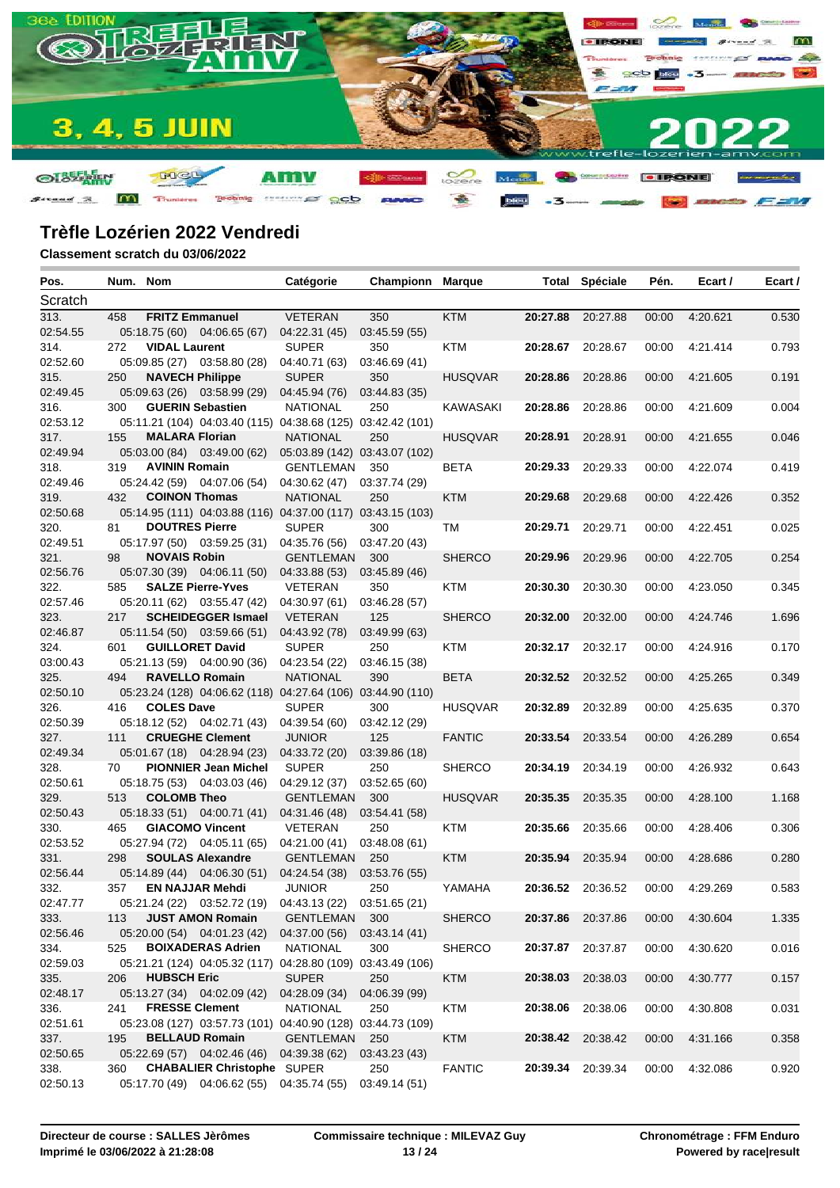# Trèfle Lozérien 2022 Vendredi

**Classement scratch du 03/06/2022**

| Pos. | Num. | Nom | Catégorie | Championn | Marque | Total | Spéciale | Pén. | Ecart / | Ecart / |
|---|---|---|---|---|---|---|---|---|---|---|
| Scratch | | | | | | | | | | |
| 313. | 458 | **FRITZ Emmanuel** | VETERAN | 350 | KTM | **20:27.88** | 20:27.88 | 00:00 | 4:20.621 | 0.530 |
| 02:54.55 | | 05:18.75 (60) 04:06.65 (67) | 04:22.31 (45) | 03:45.59 (55) | | | | | | |
| 314. | 272 | **VIDAL Laurent** | SUPER | 350 | KTM | **20:28.67** | 20:28.67 | 00:00 | 4:21.414 | 0.793 |
| 02:52.60 | | 05:09.85 (27) 03:58.80 (28) | 04:40.71 (63) | 03:46.69 (41) | | | | | | |
| 315. | 250 | **NAVECH Philippe** | SUPER | 350 | HUSQVAR | **20:28.86** | 20:28.86 | 00:00 | 4:21.605 | 0.191 |
| 02:49.45 | | 05:09.63 (26) 03:58.99 (29) | 04:45.94 (76) | 03:44.83 (35) | | | | | | |
| 316. | 300 | **GUERIN Sebastien** | NATIONAL | 250 | KAWASAKI | **20:28.86** | 20:28.86 | 00:00 | 4:21.609 | 0.004 |
| 02:53.12 | | 05:11.21 (104) 04:03.40 (115) | 04:38.68 (125) | 03:42.42 (101) | | | | | | |
| 317. | 155 | **MALARA Florian** | NATIONAL | 250 | HUSQVAR | **20:28.91** | 20:28.91 | 00:00 | 4:21.655 | 0.046 |
| 02:49.94 | | 05:03.00 (84) 03:49.00 (62) | 05:03.89 (142) | 03:43.07 (102) | | | | | | |
| 318. | 319 | **AVININ Romain** | GENTLEMAN | 350 | BETA | **20:29.33** | 20:29.33 | 00:00 | 4:22.074 | 0.419 |
| 02:49.46 | | 05:24.42 (59) 04:07.06 (54) | 04:30.62 (47) | 03:37.74 (29) | | | | | | |
| 319. | 432 | **COINON Thomas** | NATIONAL | 250 | KTM | **20:29.68** | 20:29.68 | 00:00 | 4:22.426 | 0.352 |
| 02:50.68 | | 05:14.95 (111) 04:03.88 (116) | 04:37.00 (117) | 03:43.15 (103) | | | | | | |
| 320. | 81 | **DOUTRES Pierre** | SUPER | 300 | TM | **20:29.71** | 20:29.71 | 00:00 | 4:22.451 | 0.025 |
| 02:49.51 | | 05:17.97 (50) 03:59.25 (31) | 04:35.76 (56) | 03:47.20 (43) | | | | | | |
| 321. | 98 | **NOVAIS Robin** | GENTLEMAN | 300 | SHERCO | **20:29.96** | 20:29.96 | 00:00 | 4:22.705 | 0.254 |
| 02:56.76 | | 05:07.30 (39) 04:06.11 (50) | 04:33.88 (53) | 03:45.89 (46) | | | | | | |
| 322. | 585 | **SALZE Pierre-Yves** | VETERAN | 350 | KTM | **20:30.30** | 20:30.30 | 00:00 | 4:23.050 | 0.345 |
| 02:57.46 | | 05:20.11 (62) 03:55.47 (42) | 04:30.97 (61) | 03:46.28 (57) | | | | | | |
| 323. | 217 | **SCHEIDEGGER Ismael** | VETERAN | 125 | SHERCO | **20:32.00** | 20:32.00 | 00:00 | 4:24.746 | 1.696 |
| 02:46.87 | | 05:11.54 (50) 03:59.66 (51) | 04:43.92 (78) | 03:49.99 (63) | | | | | | |
| 324. | 601 | **GUILLORET David** | SUPER | 250 | KTM | **20:32.17** | 20:32.17 | 00:00 | 4:24.916 | 0.170 |
| 03:00.43 | | 05:21.13 (59) 04:00.90 (36) | 04:23.54 (22) | 03:46.15 (38) | | | | | | |
| 325. | 494 | **RAVELLO Romain** | NATIONAL | 390 | BETA | **20:32.52** | 20:32.52 | 00:00 | 4:25.265 | 0.349 |
| 02:50.10 | | 05:23.24 (128) 04:06.62 (118) | 04:27.64 (106) | 03:44.90 (110) | | | | | | |
| 326. | 416 | **COLES Dave** | SUPER | 300 | HUSQVAR | **20:32.89** | 20:32.89 | 00:00 | 4:25.635 | 0.370 |
| 02:50.39 | | 05:18.12 (52) 04:02.71 (43) | 04:39.54 (60) | 03:42.12 (29) | | | | | | |
| 327. | 111 | **CRUEGHE Clement** | JUNIOR | 125 | FANTIC | **20:33.54** | 20:33.54 | 00:00 | 4:26.289 | 0.654 |
| 02:49.34 | | 05:01.67 (18) 04:28.94 (23) | 04:33.72 (20) | 03:39.86 (18) | | | | | | |
| 328. | 70 | **PIONNIER Jean Michel** | SUPER | 250 | SHERCO | **20:34.19** | 20:34.19 | 00:00 | 4:26.932 | 0.643 |
| 02:50.61 | | 05:18.75 (53) 04:03.03 (46) | 04:29.12 (37) | 03:52.65 (60) | | | | | | |
| 329. | 513 | **COLOMB Theo** | GENTLEMAN | 300 | HUSQVAR | **20:35.35** | 20:35.35 | 00:00 | 4:28.100 | 1.168 |
| 02:50.43 | | 05:18.33 (51) 04:00.71 (41) | 04:31.46 (48) | 03:54.41 (58) | | | | | | |
| 330. | 465 | **GIACOMO Vincent** | VETERAN | 250 | KTM | **20:35.66** | 20:35.66 | 00:00 | 4:28.406 | 0.306 |
| 02:53.52 | | 05:27.94 (72) 04:05.11 (65) | 04:21.00 (41) | 03:48.08 (61) | | | | | | |
| 331. | 298 | **SOULAS Alexandre** | GENTLEMAN | 250 | KTM | **20:35.94** | 20:35.94 | 00:00 | 4:28.686 | 0.280 |
| 02:56.44 | | 05:14.89 (44) 04:06.30 (51) | 04:24.54 (38) | 03:53.76 (55) | | | | | | |
| 332. | 357 | **EN NAJJAR Mehdi** | JUNIOR | 250 | YAMAHA | **20:36.52** | 20:36.52 | 00:00 | 4:29.269 | 0.583 |
| 02:47.77 | | 05:21.24 (22) 03:52.72 (19) | 04:43.13 (22) | 03:51.65 (21) | | | | | | |
| 333. | 113 | **JUST AMON Romain** | GENTLEMAN | 300 | SHERCO | **20:37.86** | 20:37.86 | 00:00 | 4:30.604 | 1.335 |
| 02:56.46 | | 05:20.00 (54) 04:01.23 (42) | 04:37.00 (56) | 03:43.14 (41) | | | | | | |
| 334. | 525 | **BOIXADERAS Adrien** | NATIONAL | 300 | SHERCO | **20:37.87** | 20:37.87 | 00:00 | 4:30.620 | 0.016 |
| 02:59.03 | | 05:21.21 (124) 04:05.32 (117) | 04:28.80 (109) | 03:43.49 (106) | | | | | | |
| 335. | 206 | **HUBSCH Eric** | SUPER | 250 | KTM | **20:38.03** | 20:38.03 | 00:00 | 4:30.777 | 0.157 |
| 02:48.17 | | 05:13.27 (34) 04:02.09 (42) | 04:28.09 (34) | 04:06.39 (99) | | | | | | |
| 336. | 241 | **FRESSE Clement** | NATIONAL | 250 | KTM | **20:38.06** | 20:38.06 | 00:00 | 4:30.808 | 0.031 |
| 02:51.61 | | 05:23.08 (127) 03:57.73 (101) | 04:40.90 (128) | 03:44.73 (109) | | | | | | |
| 337. | 195 | **BELLAUD Romain** | GENTLEMAN | 250 | KTM | **20:38.42** | 20:38.42 | 00:00 | 4:31.166 | 0.358 |
| 02:50.65 | | 05:22.69 (57) 04:02.46 (46) | 04:39.38 (62) | 03:43.23 (43) | | | | | | |
| 338. | 360 | **CHABALIER Christophe** | SUPER | 250 | FANTIC | **20:39.34** | 20:39.34 | 00:00 | 4:32.086 | 0.920 |
| 02:50.13 | | 05:17.70 (49) 04:06.62 (55) | 04:35.74 (55) | 03:49.14 (51) | | | | | | |

**Directeur de course : SALLES Jèrômes**
**Imprimé le 03/06/2022 à 21:28:08**

**Commissaire technique : MILEVAZ Guy**

**Chronométrage : FFM Enduro**
**Powered by race|result**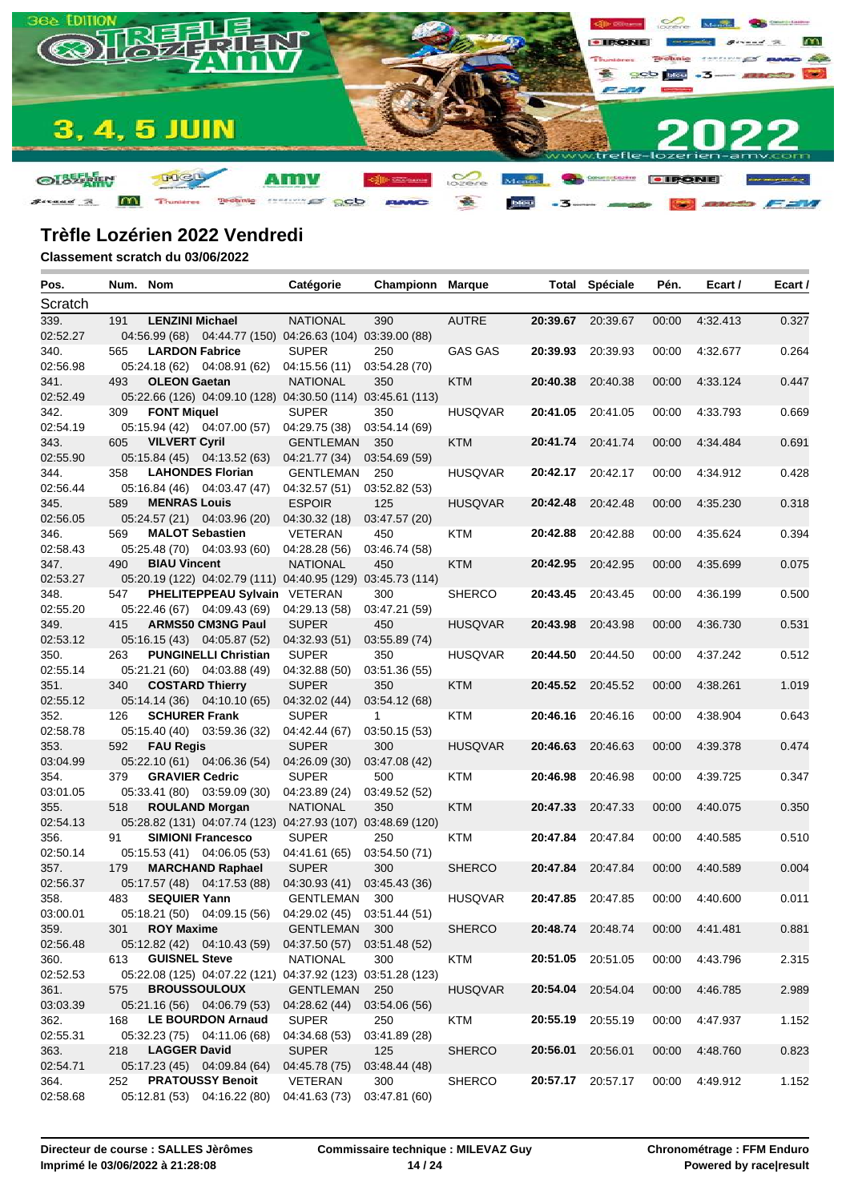## Trèfle Lozérien 2022 Vendredi

**Classement scratch du 03/06/2022**

| Pos. | Num. | Nom | Catégorie | Championn | Marque | Total | Spéciale | Pén. | Ecart / | Ecart / |
|---|---|---|---|---|---|---|---|---|---|---|
| Scratch | | | | | | | | | | |
| 339. | 191 | **LENZINI Michael** | NATIONAL | 390 | AUTRE | **20:39.67** | 20:39.67 | 00:00 | 4:32.413 | 0.327 |
| 02:52.27 | | 04:56.99 (68) 04:44.77 (150) 04:26.63 (104) 03:39.00 (88) | | | | | | | | |
| 340. | 565 | **LARDON Fabrice** | SUPER | 250 | GAS GAS | **20:39.93** | 20:39.93 | 00:00 | 4:32.677 | 0.264 |
| 02:56.98 | | 05:24.18 (62) 04:08.91 (62) 04:15.56 (11) 03:54.28 (70) | | | | | | | | |
| 341. | 493 | **OLEON Gaetan** | NATIONAL | 350 | KTM | **20:40.38** | 20:40.38 | 00:00 | 4:33.124 | 0.447 |
| 02:52.49 | | 05:22.66 (126) 04:09.10 (128) 04:30.50 (114) 03:45.61 (113) | | | | | | | | |
| 342. | 309 | **FONT Miquel** | SUPER | 350 | HUSQVAR | **20:41.05** | 20:41.05 | 00:00 | 4:33.793 | 0.669 |
| 02:54.19 | | 05:15.94 (42) 04:07.00 (57) 04:29.75 (38) 03:54.14 (69) | | | | | | | | |
| 343. | 605 | **VILVERT Cyril** | GENTLEMAN | 350 | KTM | **20:41.74** | 20:41.74 | 00:00 | 4:34.484 | 0.691 |
| 02:55.90 | | 05:15.84 (45) 04:13.52 (63) 04:21.77 (34) 03:54.69 (59) | | | | | | | | |
| 344. | 358 | **LAHONDES Florian** | GENTLEMAN | 250 | HUSQVAR | **20:42.17** | 20:42.17 | 00:00 | 4:34.912 | 0.428 |
| 02:56.44 | | 05:16.84 (46) 04:03.47 (47) 04:32.57 (51) 03:52.82 (53) | | | | | | | | |
| 345. | 589 | **MENRAS Louis** | ESPOIR | 125 | HUSQVAR | **20:42.48** | 20:42.48 | 00:00 | 4:35.230 | 0.318 |
| 02:56.05 | | 05:24.57 (21) 04:03.96 (20) 04:30.32 (18) 03:47.57 (20) | | | | | | | | |
| 346. | 569 | **MALOT Sebastien** | VETERAN | 450 | KTM | **20:42.88** | 20:42.88 | 00:00 | 4:35.624 | 0.394 |
| 02:58.43 | | 05:25.48 (70) 04:03.93 (60) 04:28.28 (56) 03:46.74 (58) | | | | | | | | |
| 347. | 490 | **BIAU Vincent** | NATIONAL | 450 | KTM | **20:42.95** | 20:42.95 | 00:00 | 4:35.699 | 0.075 |
| 02:53.27 | | 05:20.19 (122) 04:02.79 (111) 04:40.95 (129) 03:45.73 (114) | | | | | | | | |
| 348. | 547 | **PHELITEPPEAU Sylvain** | VETERAN | 300 | SHERCO | **20:43.45** | 20:43.45 | 00:00 | 4:36.199 | 0.500 |
| 02:55.20 | | 05:22.46 (67) 04:09.43 (69) 04:29.13 (58) 03:47.21 (59) | | | | | | | | |
| 349. | 415 | **ARMS50 CM3NG Paul** | SUPER | 450 | HUSQVAR | **20:43.98** | 20:43.98 | 00:00 | 4:36.730 | 0.531 |
| 02:53.12 | | 05:16.15 (43) 04:05.87 (52) 04:32.93 (51) 03:55.89 (74) | | | | | | | | |
| 350. | 263 | **PUNGINELLI Christian** | SUPER | 350 | HUSQVAR | **20:44.50** | 20:44.50 | 00:00 | 4:37.242 | 0.512 |
| 02:55.14 | | 05:21.21 (60) 04:03.88 (49) 04:32.88 (50) 03:51.36 (55) | | | | | | | | |
| 351. | 340 | **COSTARD Thierry** | SUPER | 350 | KTM | **20:45.52** | 20:45.52 | 00:00 | 4:38.261 | 1.019 |
| 02:55.12 | | 05:14.14 (36) 04:10.10 (65) 04:32.02 (44) 03:54.12 (68) | | | | | | | | |
| 352. | 126 | **SCHURER Frank** | SUPER | 1 | KTM | **20:46.16** | 20:46.16 | 00:00 | 4:38.904 | 0.643 |
| 02:58.78 | | 05:15.40 (40) 03:59.36 (32) 04:42.44 (67) 03:50.15 (53) | | | | | | | | |
| 353. | 592 | **FAU Regis** | SUPER | 300 | HUSQVAR | **20:46.63** | 20:46.63 | 00:00 | 4:39.378 | 0.474 |
| 03:04.99 | | 05:22.10 (61) 04:06.36 (54) 04:26.09 (30) 03:47.08 (42) | | | | | | | | |
| 354. | 379 | **GRAVIER Cedric** | SUPER | 500 | KTM | **20:46.98** | 20:46.98 | 00:00 | 4:39.725 | 0.347 |
| 03:01.05 | | 05:33.41 (80) 03:59.09 (30) 04:23.89 (24) 03:49.52 (52) | | | | | | | | |
| 355. | 518 | **ROULAND Morgan** | NATIONAL | 350 | KTM | **20:47.33** | 20:47.33 | 00:00 | 4:40.075 | 0.350 |
| 02:54.13 | | 05:28.82 (131) 04:07.74 (123) 04:27.93 (107) 03:48.69 (120) | | | | | | | | |
| 356. | 91 | **SIMIONI Francesco** | SUPER | 250 | KTM | **20:47.84** | 20:47.84 | 00:00 | 4:40.585 | 0.510 |
| 02:50.14 | | 05:15.53 (41) 04:06.05 (53) 04:41.61 (65) 03:54.50 (71) | | | | | | | | |
| 357. | 179 | **MARCHAND Raphael** | SUPER | 300 | SHERCO | **20:47.84** | 20:47.84 | 00:00 | 4:40.589 | 0.004 |
| 02:56.37 | | 05:17.57 (48) 04:17.53 (88) 04:30.93 (41) 03:45.43 (36) | | | | | | | | |
| 358. | 483 | **SEQUIER Yann** | GENTLEMAN | 300 | HUSQVAR | **20:47.85** | 20:47.85 | 00:00 | 4:40.600 | 0.011 |
| 03:00.01 | | 05:18.21 (50) 04:09.15 (56) 04:29.02 (45) 03:51.44 (51) | | | | | | | | |
| 359. | 301 | **ROY Maxime** | GENTLEMAN | 300 | SHERCO | **20:48.74** | 20:48.74 | 00:00 | 4:41.481 | 0.881 |
| 02:56.48 | | 05:12.82 (42) 04:10.43 (59) 04:37.50 (57) 03:51.48 (52) | | | | | | | | |
| 360. | 613 | **GUISNEL Steve** | NATIONAL | 300 | KTM | **20:51.05** | 20:51.05 | 00:00 | 4:43.796 | 2.315 |
| 02:52.53 | | 05:22.08 (125) 04:07.22 (121) 04:37.92 (123) 03:51.28 (123) | | | | | | | | |
| 361. | 575 | **BROUSSOULOUX** | GENTLEMAN | 250 | HUSQVAR | **20:54.04** | 20:54.04 | 00:00 | 4:46.785 | 2.989 |
| 03:03.39 | | 05:21.16 (56) 04:06.79 (53) 04:28.62 (44) 03:54.06 (56) | | | | | | | | |
| 362. | 168 | **LE BOURDON Arnaud** | SUPER | 250 | KTM | **20:55.19** | 20:55.19 | 00:00 | 4:47.937 | 1.152 |
| 02:55.31 | | 05:32.23 (75) 04:11.06 (68) 04:34.68 (53) 03:41.89 (28) | | | | | | | | |
| 363. | 218 | **LAGGER David** | SUPER | 125 | SHERCO | **20:56.01** | 20:56.01 | 00:00 | 4:48.760 | 0.823 |
| 02:54.71 | | 05:17.23 (45) 04:09.84 (64) 04:45.78 (75) 03:48.44 (48) | | | | | | | | |
| 364. | 252 | **PRATOUSSY Benoit** | VETERAN | 300 | SHERCO | **20:57.17** | 20:57.17 | 00:00 | 4:49.912 | 1.152 |
| 02:58.68 | | 05:12.81 (53) 04:16.22 (80) 04:41.63 (73) 03:47.81 (60) | | | | | | | | |

**Directeur de course : SALLES Jèrômes**
**Imprimé le 03/06/2022 à 21:28:08**

**Commissaire technique : MILEVAZ Guy**

**Chronométrage : FFM Enduro**
**Powered by race|result**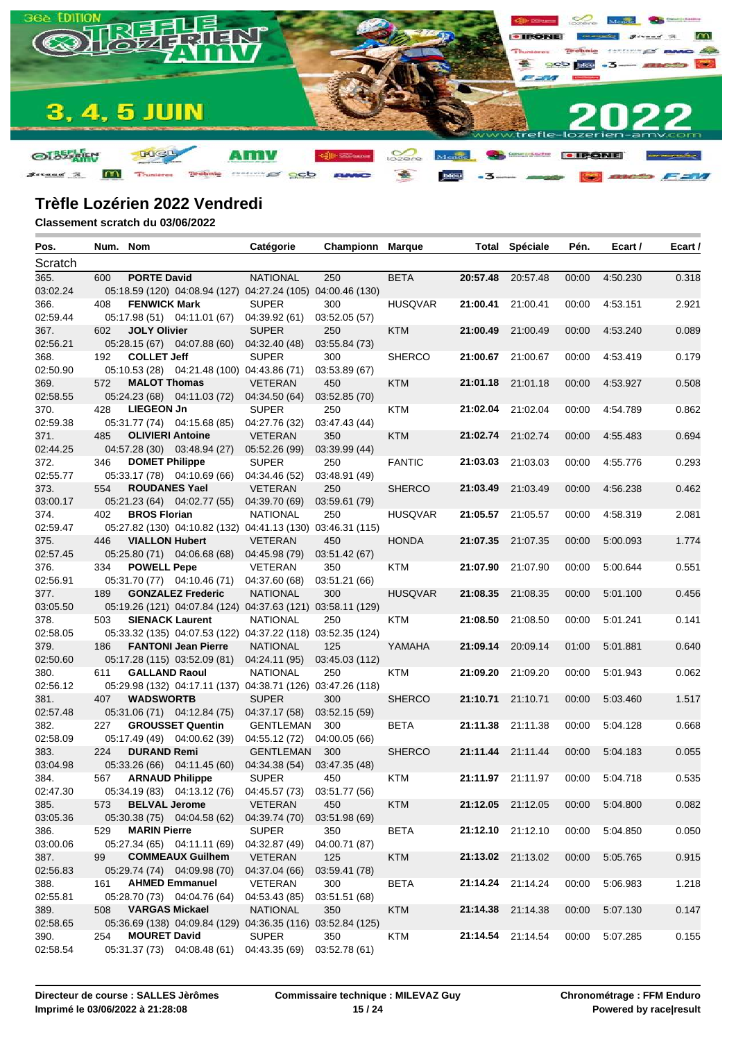# Trèfle Lozérien 2022 Vendredi

**Classement scratch du 03/06/2022**

| Pos. | Num. | Nom | Catégorie | Championn | Marque | Total | Spéciale | Pén. | Ecart / | Ecart / |
|---|---|---|---|---|---|---|---|---|---|---|
| Scratch | | | | | | | | | | |
| 365. | 600 | **PORTE David** | NATIONAL | 250 | BETA | **20:57.48** | 20:57.48 | 00:00 | 4:50.230 | 0.318 |
| 03:02.24 | | 05:18.59 (120) 04:08.94 (127) 04:27.24 (105) 04:00.46 (130) | | | | | | | | |
| 366. | 408 | **FENWICK Mark** | SUPER | 300 | HUSQVAR | **21:00.41** | 21:00.41 | 00:00 | 4:53.151 | 2.921 |
| 02:59.44 | | 05:17.98 (51) 04:11.01 (67) 04:39.92 (61) 03:52.05 (57) | | | | | | | | |
| 367. | 602 | **JOLY Olivier** | SUPER | 250 | KTM | **21:00.49** | 21:00.49 | 00:00 | 4:53.240 | 0.089 |
| 02:56.21 | | 05:28.15 (67) 04:07.88 (60) 04:32.40 (48) 03:55.84 (73) | | | | | | | | |
| 368. | 192 | **COLLET Jeff** | SUPER | 300 | SHERCO | **21:00.67** | 21:00.67 | 00:00 | 4:53.419 | 0.179 |
| 02:50.90 | | 05:10.53 (28) 04:21.48 (100) 04:43.86 (71) 03:53.89 (67) | | | | | | | | |
| 369. | 572 | **MALOT Thomas** | VETERAN | 450 | KTM | **21:01.18** | 21:01.18 | 00:00 | 4:53.927 | 0.508 |
| 02:58.55 | | 05:24.23 (68) 04:11.03 (72) 04:34.50 (64) 03:52.85 (70) | | | | | | | | |
| 370. | 428 | **LIEGEON Jn** | SUPER | 300 | KTM | **21:02.04** | 21:02.04 | 00:00 | 4:54.789 | 0.862 |
| 02:59.38 | | 05:31.77 (74) 04:15.68 (85) 04:27.76 (32) 03:47.43 (44) | | | | | | | | |
| 371. | 485 | **OLIVIERI Antoine** | VETERAN | 350 | KTM | **21:02.74** | 21:02.74 | 00:00 | 4:55.483 | 0.694 |
| 02:44.25 | | 04:57.28 (30) 03:48.94 (27) 05:52.26 (99) 03:39.99 (44) | | | | | | | | |
| 372. | 346 | **DOMET Philippe** | SUPER | 250 | FANTIC | **21:03.03** | 21:03.03 | 00:00 | 4:55.776 | 0.293 |
| 02:55.77 | | 05:33.17 (78) 04:10.69 (66) 04:34.46 (52) 03:48.91 (49) | | | | | | | | |
| 373. | 554 | **ROUDANES Yael** | VETERAN | 250 | SHERCO | **21:03.49** | 21:03.49 | 00:00 | 4:56.238 | 0.462 |
| 03:00.17 | | 05:21.23 (64) 04:02.77 (55) 04:39.70 (69) 03:59.61 (79) | | | | | | | | |
| 374. | 402 | **BROS Florian** | NATIONAL | 250 | HUSQVAR | **21:05.57** | 21:05.57 | 00:00 | 4:58.319 | 2.081 |
| 02:59.47 | | 05:27.82 (130) 04:10.82 (132) 04:41.13 (130) 03:46.31 (115) | | | | | | | | |
| 375. | 446 | **VIALLON Hubert** | VETERAN | 450 | HONDA | **21:07.35** | 21:07.35 | 00:00 | 5:00.093 | 1.774 |
| 02:57.45 | | 05:25.80 (71) 04:06.68 (68) 04:45.98 (79) 03:51.42 (67) | | | | | | | | |
| 376. | 334 | **POWELL Pepe** | VETERAN | 350 | KTM | **21:07.90** | 21:07.90 | 00:00 | 5:00.644 | 0.551 |
| 02:56.91 | | 05:31.70 (77) 04:10.46 (71) 04:37.60 (68) 03:51.21 (66) | | | | | | | | |
| 377. | 189 | **GONZALEZ Frederic** | NATIONAL | 300 | HUSQVAR | **21:08.35** | 21:08.35 | 00:00 | 5:01.100 | 0.456 |
| 03:05.50 | | 05:19.26 (121) 04:07.84 (124) 04:37.63 (121) 03:58.11 (129) | | | | | | | | |
| 378. | 503 | **SIENACK Laurent** | NATIONAL | 250 | KTM | **21:08.50** | 21:08.50 | 00:00 | 5:01.241 | 0.141 |
| 02:58.05 | | 05:33.32 (135) 04:07.53 (122) 04:37.22 (118) 03:52.35 (124) | | | | | | | | |
| 379. | 186 | **FANTONI Jean Pierre** | NATIONAL | 125 | YAMAHA | **21:09.14** | 20:09.14 | 01:00 | 5:01.881 | 0.640 |
| 02:50.60 | | 05:17.28 (115) 03:52.09 (81) 04:24.11 (95) 03:45.03 (112) | | | | | | | | |
| 380. | 611 | **GALLAND Raoul** | NATIONAL | 250 | KTM | **21:09.20** | 21:09.20 | 00:00 | 5:01.943 | 0.062 |
| 02:56.12 | | 05:29.98 (132) 04:17.11 (137) 04:38.71 (126) 03:47.26 (118) | | | | | | | | |
| 381. | 407 | **WADSWORTB** | SUPER | 300 | SHERCO | **21:10.71** | 21:10.71 | 00:00 | 5:03.460 | 1.517 |
| 02:57.48 | | 05:31.06 (71) 04:12.84 (75) 04:37.17 (58) 03:52.15 (59) | | | | | | | | |
| 382. | 227 | **GROUSSET Quentin** | GENTLEMAN | 300 | BETA | **21:11.38** | 21:11.38 | 00:00 | 5:04.128 | 0.668 |
| 02:58.09 | | 05:17.49 (49) 04:00.62 (39) 04:55.12 (72) 04:00.05 (66) | | | | | | | | |
| 383. | 224 | **DURAND Remi** | GENTLEMAN | 300 | SHERCO | **21:11.44** | 21:11.44 | 00:00 | 5:04.183 | 0.055 |
| 03:04.98 | | 05:33.26 (66) 04:11.45 (60) 04:34.38 (54) 03:47.35 (48) | | | | | | | | |
| 384. | 567 | **ARNAUD Philippe** | SUPER | 450 | KTM | **21:11.97** | 21:11.97 | 00:00 | 5:04.718 | 0.535 |
| 02:47.30 | | 05:34.19 (83) 04:13.12 (76) 04:45.57 (73) 03:51.77 (56) | | | | | | | | |
| 385. | 573 | **BELVAL Jerome** | VETERAN | 450 | KTM | **21:12.05** | 21:12.05 | 00:00 | 5:04.800 | 0.082 |
| 03:05.36 | | 05:30.38 (75) 04:04.58 (62) 04:39.74 (70) 03:51.98 (69) | | | | | | | | |
| 386. | 529 | **MARIN Pierre** | SUPER | 350 | BETA | **21:12.10** | 21:12.10 | 00:00 | 5:04.850 | 0.050 |
| 03:00.06 | | 05:27.34 (65) 04:11.11 (69) 04:32.87 (49) 04:00.71 (87) | | | | | | | | |
| 387. | 99 | **COMMEAUX Guilhem** | VETERAN | 125 | KTM | **21:13.02** | 21:13.02 | 00:00 | 5:05.765 | 0.915 |
| 02:56.83 | | 05:29.74 (74) 04:09.98 (70) 04:37.04 (66) 03:59.41 (78) | | | | | | | | |
| 388. | 161 | **AHMED Emmanuel** | VETERAN | 300 | BETA | **21:14.24** | 21:14.24 | 00:00 | 5:06.983 | 1.218 |
| 02:55.81 | | 05:28.70 (73) 04:04.76 (64) 04:53.43 (85) 03:51.51 (68) | | | | | | | | |
| 389. | 508 | **VARGAS Mickael** | NATIONAL | 350 | KTM | **21:14.38** | 21:14.38 | 00:00 | 5:07.130 | 0.147 |
| 02:58.65 | | 05:36.69 (138) 04:09.84 (129) 04:36.35 (116) 03:52.84 (125) | | | | | | | | |
| 390. | 254 | **MOURET David** | SUPER | 350 | KTM | **21:14.54** | 21:14.54 | 00:00 | 5:07.285 | 0.155 |
| 02:58.54 | | 05:31.37 (73) 04:08.48 (61) 04:43.35 (69) 03:52.78 (61) | | | | | | | | |

**Directeur de course : SALLES Jèrômes** | **Commissaire technique : MILEVAZ Guy** | **Chronométrage : FFM Enduro**

**Imprimé le 03/06/2022 à 21:28:08** | **Powered by race|result**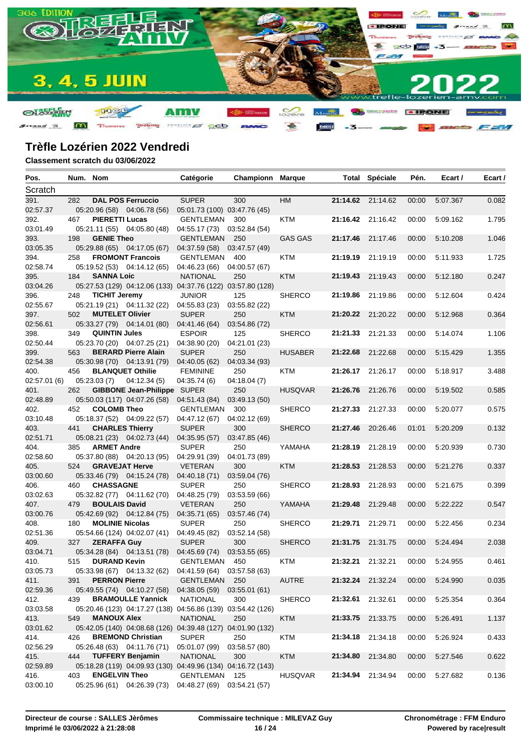# Trèfle Lozérien 2022 Vendredi

**Classement scratch du 03/06/2022**

| Pos. | Num. | Nom | Catégorie | Championn | Marque | Total | Spéciale | Pén. | Ecart / | Ecart / |
|---|---|---|---|---|---|---|---|---|---|---|
| Scratch | | | | | | | | | | |
| 391. | 282 | **DAL POS Ferruccio** | SUPER | 300 | HM | **21:14.62** | 21:14.62 | 00:00 | 5:07.367 | 0.082 |
| 02:57.37 | | 05:20.96 (58) 04:06.78 (56) | 05:01.73 (100) | 03:47.76 (45) | | | | | | |
| 392. | 467 | **PIERETTI Lucas** | GENTLEMAN | 300 | KTM | **21:16.42** | 21:16.42 | 00:00 | 5:09.162 | 1.795 |
| 03:01.49 | | 05:21.11 (55) 04:05.80 (48) | 04:55.17 (73) | 03:52.84 (54) | | | | | | |
| 393. | 198 | **GENIE Theo** | GENTLEMAN | 250 | GAS GAS | **21:17.46** | 21:17.46 | 00:00 | 5:10.208 | 1.046 |
| 03:05.35 | | 05:29.88 (65) 04:17.05 (67) | 04:37.59 (58) | 03:47.57 (49) | | | | | | |
| 394. | 258 | **FROMONT Francois** | GENTLEMAN | 400 | KTM | **21:19.19** | 21:19.19 | 00:00 | 5:11.933 | 1.725 |
| 02:58.74 | | 05:19.52 (53) 04:14.12 (65) | 04:46.23 (66) | 04:00.57 (67) | | | | | | |
| 395. | 184 | **SANNA Loic** | NATIONAL | 250 | KTM | **21:19.43** | 21:19.43 | 00:00 | 5:12.180 | 0.247 |
| 03:04.26 | | 05:27.53 (129) 04:12.06 (133) | 04:37.76 (122) | 03:57.80 (128) | | | | | | |
| 396. | 248 | **TICHIT Jeremy** | JUNIOR | 125 | SHERCO | **21:19.86** | 21:19.86 | 00:00 | 5:12.604 | 0.424 |
| 02:55.67 | | 05:21.19 (21) 04:11.32 (22) | 04:55.83 (23) | 03:55.82 (22) | | | | | | |
| 397. | 502 | **MUTELET Olivier** | SUPER | 250 | KTM | **21:20.22** | 21:20.22 | 00:00 | 5:12.968 | 0.364 |
| 02:56.61 | | 05:33.27 (79) 04:14.01 (80) | 04:41.46 (64) | 03:54.86 (72) | | | | | | |
| 398. | 349 | **QUINTIN Jules** | ESPOIR | 125 | SHERCO | **21:21.33** | 21:21.33 | 00:00 | 5:14.074 | 1.106 |
| 02:50.44 | | 05:23.70 (20) 04:07.25 (21) | 04:38.90 (20) | 04:21.01 (23) | | | | | | |
| 399. | 563 | **BERARD Pierre Alain** | SUPER | 250 | HUSABER | **21:22.68** | 21:22.68 | 00:00 | 5:15.429 | 1.355 |
| 02:54.38 | | 05:30.98 (70) 04:13.91 (79) | 04:40.05 (62) | 04:03.34 (93) | | | | | | |
| 400. | 456 | **BLANQUET Othilie** | FEMININE | 250 | KTM | **21:26.17** | 21:26.17 | 00:00 | 5:18.917 | 3.488 |
| 02:57.01 (6) | | 05:23.03 (7) 04:12.34 (5) | 04:35.74 (6) | 04:18.04 (7) | | | | | | |
| 401. | 262 | **GIBBONE Jean-Philippe** | SUPER | 250 | HUSQVAR | **21:26.76** | 21:26.76 | 00:00 | 5:19.502 | 0.585 |
| 02:48.89 | | 05:50.03 (117) 04:07.26 (58) | 04:51.43 (84) | 03:49.13 (50) | | | | | | |
| 402. | 452 | **COLOMB Theo** | GENTLEMAN | 300 | SHERCO | **21:27.33** | 21:27.33 | 00:00 | 5:20.077 | 0.575 |
| 03:10.48 | | 05:18.37 (52) 04:09.22 (57) | 04:47.12 (67) | 04:02.12 (69) | | | | | | |
| 403. | 441 | **CHARLES Thierry** | SUPER | 300 | SHERCO | **21:27.46** | 20:26.46 | 01:01 | 5:20.209 | 0.132 |
| 02:51.71 | | 05:08.21 (23) 04:02.73 (44) | 04:35.95 (57) | 03:47.85 (46) | | | | | | |
| 404. | 385 | **ARMET Andre** | SUPER | 250 | YAMAHA | **21:28.19** | 21:28.19 | 00:00 | 5:20.939 | 0.730 |
| 02:58.60 | | 05:37.80 (88) 04:20.13 (95) | 04:29.91 (39) | 04:01.73 (89) | | | | | | |
| 405. | 524 | **GRAVEJAT Herve** | VETERAN | 300 | KTM | **21:28.53** | 21:28.53 | 00:00 | 5:21.276 | 0.337 |
| 03:00.60 | | 05:33.46 (79) 04:15.24 (78) | 04:40.18 (71) | 03:59.04 (76) | | | | | | |
| 406. | 460 | **CHASSAGNE** | SUPER | 250 | SHERCO | **21:28.93** | 21:28.93 | 00:00 | 5:21.675 | 0.399 |
| 03:02.63 | | 05:32.82 (77) 04:11.62 (70) | 04:48.25 (79) | 03:53.59 (66) | | | | | | |
| 407. | 479 | **BOULAIS David** | VETERAN | 250 | YAMAHA | **21:29.48** | 21:29.48 | 00:00 | 5:22.222 | 0.547 |
| 03:00.76 | | 05:42.69 (92) 04:12.84 (75) | 04:35.71 (65) | 03:57.46 (74) | | | | | | |
| 408. | 180 | **MOLINIE Nicolas** | SUPER | 250 | SHERCO | **21:29.71** | 21:29.71 | 00:00 | 5:22.456 | 0.234 |
| 02:51.36 | | 05:54.66 (124) 04:02.07 (41) | 04:49.45 (82) | 03:52.14 (58) | | | | | | |
| 409. | 327 | **ZERAFFA Guy** | SUPER | 300 | SHERCO | **21:31.75** | 21:31.75 | 00:00 | 5:24.494 | 2.038 |
| 03:04.71 | | 05:34.28 (84) 04:13.51 (78) | 04:45.69 (74) | 03:53.55 (65) | | | | | | |
| 410. | 515 | **DURAND Kevin** | GENTLEMAN | 450 | KTM | **21:32.21** | 21:32.21 | 00:00 | 5:24.955 | 0.461 |
| 03:05.73 | | 05:33.98 (67) 04:13.32 (62) | 04:41.59 (64) | 03:57.58 (63) | | | | | | |
| 411. | 391 | **PERRON Pierre** | GENTLEMAN | 250 | AUTRE | **21:32.24** | 21:32.24 | 00:00 | 5:24.990 | 0.035 |
| 02:59.36 | | 05:49.55 (74) 04:10.27 (58) | 04:38.05 (59) | 03:55.01 (61) | | | | | | |
| 412. | 439 | **BRAMOULLE Yannick** | NATIONAL | 300 | SHERCO | **21:32.61** | 21:32.61 | 00:00 | 5:25.354 | 0.364 |
| 03:03.58 | | 05:20.46 (123) 04:17.27 (138) | 04:56.86 (139) | 03:54.42 (126) | | | | | | |
| 413. | 549 | **MANOUX Alex** | NATIONAL | 250 | KTM | **21:33.75** | 21:33.75 | 00:00 | 5:26.491 | 1.137 |
| 03:01.62 | | 05:42.05 (140) 04:08.68 (126) | 04:39.48 (127) | 04:01.90 (132) | | | | | | |
| 414. | 426 | **BREMOND Christian** | SUPER | 250 | KTM | **21:34.18** | 21:34.18 | 00:00 | 5:26.924 | 0.433 |
| 02:56.29 | | 05:26.48 (63) 04:11.76 (71) | 05:01.07 (99) | 03:58.57 (80) | | | | | | |
| 415. | 444 | **TUFFERY Benjamin** | NATIONAL | 300 | KTM | **21:34.80** | 21:34.80 | 00:00 | 5:27.546 | 0.622 |
| 02:59.89 | | 05:18.28 (119) 04:09.93 (130) | 04:49.96 (134) | 04:16.72 (143) | | | | | | |
| 416. | 403 | **ENGELVIN Theo** | GENTLEMAN | 125 | HUSQVAR | **21:34.94** | 21:34.94 | 00:00 | 5:27.682 | 0.136 |
| 03:00.10 | | 05:25.96 (61) 04:26.39 (73) | 04:48.27 (69) | 03:54.21 (57) | | | | | | |

**Directeur de course : SALLES Jèrômes**
**Imprimé le 03/06/2022 à 21:28:08**

**Commissaire technique : MILEVAZ Guy**

**Chronométrage : FFM Enduro**
**Powered by race|result**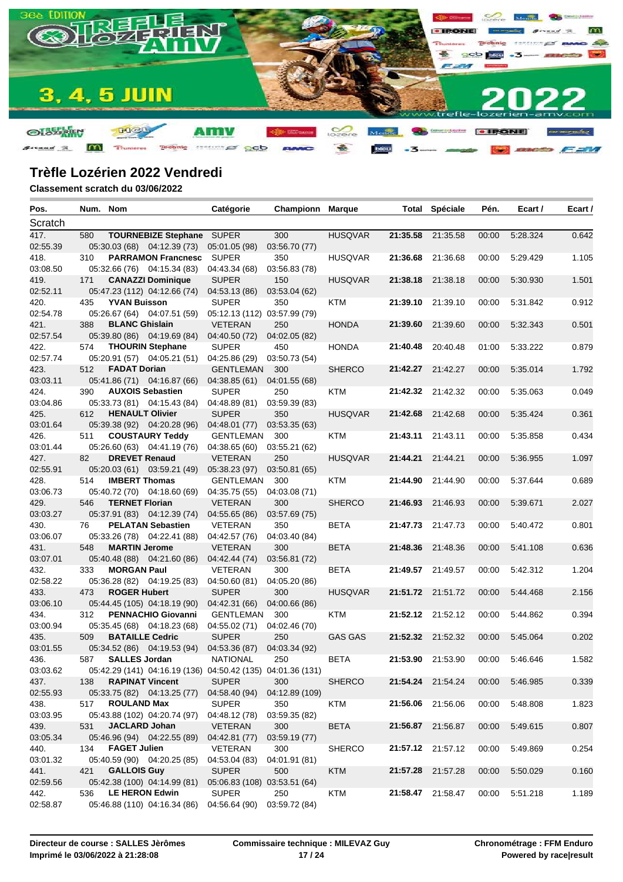## Trèfle Lozérien 2022 Vendredi

**Classement scratch du 03/06/2022**

| Pos. | Num. | Nom | Catégorie | Championn | Marque | Total | Spéciale | Pén. | Ecart / | Ecart / |
|---|---|---|---|---|---|---|---|---|---|---|
| Scratch | | | | | | | | | | |
| 417. | 580 | **TOURNEBIZE Stephane** | SUPER | 300 | HUSQVAR | **21:35.58** | 21:35.58 | 00:00 | 5:28.324 | 0.642 |
| 02:55.39 | | 05:30.03 (68) 04:12.39 (73) | 05:01.05 (98) | 03:56.70 (77) | | | | | | |
| 418. | 310 | **PARRAMON Francnesc** | SUPER | 350 | HUSQVAR | **21:36.68** | 21:36.68 | 00:00 | 5:29.429 | 1.105 |
| 03:08.50 | | 05:32.66 (76) 04:15.34 (83) | 04:43.34 (68) | 03:56.83 (78) | | | | | | |
| 419. | 171 | **CANAZZI Dominique** | SUPER | 150 | HUSQVAR | **21:38.18** | 21:38.18 | 00:00 | 5:30.930 | 1.501 |
| 02:52.11 | | 05:47.23 (112) 04:12.66 (74) | 04:53.13 (86) | 03:53.04 (62) | | | | | | |
| 420. | 435 | **YVAN Buisson** | SUPER | 350 | KTM | **21:39.10** | 21:39.10 | 00:00 | 5:31.842 | 0.912 |
| 02:54.78 | | 05:26.67 (64) 04:07.51 (59) | 05:12.13 (112) | 03:57.99 (79) | | | | | | |
| 421. | 388 | **BLANC Ghislain** | VETERAN | 250 | HONDA | **21:39.60** | 21:39.60 | 00:00 | 5:32.343 | 0.501 |
| 02:57.54 | | 05:39.80 (86) 04:19.69 (84) | 04:40.50 (72) | 04:02.05 (82) | | | | | | |
| 422. | 574 | **THOURIN Stephane** | SUPER | 450 | HONDA | **21:40.48** | 20:40.48 | 01:00 | 5:33.222 | 0.879 |
| 02:57.74 | | 05:20.91 (57) 04:05.21 (51) | 04:25.86 (29) | 03:50.73 (54) | | | | | | |
| 423. | 512 | **FADAT Dorian** | GENTLEMAN | 300 | SHERCO | **21:42.27** | 21:42.27 | 00:00 | 5:35.014 | 1.792 |
| 03:03.11 | | 05:41.86 (71) 04:16.87 (66) | 04:38.85 (61) | 04:01.55 (68) | | | | | | |
| 424. | 390 | **AUXOIS Sebastien** | SUPER | 250 | KTM | **21:42.32** | 21:42.32 | 00:00 | 5:35.063 | 0.049 |
| 03:04.86 | | 05:33.73 (81) 04:15.43 (84) | 04:48.89 (81) | 03:59.39 (83) | | | | | | |
| 425. | 612 | **HENAULT Olivier** | SUPER | 350 | HUSQVAR | **21:42.68** | 21:42.68 | 00:00 | 5:35.424 | 0.361 |
| 03:01.64 | | 05:39.38 (92) 04:20.28 (96) | 04:48.01 (77) | 03:53.35 (63) | | | | | | |
| 426. | 511 | **COUSTAURY Teddy** | GENTLEMAN | 300 | KTM | **21:43.11** | 21:43.11 | 00:00 | 5:35.858 | 0.434 |
| 03:01.44 | | 05:26.60 (63) 04:41.19 (76) | 04:38.65 (60) | 03:55.21 (62) | | | | | | |
| 427. | 82 | **DREVET Renaud** | VETERAN | 250 | HUSQVAR | **21:44.21** | 21:44.21 | 00:00 | 5:36.955 | 1.097 |
| 02:55.91 | | 05:20.03 (61) 03:59.21 (49) | 05:38.23 (97) | 03:50.81 (65) | | | | | | |
| 428. | 514 | **IMBERT Thomas** | GENTLEMAN | 300 | KTM | **21:44.90** | 21:44.90 | 00:00 | 5:37.644 | 0.689 |
| 03:06.73 | | 05:40.72 (70) 04:18.60 (69) | 04:35.75 (55) | 04:03.08 (71) | | | | | | |
| 429. | 546 | **TERNET Florian** | VETERAN | 300 | SHERCO | **21:46.93** | 21:46.93 | 00:00 | 5:39.671 | 2.027 |
| 03:03.27 | | 05:37.91 (83) 04:12.39 (74) | 04:55.65 (86) | 03:57.69 (75) | | | | | | |
| 430. | 76 | **PELATAN Sebastien** | VETERAN | 350 | BETA | **21:47.73** | 21:47.73 | 00:00 | 5:40.472 | 0.801 |
| 03:06.07 | | 05:33.26 (78) 04:22.41 (88) | 04:42.57 (76) | 04:03.40 (84) | | | | | | |
| 431. | 548 | **MARTIN Jerome** | VETERAN | 300 | BETA | **21:48.36** | 21:48.36 | 00:00 | 5:41.108 | 0.636 |
| 03:07.01 | | 05:40.48 (88) 04:21.60 (86) | 04:42.44 (74) | 03:56.81 (72) | | | | | | |
| 432. | 333 | **MORGAN Paul** | VETERAN | 300 | BETA | **21:49.57** | 21:49.57 | 00:00 | 5:42.312 | 1.204 |
| 02:58.22 | | 05:36.28 (82) 04:19.25 (83) | 04:50.60 (81) | 04:05.20 (86) | | | | | | |
| 433. | 473 | **ROGER Hubert** | SUPER | 300 | HUSQVAR | **21:51.72** | 21:51.72 | 00:00 | 5:44.468 | 2.156 |
| 03:06.10 | | 05:44.45 (105) 04:18.19 (90) | 04:42.31 (66) | 04:00.66 (86) | | | | | | |
| 434. | 312 | **PENNACHIO Giovanni** | GENTLEMAN | 300 | KTM | **21:52.12** | 21:52.12 | 00:00 | 5:44.862 | 0.394 |
| 03:00.94 | | 05:35.45 (68) 04:18.23 (68) | 04:55.02 (71) | 04:02.46 (70) | | | | | | |
| 435. | 509 | **BATAILLE Cedric** | SUPER | 250 | GAS GAS | **21:52.32** | 21:52.32 | 00:00 | 5:45.064 | 0.202 |
| 03:01.55 | | 05:34.52 (86) 04:19.53 (94) | 04:53.36 (87) | 04:03.34 (92) | | | | | | |
| 436. | 587 | **SALLES Jordan** | NATIONAL | 250 | BETA | **21:53.90** | 21:53.90 | 00:00 | 5:46.646 | 1.582 |
| 03:03.62 | | 05:42.29 (141) 04:16.19 (136) | 04:50.42 (135) | 04:01.36 (131) | | | | | | |
| 437. | 138 | **RAPINAT Vincent** | SUPER | 300 | SHERCO | **21:54.24** | 21:54.24 | 00:00 | 5:46.985 | 0.339 |
| 02:55.93 | | 05:33.75 (82) 04:13.25 (77) | 04:58.40 (94) | 04:12.89 (109) | | | | | | |
| 438. | 517 | **ROULAND Max** | SUPER | 350 | KTM | **21:56.06** | 21:56.06 | 00:00 | 5:48.808 | 1.823 |
| 03:03.95 | | 05:43.88 (102) 04:20.74 (97) | 04:48.12 (78) | 03:59.35 (82) | | | | | | |
| 439. | 531 | **JACLARD Johan** | VETERAN | 300 | BETA | **21:56.87** | 21:56.87 | 00:00 | 5:49.615 | 0.807 |
| 03:05.34 | | 05:46.96 (94) 04:22.55 (89) | 04:42.81 (77) | 03:59.19 (77) | | | | | | |
| 440. | 134 | **FAGET Julien** | VETERAN | 300 | SHERCO | **21:57.12** | 21:57.12 | 00:00 | 5:49.869 | 0.254 |
| 03:01.32 | | 05:40.59 (90) 04:20.25 (85) | 04:53.04 (83) | 04:01.91 (81) | | | | | | |
| 441. | 421 | **GALLOIS Guy** | SUPER | 500 | KTM | **21:57.28** | 21:57.28 | 00:00 | 5:50.029 | 0.160 |
| 02:59.56 | | 05:42.38 (100) 04:14.99 (81) | 05:06.83 (108) | 03:53.51 (64) | | | | | | |
| 442. | 536 | **LE HERON Edwin** | SUPER | 250 | KTM | **21:58.47** | 21:58.47 | 00:00 | 5:51.218 | 1.189 |
| 02:58.87 | | 05:46.88 (110) 04:16.34 (86) | 04:56.64 (90) | 03:59.72 (84) | | | | | | |

**Directeur de course : SALLES Jèrômes** | **Commissaire technique : MILEVAZ Guy** | **Chronométrage : FFM Enduro**

**Imprimé le 03/06/2022 à 21:28:08** | **Powered by race|result**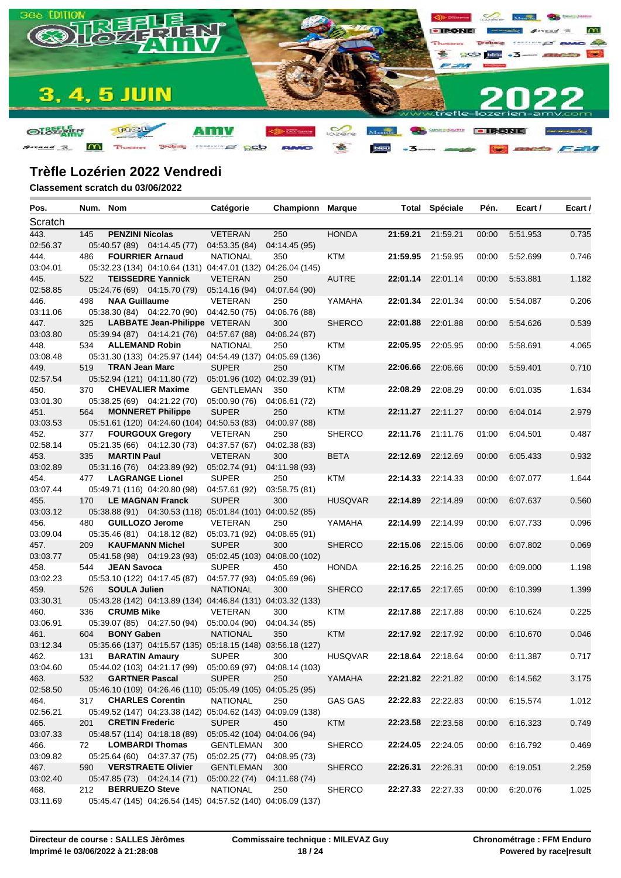# Trèfle Lozérien 2022 Vendredi

**Classement scratch du 03/06/2022**

| Pos. | Num. | Nom | Catégorie | Championn | Marque | Total | Spéciale | Pén. | Ecart / | Ecart / |
|---|---|---|---|---|---|---|---|---|---|---|
| Scratch | | | | | | | | | | |
| 443. | 145 | **PENZINI Nicolas** | VETERAN | 250 | HONDA | **21:59.21** | 21:59.21 | 00:00 | 5:51.953 | 0.735 |
| 02:56.37 | | 05:40.57 (89) 04:14.45 (77) | 04:53.35 (84) | 04:14.45 (95) | | | | | | |
| 444. | 486 | **FOURRIER Arnaud** | NATIONAL | 350 | KTM | **21:59.95** | 21:59.95 | 00:00 | 5:52.699 | 0.746 |
| 03:04.01 | | 05:32.23 (134) 04:10.64 (131) | 04:47.01 (132) | 04:26.04 (145) | | | | | | |
| 445. | 522 | **TEISSEDRE Yannick** | VETERAN | 250 | AUTRE | **22:01.14** | 22:01.14 | 00:00 | 5:53.881 | 1.182 |
| 02:58.85 | | 05:24.76 (69) 04:15.70 (79) | 05:14.16 (94) | 04:07.64 (90) | | | | | | |
| 446. | 498 | **NAA Guillaume** | VETERAN | 250 | YAMAHA | **22:01.34** | 22:01.34 | 00:00 | 5:54.087 | 0.206 |
| 03:11.06 | | 05:38.30 (84) 04:22.70 (90) | 04:42.50 (75) | 04:06.76 (88) | | | | | | |
| 447. | 325 | **LABBATE Jean-Philippe** | VETERAN | 300 | SHERCO | **22:01.88** | 22:01.88 | 00:00 | 5:54.626 | 0.539 |
| 03:03.80 | | 05:39.94 (87) 04:14.21 (76) | 04:57.67 (88) | 04:06.24 (87) | | | | | | |
| 448. | 534 | **ALLEMAND Robin** | NATIONAL | 250 | KTM | **22:05.95** | 22:05.95 | 00:00 | 5:58.691 | 4.065 |
| 03:08.48 | | 05:31.30 (133) 04:25.97 (144) | 04:54.49 (137) | 04:05.69 (136) | | | | | | |
| 449. | 519 | **TRAN Jean Marc** | SUPER | 250 | KTM | **22:06.66** | 22:06.66 | 00:00 | 5:59.401 | 0.710 |
| 02:57.54 | | 05:52.94 (121) 04:11.80 (72) | 05:01.96 (102) | 04:02.39 (91) | | | | | | |
| 450. | 370 | **CHEVALIER Maxime** | GENTLEMAN | 350 | KTM | **22:08.29** | 22:08.29 | 00:00 | 6:01.035 | 1.634 |
| 03:01.30 | | 05:38.25 (69) 04:21.22 (70) | 05:00.90 (76) | 04:06.61 (72) | | | | | | |
| 451. | 564 | **MONNERET Philippe** | SUPER | 250 | KTM | **22:11.27** | 22:11.27 | 00:00 | 6:04.014 | 2.979 |
| 03:03.53 | | 05:51.61 (120) 04:24.60 (104) | 04:50.53 (83) | 04:00.97 (88) | | | | | | |
| 452. | 377 | **FOURGOUX Gregory** | VETERAN | 250 | SHERCO | **22:11.76** | 21:11.76 | 01:00 | 6:04.501 | 0.487 |
| 02:58.14 | | 05:21.35 (66) 04:12.30 (73) | 04:37.57 (67) | 04:02.38 (83) | | | | | | |
| 453. | 335 | **MARTIN Paul** | VETERAN | 300 | BETA | **22:12.69** | 22:12.69 | 00:00 | 6:05.433 | 0.932 |
| 03:02.89 | | 05:31.16 (76) 04:23.89 (92) | 05:02.74 (91) | 04:11.98 (93) | | | | | | |
| 454. | 477 | **LAGRANGE Lionel** | SUPER | 250 | KTM | **22:14.33** | 22:14.33 | 00:00 | 6:07.077 | 1.644 |
| 03:07.44 | | 05:49.71 (116) 04:20.80 (98) | 04:57.61 (92) | 03:58.75 (81) | | | | | | |
| 455. | 170 | **LE MAGNAN Franck** | SUPER | 300 | HUSQVAR | **22:14.89** | 22:14.89 | 00:00 | 6:07.637 | 0.560 |
| 03:03.12 | | 05:38.88 (91) 04:30.53 (118) | 05:01.84 (101) | 04:00.52 (85) | | | | | | |
| 456. | 480 | **GUILLOZO Jerome** | VETERAN | 250 | YAMAHA | **22:14.99** | 22:14.99 | 00:00 | 6:07.733 | 0.096 |
| 03:09.04 | | 05:35.46 (81) 04:18.12 (82) | 05:03.71 (92) | 04:08.65 (91) | | | | | | |
| 457. | 209 | **KAUFMANN Michel** | SUPER | 300 | SHERCO | **22:15.06** | 22:15.06 | 00:00 | 6:07.802 | 0.069 |
| 03:03.77 | | 05:41.58 (98) 04:19.23 (93) | 05:02.45 (103) | 04:08.00 (102) | | | | | | |
| 458. | 544 | **JEAN Savoca** | SUPER | 450 | HONDA | **22:16.25** | 22:16.25 | 00:00 | 6:09.000 | 1.198 |
| 03:02.23 | | 05:53.10 (122) 04:17.45 (87) | 04:57.77 (93) | 04:05.69 (96) | | | | | | |
| 459. | 526 | **SOULA Julien** | NATIONAL | 300 | SHERCO | **22:17.65** | 22:17.65 | 00:00 | 6:10.399 | 1.399 |
| 03:30.31 | | 05:43.28 (142) 04:13.89 (134) | 04:46.84 (131) | 04:03.32 (133) | | | | | | |
| 460. | 336 | **CRUMB Mike** | VETERAN | 300 | KTM | **22:17.88** | 22:17.88 | 00:00 | 6:10.624 | 0.225 |
| 03:06.91 | | 05:39.07 (85) 04:27.50 (94) | 05:00.04 (90) | 04:04.34 (85) | | | | | | |
| 461. | 604 | **BONY Gaben** | NATIONAL | 350 | KTM | **22:17.92** | 22:17.92 | 00:00 | 6:10.670 | 0.046 |
| 03:12.34 | | 05:35.66 (137) 04:15.57 (135) | 05:18.15 (148) | 03:56.18 (127) | | | | | | |
| 462. | 131 | **BARATIN Amaury** | SUPER | 300 | HUSQVAR | **22:18.64** | 22:18.64 | 00:00 | 6:11.387 | 0.717 |
| 03:04.60 | | 05:44.02 (103) 04:21.17 (99) | 05:00.69 (97) | 04:08.14 (103) | | | | | | |
| 463. | 532 | **GARTNER Pascal** | SUPER | 250 | YAMAHA | **22:21.82** | 22:21.82 | 00:00 | 6:14.562 | 3.175 |
| 02:58.50 | | 05:46.10 (109) 04:26.46 (110) | 05:05.49 (105) | 04:05.25 (95) | | | | | | |
| 464. | 317 | **CHARLES Corentin** | NATIONAL | 250 | GAS GAS | **22:22.83** | 22:22.83 | 00:00 | 6:15.574 | 1.012 |
| 02:56.21 | | 05:49.52 (147) 04:23.38 (142) | 05:04.62 (143) | 04:09.09 (138) | | | | | | |
| 465. | 201 | **CRETIN Frederic** | SUPER | 450 | KTM | **22:23.58** | 22:23.58 | 00:00 | 6:16.323 | 0.749 |
| 03:07.33 | | 05:48.57 (114) 04:18.18 (89) | 05:05.42 (104) | 04:04.06 (94) | | | | | | |
| 466. | 72 | **LOMBARDI Thomas** | GENTLEMAN | 300 | SHERCO | **22:24.05** | 22:24.05 | 00:00 | 6:16.792 | 0.469 |
| 03:09.82 | | 05:25.64 (60) 04:37.37 (75) | 05:02.25 (77) | 04:08.95 (73) | | | | | | |
| 467. | 590 | **VERSTRAETE Olivier** | GENTLEMAN | 300 | SHERCO | **22:26.31** | 22:26.31 | 00:00 | 6:19.051 | 2.259 |
| 03:02.40 | | 05:47.85 (73) 04:24.14 (71) | 05:00.22 (74) | 04:11.68 (74) | | | | | | |
| 468. | 212 | **BERRUEZO Steve** | NATIONAL | 250 | SHERCO | **22:27.33** | 22:27.33 | 00:00 | 6:20.076 | 1.025 |
| 03:11.69 | | 05:45.47 (145) 04:26.54 (145) | 04:57.52 (140) | 04:06.09 (137) | | | | | | |

**Directeur de course : SALLES Jèrômes**
**Imprimé le 03/06/2022 à 21:28:08**

**Commissaire technique : MILEVAZ Guy**

**Chronométrage : FFM Enduro**
**Powered by race|result**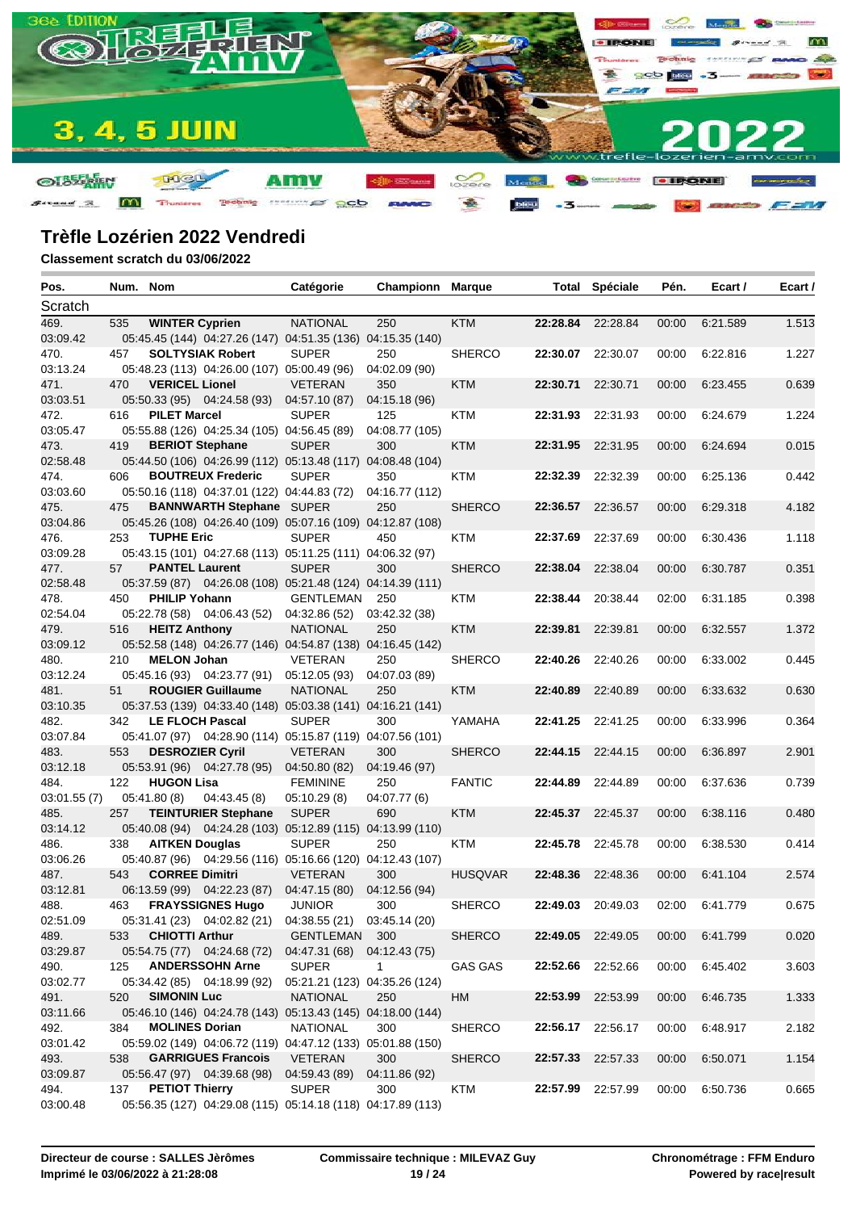## Trèfle Lozérien 2022 Vendredi

**Classement scratch du 03/06/2022**

| Pos. | Num. | Nom | Catégorie | Championn | Marque | Total | Spéciale | Pén. | Ecart / | Ecart / |
|---|---|---|---|---|---|---|---|---|---|---|
| Scratch | | | | | | | | | | |
| 469. | 535 | **WINTER Cyprien** | NATIONAL | 250 | KTM | **22:28.84** | 22:28.84 | 00:00 | 6:21.589 | 1.513 |
| 03:09.42 | | 05:45.45 (144) 04:27.26 (147) 04:51.35 (136) 04:15.35 (140) | | | | | | | | |
| 470. | 457 | **SOLTYSIAK Robert** | SUPER | 250 | SHERCO | **22:30.07** | 22:30.07 | 00:00 | 6:22.816 | 1.227 |
| 03:13.24 | | 05:48.23 (113) 04:26.00 (107) 05:00.49 (96) 04:02.09 (90) | | | | | | | | |
| 471. | 470 | **VERICEL Lionel** | VETERAN | 350 | KTM | **22:30.71** | 22:30.71 | 00:00 | 6:23.455 | 0.639 |
| 03:03.51 | | 05:50.33 (95) 04:24.58 (93) 04:57.10 (87) 04:15.18 (96) | | | | | | | | |
| 472. | 616 | **PILET Marcel** | SUPER | 125 | KTM | **22:31.93** | 22:31.93 | 00:00 | 6:24.679 | 1.224 |
| 03:05.47 | | 05:55.88 (126) 04:25.34 (105) 04:56.45 (89) 04:08.77 (105) | | | | | | | | |
| 473. | 419 | **BERIOT Stephane** | SUPER | 300 | KTM | **22:31.95** | 22:31.95 | 00:00 | 6:24.694 | 0.015 |
| 02:58.48 | | 05:44.50 (106) 04:26.99 (112) 05:13.48 (117) 04:08.48 (104) | | | | | | | | |
| 474. | 606 | **BOUTREUX Frederic** | SUPER | 350 | KTM | **22:32.39** | 22:32.39 | 00:00 | 6:25.136 | 0.442 |
| 03:03.60 | | 05:50.16 (118) 04:37.01 (122) 04:44.83 (72) 04:16.77 (112) | | | | | | | | |
| 475. | 475 | **BANNWARTH Stephane** | SUPER | 250 | SHERCO | **22:36.57** | 22:36.57 | 00:00 | 6:29.318 | 4.182 |
| 03:04.86 | | 05:45.26 (108) 04:26.40 (109) 05:07.16 (109) 04:12.87 (108) | | | | | | | | |
| 476. | 253 | **TUPHE Eric** | SUPER | 450 | KTM | **22:37.69** | 22:37.69 | 00:00 | 6:30.436 | 1.118 |
| 03:09.28 | | 05:43.15 (101) 04:27.68 (113) 05:11.25 (111) 04:06.32 (97) | | | | | | | | |
| 477. | 57 | **PANTEL Laurent** | SUPER | 300 | SHERCO | **22:38.04** | 22:38.04 | 00:00 | 6:30.787 | 0.351 |
| 02:58.48 | | 05:37.59 (87) 04:26.08 (108) 05:21.48 (124) 04:14.39 (111) | | | | | | | | |
| 478. | 450 | **PHILIP Yohann** | GENTLEMAN | 250 | KTM | **22:38.44** | 20:38.44 | 02:00 | 6:31.185 | 0.398 |
| 02:54.04 | | 05:22.78 (58) 04:06.43 (52) 04:32.86 (52) 03:42.32 (38) | | | | | | | | |
| 479. | 516 | **HEITZ Anthony** | NATIONAL | 250 | KTM | **22:39.81** | 22:39.81 | 00:00 | 6:32.557 | 1.372 |
| 03:09.12 | | 05:52.58 (148) 04:26.77 (146) 04:54.87 (138) 04:16.45 (142) | | | | | | | | |
| 480. | 210 | **MELON Johan** | VETERAN | 250 | SHERCO | **22:40.26** | 22:40.26 | 00:00 | 6:33.002 | 0.445 |
| 03:12.24 | | 05:45.16 (93) 04:23.77 (91) 05:12.05 (93) 04:07.03 (89) | | | | | | | | |
| 481. | 51 | **ROUGIER Guillaume** | NATIONAL | 250 | KTM | **22:40.89** | 22:40.89 | 00:00 | 6:33.632 | 0.630 |
| 03:10.35 | | 05:37.53 (139) 04:33.40 (148) 05:03.38 (141) 04:16.21 (141) | | | | | | | | |
| 482. | 342 | **LE FLOCH Pascal** | SUPER | 300 | YAMAHA | **22:41.25** | 22:41.25 | 00:00 | 6:33.996 | 0.364 |
| 03:07.84 | | 05:41.07 (97) 04:28.90 (114) 05:15.87 (119) 04:07.56 (101) | | | | | | | | |
| 483. | 553 | **DESROZIER Cyril** | VETERAN | 300 | SHERCO | **22:44.15** | 22:44.15 | 00:00 | 6:36.897 | 2.901 |
| 03:12.18 | | 05:53.91 (96) 04:27.78 (95) 04:50.80 (82) 04:19.46 (97) | | | | | | | | |
| 484. | 122 | **HUGON Lisa** | FEMININE | 250 | FANTIC | **22:44.89** | 22:44.89 | 00:00 | 6:37.636 | 0.739 |
| 03:01.55 (7) | | 05:41.80 (8) 04:43.45 (8) 05:10.29 (8) 04:07.77 (6) | | | | | | | | |
| 485. | 257 | **TEINTURIER Stephane** | SUPER | 690 | KTM | **22:45.37** | 22:45.37 | 00:00 | 6:38.116 | 0.480 |
| 03:14.12 | | 05:40.08 (94) 04:24.28 (103) 05:12.89 (115) 04:13.99 (110) | | | | | | | | |
| 486. | 338 | **AITKEN Douglas** | SUPER | 250 | KTM | **22:45.78** | 22:45.78 | 00:00 | 6:38.530 | 0.414 |
| 03:06.26 | | 05:40.87 (96) 04:29.56 (116) 05:16.66 (120) 04:12.43 (107) | | | | | | | | |
| 487. | 543 | **CORREE Dimitri** | VETERAN | 300 | HUSQVAR | **22:48.36** | 22:48.36 | 00:00 | 6:41.104 | 2.574 |
| 03:12.81 | | 06:13.59 (99) 04:22.23 (87) 04:47.15 (80) 04:12.56 (94) | | | | | | | | |
| 488. | 463 | **FRAYSSIGNES Hugo** | JUNIOR | 300 | SHERCO | **22:49.03** | 20:49.03 | 02:00 | 6:41.779 | 0.675 |
| 02:51.09 | | 05:31.41 (23) 04:02.82 (21) 04:38.55 (21) 03:45.14 (20) | | | | | | | | |
| 489. | 533 | **CHIOTTI Arthur** | GENTLEMAN | 300 | SHERCO | **22:49.05** | 22:49.05 | 00:00 | 6:41.799 | 0.020 |
| 03:29.87 | | 05:54.75 (77) 04:24.68 (72) 04:47.31 (68) 04:12.43 (75) | | | | | | | | |
| 490. | 125 | **ANDERSSOHN Arne** | SUPER | 1 | GAS GAS | **22:52.66** | 22:52.66 | 00:00 | 6:45.402 | 3.603 |
| 03:02.77 | | 05:34.42 (85) 04:18.99 (92) 05:21.21 (123) 04:35.26 (124) | | | | | | | | |
| 491. | 520 | **SIMONIN Luc** | NATIONAL | 250 | HM | **22:53.99** | 22:53.99 | 00:00 | 6:46.735 | 1.333 |
| 03:11.66 | | 05:46.10 (146) 04:24.78 (143) 05:13.43 (145) 04:18.00 (144) | | | | | | | | |
| 492. | 384 | **MOLINES Dorian** | NATIONAL | 300 | SHERCO | **22:56.17** | 22:56.17 | 00:00 | 6:48.917 | 2.182 |
| 03:01.42 | | 05:59.02 (149) 04:06.72 (119) 04:47.12 (133) 05:01.88 (150) | | | | | | | | |
| 493. | 538 | **GARRIGUES Francois** | VETERAN | 300 | SHERCO | **22:57.33** | 22:57.33 | 00:00 | 6:50.071 | 1.154 |
| 03:09.87 | | 05:56.47 (97) 04:39.68 (98) 04:59.43 (89) 04:11.86 (92) | | | | | | | | |
| 494. | 137 | **PETIOT Thierry** | SUPER | 300 | KTM | **22:57.99** | 22:57.99 | 00:00 | 6:50.736 | 0.665 |
| 03:00.48 | | 05:56.35 (127) 04:29.08 (115) 05:14.18 (118) 04:17.89 (113) | | | | | | | | |

**Directeur de course : SALLES Jérômes**
**Imprimé le 03/06/2022 à 21:28:08**

**Commissaire technique : MILEVAZ Guy**

**Chronométrage : FFM Enduro**
**Powered by race|result**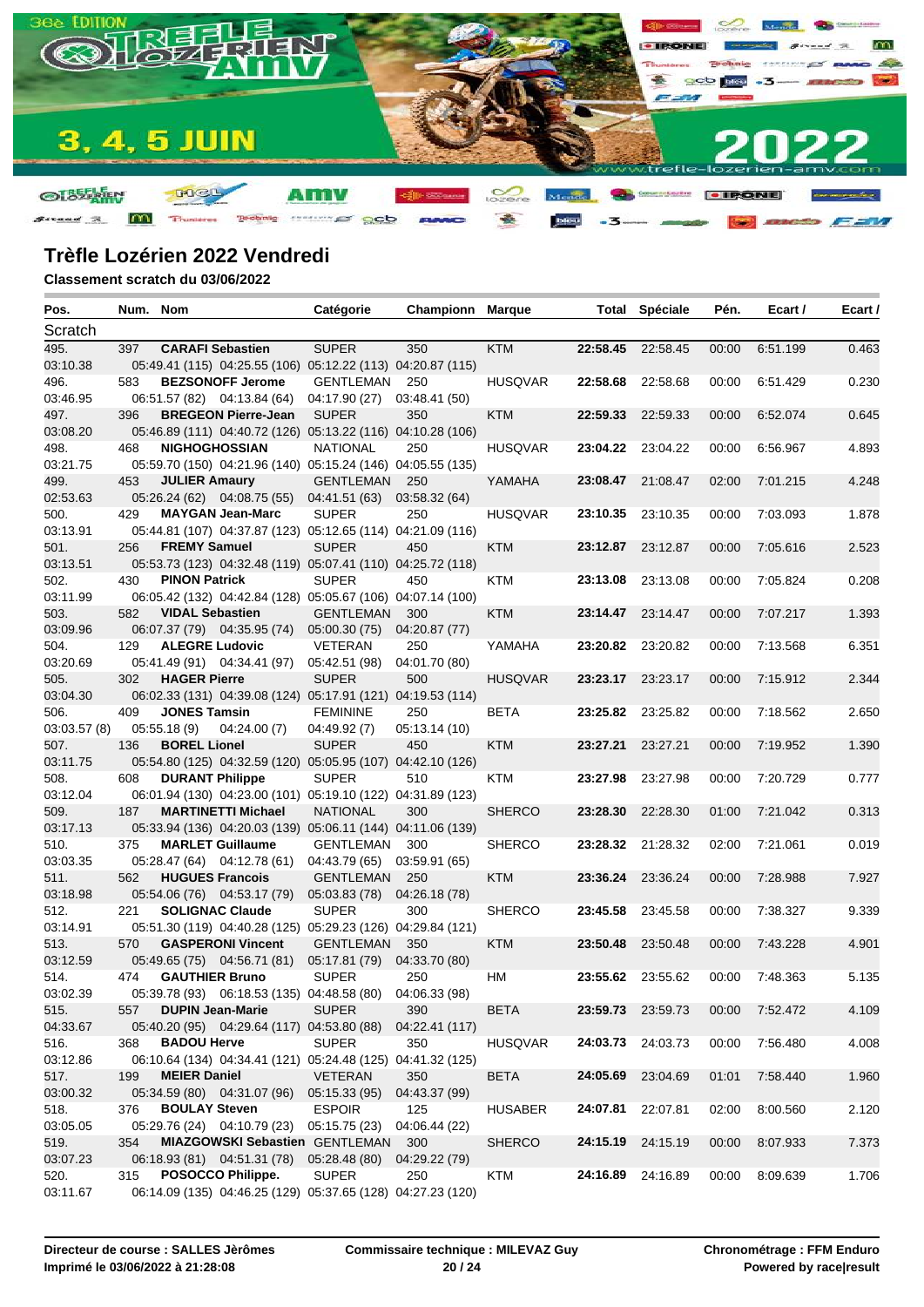# Trèfle Lozérien 2022 Vendredi

**Classement scratch du 03/06/2022**

| Pos. | Num. | Nom | Catégorie | Championn | Marque | Total | Spéciale | Pén. | Ecart / | Ecart / |
|---|---|---|---|---|---|---|---|---|---|---|
| Scratch | | | | | | | | | | |
| 495. | 397 | **CARAFI Sebastien** | SUPER | 350 | KTM | **22:58.45** | 22:58.45 | 00:00 | 6:51.199 | 0.463 |
| 03:10.38 | | 05:49.41 (115) 04:25.55 (106) 05:12.22 (113) 04:20.87 (115) | | | | | | | | |
| 496. | 583 | **BEZSONOFF Jerome** | GENTLEMAN | 250 | HUSQVAR | **22:58.68** | 22:58.68 | 00:00 | 6:51.429 | 0.230 |
| 03:46.95 | | 06:51.57 (82) 04:13.84 (64) 04:17.90 (27) 03:48.41 (50) | | | | | | | | |
| 497. | 396 | **BREGEON Pierre-Jean** | SUPER | 350 | KTM | **22:59.33** | 22:59.33 | 00:00 | 6:52.074 | 0.645 |
| 03:08.20 | | 05:46.89 (111) 04:40.72 (126) 05:13.22 (116) 04:10.28 (106) | | | | | | | | |
| 498. | 468 | **NIGHOGHOSSIAN** | NATIONAL | 250 | HUSQVAR | **23:04.22** | 23:04.22 | 00:00 | 6:56.967 | 4.893 |
| 03:21.75 | | 05:59.70 (150) 04:21.96 (140) 05:15.24 (146) 04:05.55 (135) | | | | | | | | |
| 499. | 453 | **JULIER Amaury** | GENTLEMAN | 250 | YAMAHA | **23:08.47** | 21:08.47 | 02:00 | 7:01.215 | 4.248 |
| 02:53.63 | | 05:26.24 (62) 04:08.75 (55) 04:41.51 (63) 03:58.32 (64) | | | | | | | | |
| 500. | 429 | **MAYGAN Jean-Marc** | SUPER | 250 | HUSQVAR | **23:10.35** | 23:10.35 | 00:00 | 7:03.093 | 1.878 |
| 03:13.91 | | 05:44.81 (107) 04:37.87 (123) 05:12.65 (114) 04:21.09 (116) | | | | | | | | |
| 501. | 256 | **FREMY Samuel** | SUPER | 450 | KTM | **23:12.87** | 23:12.87 | 00:00 | 7:05.616 | 2.523 |
| 03:13.51 | | 05:53.73 (123) 04:32.48 (119) 05:07.41 (110) 04:25.72 (118) | | | | | | | | |
| 502. | 430 | **PINON Patrick** | SUPER | 450 | KTM | **23:13.08** | 23:13.08 | 00:00 | 7:05.824 | 0.208 |
| 03:11.99 | | 06:05.42 (132) 04:42.84 (128) 05:05.67 (106) 04:07.14 (100) | | | | | | | | |
| 503. | 582 | **VIDAL Sebastien** | GENTLEMAN | 300 | KTM | **23:14.47** | 23:14.47 | 00:00 | 7:07.217 | 1.393 |
| 03:09.96 | | 06:07.37 (79) 04:35.95 (74) 05:00.30 (75) 04:20.87 (77) | | | | | | | | |
| 504. | 129 | **ALEGRE Ludovic** | VETERAN | 250 | YAMAHA | **23:20.82** | 23:20.82 | 00:00 | 7:13.568 | 6.351 |
| 03:20.69 | | 05:41.49 (91) 04:34.41 (97) 05:42.51 (98) 04:01.70 (80) | | | | | | | | |
| 505. | 302 | **HAGER Pierre** | SUPER | 500 | HUSQVAR | **23:23.17** | 23:23.17 | 00:00 | 7:15.912 | 2.344 |
| 03:04.30 | | 06:02.33 (131) 04:39.08 (124) 05:17.91 (121) 04:19.53 (114) | | | | | | | | |
| 506. | 409 | **JONES Tamsin** | FEMININE | 250 | BETA | **23:25.82** | 23:25.82 | 00:00 | 7:18.562 | 2.650 |
| 03:03.57 (8) | | 05:55.18 (9) 04:24.00 (7) 04:49.92 (7) 05:13.14 (10) | | | | | | | | |
| 507. | 136 | **BOREL Lionel** | SUPER | 450 | KTM | **23:27.21** | 23:27.21 | 00:00 | 7:19.952 | 1.390 |
| 03:11.75 | | 05:54.80 (125) 04:32.59 (120) 05:05.95 (107) 04:42.10 (126) | | | | | | | | |
| 508. | 608 | **DURANT Philippe** | SUPER | 510 | KTM | **23:27.98** | 23:27.98 | 00:00 | 7:20.729 | 0.777 |
| 03:12.04 | | 06:01.94 (130) 04:23.00 (101) 05:19.10 (122) 04:31.89 (123) | | | | | | | | |
| 509. | 187 | **MARTINETTI Michael** | NATIONAL | 300 | SHERCO | **23:28.30** | 22:28.30 | 01:00 | 7:21.042 | 0.313 |
| 03:17.13 | | 05:33.94 (136) 04:20.03 (139) 05:06.11 (144) 04:11.06 (139) | | | | | | | | |
| 510. | 375 | **MARLET Guillaume** | GENTLEMAN | 300 | SHERCO | **23:28.32** | 21:28.32 | 02:00 | 7:21.061 | 0.019 |
| 03:03.35 | | 05:28.47 (64) 04:12.78 (61) 04:43.79 (65) 03:59.91 (65) | | | | | | | | |
| 511. | 562 | **HUGUES Francois** | GENTLEMAN | 250 | KTM | **23:36.24** | 23:36.24 | 00:00 | 7:28.988 | 7.927 |
| 03:18.98 | | 05:54.06 (76) 04:53.17 (79) 05:03.83 (78) 04:26.18 (78) | | | | | | | | |
| 512. | 221 | **SOLIGNAC Claude** | SUPER | 300 | SHERCO | **23:45.58** | 23:45.58 | 00:00 | 7:38.327 | 9.339 |
| 03:14.91 | | 05:51.30 (119) 04:40.28 (125) 05:29.23 (126) 04:29.84 (121) | | | | | | | | |
| 513. | 570 | **GASPERONI Vincent** | GENTLEMAN | 350 | KTM | **23:50.48** | 23:50.48 | 00:00 | 7:43.228 | 4.901 |
| 03:12.59 | | 05:49.65 (75) 04:56.71 (81) 05:17.81 (79) 04:33.70 (80) | | | | | | | | |
| 514. | 474 | **GAUTHIER Bruno** | SUPER | 250 | HM | **23:55.62** | 23:55.62 | 00:00 | 7:48.363 | 5.135 |
| 03:02.39 | | 05:39.78 (93) 06:18.53 (135) 04:48.58 (80) 04:06.33 (98) | | | | | | | | |
| 515. | 557 | **DUPIN Jean-Marie** | SUPER | 390 | BETA | **23:59.73** | 23:59.73 | 00:00 | 7:52.472 | 4.109 |
| 04:33.67 | | 05:40.20 (95) 04:29.64 (117) 04:53.80 (88) 04:22.41 (117) | | | | | | | | |
| 516. | 368 | **BADOU Herve** | SUPER | 350 | HUSQVAR | **24:03.73** | 24:03.73 | 00:00 | 7:56.480 | 4.008 |
| 03:12.86 | | 06:10.64 (134) 04:34.41 (121) 05:24.48 (125) 04:41.32 (125) | | | | | | | | |
| 517. | 199 | **MEIER Daniel** | VETERAN | 350 | BETA | **24:05.69** | 23:04.69 | 01:01 | 7:58.440 | 1.960 |
| 03:00.32 | | 05:34.59 (80) 04:31.07 (96) 05:15.33 (95) 04:43.37 (99) | | | | | | | | |
| 518. | 376 | **BOULAY Steven** | ESPOIR | 125 | HUSABER | **24:07.81** | 22:07.81 | 02:00 | 8:00.560 | 2.120 |
| 03:05.05 | | 05:29.76 (24) 04:10.79 (23) 05:15.75 (23) 04:06.44 (22) | | | | | | | | |
| 519. | 354 | **MIAZGOWSKI Sebastien** | GENTLEMAN | 300 | SHERCO | **24:15.19** | 24:15.19 | 00:00 | 8:07.933 | 7.373 |
| 03:07.23 | | 06:18.93 (81) 04:51.31 (78) 05:28.48 (80) 04:29.22 (79) | | | | | | | | |
| 520. | 315 | **POSOCCO Philippe.** | SUPER | 250 | KTM | **24:16.89** | 24:16.89 | 00:00 | 8:09.639 | 1.706 |
| 03:11.67 | | 06:14.09 (135) 04:46.25 (129) 05:37.65 (128) 04:27.23 (120) | | | | | | | | |

**Directeur de course : SALLES Jèrômes** | **Commissaire technique : MILEVAZ Guy** | **Chronométrage : FFM Enduro**

**Imprimé le 03/06/2022 à 21:28:08** | **Powered by race|result**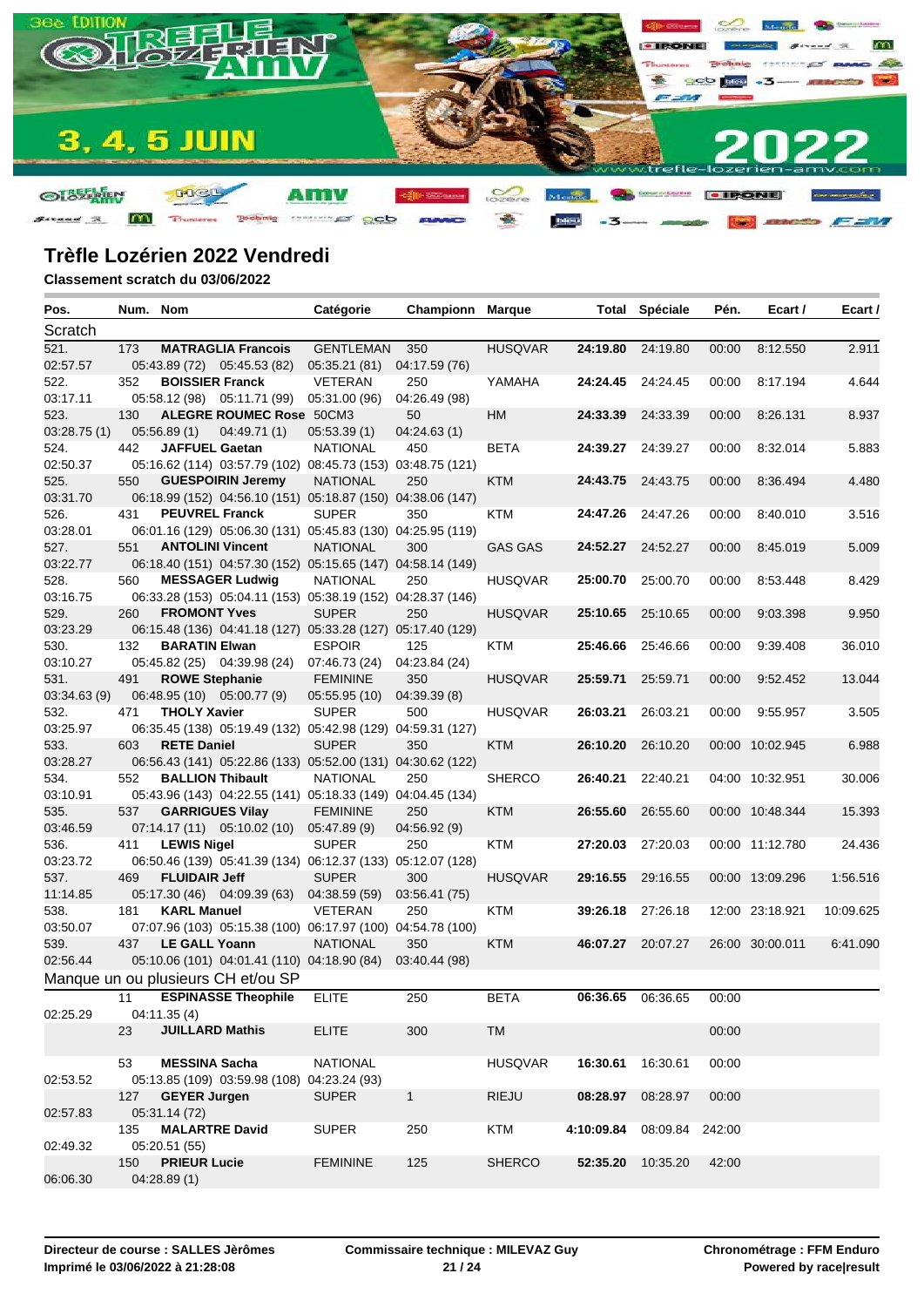## Trèfle Lozérien 2022 Vendredi

**Classement scratch du 03/06/2022**

| Pos. | Num. | Nom | Catégorie | Championn | Marque | Total | Spéciale | Pén. | Ecart / | Ecart / |
|---|---|---|---|---|---|---|---|---|---|---|
| **Scratch** | | | | | | | | | | |
| 521. | 173 | **MATRAGLIA Francois** | GENTLEMAN | 350 | HUSQVAR | **24:19.80** | 24:19.80 | 00:00 | 8:12.550 | 2.911 |
| 02:57.57 | 05:43.89 (72) | 05:45.53 (82) | 05:35.21 (81) | 04:17.59 (76) | | | | | | |
| 522. | 352 | **BOISSIER Franck** | VETERAN | 250 | YAMAHA | **24:24.45** | 24:24.45 | 00:00 | 8:17.194 | 4.644 |
| 03:17.11 | 05:58.12 (98) | 05:11.71 (99) | 05:31.00 (96) | 04:26.49 (98) | | | | | | |
| 523. | 130 | **ALEGRE ROUMEC Rose** | 50CM3 | 50 | HM | **24:33.39** | 24:33.39 | 00:00 | 8:26.131 | 8.937 |
| 03:28.75 (1) | 05:56.89 (1) | 04:49.71 (1) | 05:53.39 (1) | 04:24.63 (1) | | | | | | |
| 524. | 442 | **JAFFUEL Gaetan** | NATIONAL | 450 | BETA | **24:39.27** | 24:39.27 | 00:00 | 8:32.014 | 5.883 |
| 02:50.37 | 05:16.62 (114) | 03:57.79 (102) | 08:45.73 (153) | 03:48.75 (121) | | | | | | |
| 525. | 550 | **GUESPOIRIN Jeremy** | NATIONAL | 250 | KTM | **24:43.75** | 24:43.75 | 00:00 | 8:36.494 | 4.480 |
| 03:31.70 | 06:18.99 (152) | 04:56.10 (151) | 05:18.87 (150) | 04:38.06 (147) | | | | | | |
| 526. | 431 | **PEUVREL Franck** | SUPER | 350 | KTM | **24:47.26** | 24:47.26 | 00:00 | 8:40.010 | 3.516 |
| 03:28.01 | 06:01.16 (129) | 05:06.30 (131) | 05:45.83 (130) | 04:25.95 (119) | | | | | | |
| 527. | 551 | **ANTOLINI Vincent** | NATIONAL | 300 | GAS GAS | **24:52.27** | 24:52.27 | 00:00 | 8:45.019 | 5.009 |
| 03:22.77 | 06:18.40 (151) | 04:57.30 (152) | 05:15.65 (147) | 04:58.14 (149) | | | | | | |
| 528. | 560 | **MESSAGER Ludwig** | NATIONAL | 250 | HUSQVAR | **25:00.70** | 25:00.70 | 00:00 | 8:53.448 | 8.429 |
| 03:16.75 | 06:33.28 (153) | 05:04.11 (153) | 05:38.19 (152) | 04:28.37 (146) | | | | | | |
| 529. | 260 | **FROMONT Yves** | SUPER | 250 | HUSQVAR | **25:10.65** | 25:10.65 | 00:00 | 9:03.398 | 9.950 |
| 03:23.29 | 06:15.48 (136) | 04:41.18 (127) | 05:33.28 (127) | 05:17.40 (129) | | | | | | |
| 530. | 132 | **BARATIN Elwan** | ESPOIR | 125 | KTM | **25:46.66** | 25:46.66 | 00:00 | 9:39.408 | 36.010 |
| 03:10.27 | 05:45.82 (25) | 04:39.98 (24) | 07:46.73 (24) | 04:23.84 (24) | | | | | | |
| 531. | 491 | **ROWE Stephanie** | FEMININE | 350 | HUSQVAR | **25:59.71** | 25:59.71 | 00:00 | 9:52.452 | 13.044 |
| 03:34.63 (9) | 06:48.95 (10) | 05:00.77 (9) | 05:55.95 (10) | 04:39.39 (8) | | | | | | |
| 532. | 471 | **THOLY Xavier** | SUPER | 500 | HUSQVAR | **26:03.21** | 26:03.21 | 00:00 | 9:55.957 | 3.505 |
| 03:25.97 | 06:35.45 (138) | 05:19.49 (132) | 05:42.98 (129) | 04:59.31 (127) | | | | | | |
| 533. | 603 | **RETE Daniel** | SUPER | 350 | KTM | **26:10.20** | 26:10.20 | 00:00 | 10:02.945 | 6.988 |
| 03:28.27 | 06:56.43 (141) | 05:22.86 (133) | 05:52.00 (131) | 04:30.62 (122) | | | | | | |
| 534. | 552 | **BALLION Thibault** | NATIONAL | 250 | SHERCO | **26:40.21** | 22:40.21 | 04:00 | 10:32.951 | 30.006 |
| 03:10.91 | 05:43.96 (143) | 04:22.55 (141) | 05:18.33 (149) | 04:04.45 (134) | | | | | | |
| 535. | 537 | **GARRIGUES Vilay** | FEMININE | 250 | KTM | **26:55.60** | 26:55.60 | 00:00 | 10:48.344 | 15.393 |
| 03:46.59 | 07:14.17 (11) | 05:10.02 (10) | 05:47.89 (9) | 04:56.92 (9) | | | | | | |
| 536. | 411 | **LEWIS Nigel** | SUPER | 250 | KTM | **27:20.03** | 27:20.03 | 00:00 | 11:12.780 | 24.436 |
| 03:23.72 | 06:50.46 (139) | 05:41.39 (134) | 06:12.37 (133) | 05:12.07 (128) | | | | | | |
| 537. | 469 | **FLUIDAIR Jeff** | SUPER | 300 | HUSQVAR | **29:16.55** | 29:16.55 | 00:00 | 13:09.296 | 1:56.516 |
| 11:14.85 | 05:17.30 (46) | 04:09.39 (63) | 04:38.59 (59) | 03:56.41 (75) | | | | | | |
| 538. | 181 | **KARL Manuel** | VETERAN | 250 | KTM | **39:26.18** | 27:26.18 | 12:00 | 23:18.921 | 10:09.625 |
| 03:50.07 | 07:07.96 (103) | 05:15.38 (100) | 06:17.97 (100) | 04:54.78 (100) | | | | | | |
| 539. | 437 | **LE GALL Yoann** | NATIONAL | 350 | KTM | **46:07.27** | 20:07.27 | 26:00 | 30:00.011 | 6:41.090 |
| 02:56.44 | 05:10.06 (101) | 04:01.41 (110) | 04:18.90 (84) | 03:40.44 (98) | | | | | | |
| **Manque un ou plusieurs CH et/ou SP** | | | | | | | | | | |
| | 11 | **ESPINASSE Theophile** | ELITE | 250 | BETA | **06:36.65** | 06:36.65 | 00:00 | | |
| 02:25.29 | 04:11.35 (4) | | | | | | | | | |
| | 23 | **JUILLARD Mathis** | ELITE | 300 | TM | | | 00:00 | | |
| | 53 | **MESSINA Sacha** | NATIONAL | | HUSQVAR | **16:30.61** | 16:30.61 | 00:00 | | |
| 02:53.52 | 05:13.85 (109) | 03:59.98 (108) | 04:23.24 (93) | | | | | | | |
| | 127 | **GEYER Jurgen** | SUPER | 1 | RIEJU | **08:28.97** | 08:28.97 | 00:00 | | |
| 02:57.83 | 05:31.14 (72) | | | | | | | | | |
| | 135 | **MALARTRE David** | SUPER | 250 | KTM | **4:10:09.84** | 08:09.84 | 242:00 | | |
| 02:49.32 | 05:20.51 (55) | | | | | | | | | |
| | 150 | **PRIEUR Lucie** | FEMININE | 125 | SHERCO | **52:35.20** | 10:35.20 | 42:00 | | |
| 06:06.30 | 04:28.89 (1) | | | | | | | | | |

**Directeur de course : SALLES Jèrômes** | **Commissaire technique : MILEVAZ Guy** | **Chronométrage : FFM Enduro**

**Imprimé le 03/06/2022 à 21:28:08** | **Powered by race|result**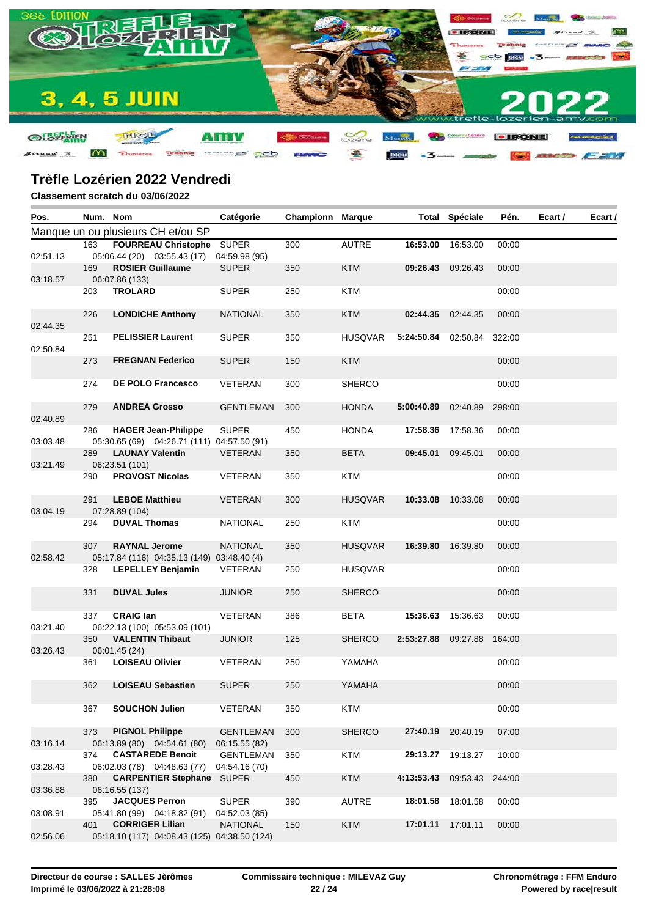# Trèfle Lozérien 2022 Vendredi

**Classement scratch du 03/06/2022**

| Pos. | Num. | Nom | Catégorie | Championn | Marque | Total | Spéciale | Pén. | Ecart / | Ecart / |
|---|---|---|---|---|---|---|---|---|---|---|
| Manque un ou plusieurs CH et/ou SP | | | | | | | | | | |
| | 163 | **FOURREAU Christophe** | SUPER | 300 | AUTRE | **16:53.00** | 16:53.00 | 00:00 | | |
| 02:51.13 | | 05:06.44 (20) 03:55.43 (17) | 04:59.98 (95) | | | | | | | |
| | 169 | **ROSIER Guillaume** | SUPER | 350 | KTM | **09:26.43** | 09:26.43 | 00:00 | | |
| 03:18.57 | | 06:07.86 (133) | | | | | | | | |
| | 203 | **TROLARD** | SUPER | 250 | KTM | | | 00:00 | | |
| | 226 | **LONDICHE Anthony** | NATIONAL | 350 | KTM | **02:44.35** | 02:44.35 | 00:00 | | |
| 02:44.35 | | | | | | | | | | |
| | 251 | **PELISSIER Laurent** | SUPER | 350 | HUSQVAR | **5:24:50.84** | 02:50.84 | 322:00 | | |
| 02:50.84 | | | | | | | | | | |
| | 273 | **FREGNAN Federico** | SUPER | 150 | KTM | | | 00:00 | | |
| | 274 | **DE POLO Francesco** | VETERAN | 300 | SHERCO | | | 00:00 | | |
| | 279 | **ANDREA Grosso** | GENTLEMAN | 300 | HONDA | **5:00:40.89** | 02:40.89 | 298:00 | | |
| 02:40.89 | | | | | | | | | | |
| | 286 | **HAGER Jean-Philippe** | SUPER | 450 | HONDA | **17:58.36** | 17:58.36 | 00:00 | | |
| 03:03.48 | | 05:30.65 (69) 04:26.71 (111) | 04:57.50 (91) | | | | | | | |
| | 289 | **LAUNAY Valentin** | VETERAN | 350 | BETA | **09:45.01** | 09:45.01 | 00:00 | | |
| 03:21.49 | | 06:23.51 (101) | | | | | | | | |
| | 290 | **PROVOST Nicolas** | VETERAN | 350 | KTM | | | 00:00 | | |
| | 291 | **LEBOE Matthieu** | VETERAN | 300 | HUSQVAR | **10:33.08** | 10:33.08 | 00:00 | | |
| 03:04.19 | | 07:28.89 (104) | | | | | | | | |
| | 294 | **DUVAL Thomas** | NATIONAL | 250 | KTM | | | 00:00 | | |
| | 307 | **RAYNAL Jerome** | NATIONAL | 350 | HUSQVAR | **16:39.80** | 16:39.80 | 00:00 | | |
| 02:58.42 | | 05:17.84 (116) 04:35.13 (149) | 03:48.40 (4) | | | | | | | |
| | 328 | **LEPELLEY Benjamin** | VETERAN | 250 | HUSQVAR | | | 00:00 | | |
| | 331 | **DUVAL Jules** | JUNIOR | 250 | SHERCO | | | 00:00 | | |
| | 337 | **CRAIG Ian** | VETERAN | 386 | BETA | **15:36.63** | 15:36.63 | 00:00 | | |
| 03:21.40 | | 06:22.13 (100) 05:53.09 (101) | | | | | | | | |
| | 350 | **VALENTIN Thibaut** | JUNIOR | 125 | SHERCO | **2:53:27.88** | 09:27.88 | 164:00 | | |
| 03:26.43 | | 06:01.45 (24) | | | | | | | | |
| | 361 | **LOISEAU Olivier** | VETERAN | 250 | YAMAHA | | | 00:00 | | |
| | 362 | **LOISEAU Sebastien** | SUPER | 250 | YAMAHA | | | 00:00 | | |
| | 367 | **SOUCHON Julien** | VETERAN | 350 | KTM | | | 00:00 | | |
| | 373 | **PIGNOL Philippe** | GENTLEMAN | 300 | SHERCO | **27:40.19** | 20:40.19 | 07:00 | | |
| 03:16.14 | | 06:13.89 (80) 04:54.61 (80) | 06:15.55 (82) | | | | | | | |
| | 374 | **CASTAREDE Benoit** | GENTLEMAN | 350 | KTM | **29:13.27** | 19:13.27 | 10:00 | | |
| 03:28.43 | | 06:02.03 (78) 04:48.63 (77) | 04:54.16 (70) | | | | | | | |
| | 380 | **CARPENTIER Stephane** | SUPER | 450 | KTM | **4:13:53.43** | 09:53.43 | 244:00 | | |
| 03:36.88 | | 06:16.55 (137) | | | | | | | | |
| | 395 | **JACQUES Perron** | SUPER | 390 | AUTRE | **18:01.58** | 18:01.58 | 00:00 | | |
| 03:08.91 | | 05:41.80 (99) 04:18.82 (91) | 04:52.03 (85) | | | | | | | |
| | 401 | **CORRIGER Lilian** | NATIONAL | 150 | KTM | **17:01.11** | 17:01.11 | 00:00 | | |
| 02:56.06 | | 05:18.10 (117) 04:08.43 (125) | 04:38.50 (124) | | | | | | | |

**Directeur de course : SALLES Jèrômes**
**Imprimé le 03/06/2022 à 21:28:08**

**Commissaire technique : MILEVAZ Guy**

**Chronométrage : FFM Enduro**
**Powered by race|result**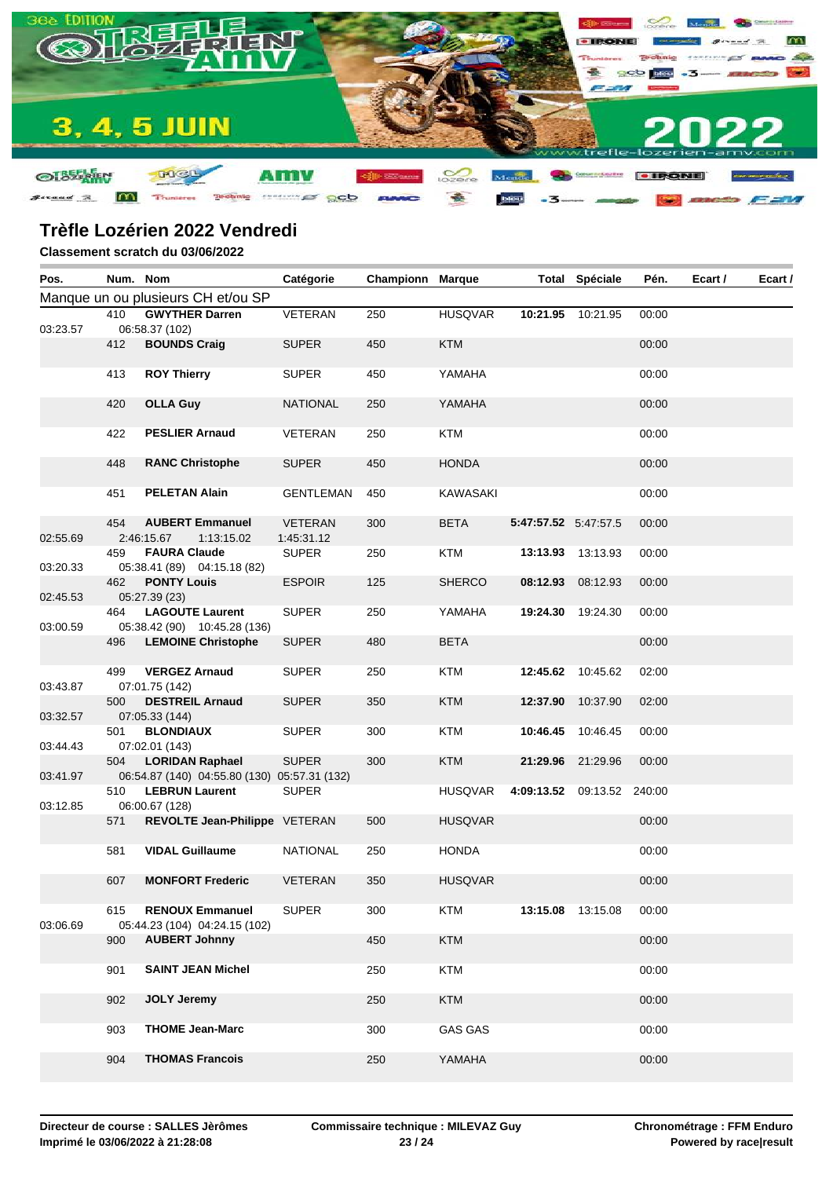# Trèfle Lozérien 2022 Vendredi

**Classement scratch du 03/06/2022**

| Pos. | Num. | Nom | Catégorie | Championn | Marque | Total | Spéciale | Pén. | Ecart / | Ecart / |
|---|---|---|---|---|---|---|---|---|---|---|
| Manque un ou plusieurs CH et/ou SP | | | | | | | | | | |
| 03:23.57 | 410 | **GWYTHER Darren** 06:58.37 (102) | VETERAN | 250 | HUSQVAR | **10:21.95** | 10:21.95 | 00:00 | | |
| | 412 | **BOUNDS Craig** | SUPER | 450 | KTM | | | 00:00 | | |
| | 413 | **ROY Thierry** | SUPER | 450 | YAMAHA | | | 00:00 | | |
| | 420 | **OLLA Guy** | NATIONAL | 250 | YAMAHA | | | 00:00 | | |
| | 422 | **PESLIER Arnaud** | VETERAN | 250 | KTM | | | 00:00 | | |
| | 448 | **RANC Christophe** | SUPER | 450 | HONDA | | | 00:00 | | |
| | 451 | **PELETAN Alain** | GENTLEMAN | 450 | KAWASAKI | | | 00:00 | | |
| 02:55.69 | 454 | **AUBERT Emmanuel** 2:46:15.67 1:13:15.02 | VETERAN 1:45:31.12 | 300 | BETA | **5:47:57.52** | 5:47:57.5 | 00:00 | | |
| 03:20.33 | 459 | **FAURA Claude** 05:38.41 (89) 04:15.18 (82) | SUPER | 250 | KTM | **13:13.93** | 13:13.93 | 00:00 | | |
| 02:45.53 | 462 | **PONTY Louis** 05:27.39 (23) | ESPOIR | 125 | SHERCO | **08:12.93** | 08:12.93 | 00:00 | | |
| 03:00.59 | 464 | **LAGOUTE Laurent** 05:38.42 (90) 10:45.28 (136) | SUPER | 250 | YAMAHA | **19:24.30** | 19:24.30 | 00:00 | | |
| | 496 | **LEMOINE Christophe** | SUPER | 480 | BETA | | | 00:00 | | |
| 03:43.87 | 499 | **VERGEZ Arnaud** 07:01.75 (142) | SUPER | 250 | KTM | **12:45.62** | 10:45.62 | 02:00 | | |
| 03:32.57 | 500 | **DESTREIL Arnaud** 07:05.33 (144) | SUPER | 350 | KTM | **12:37.90** | 10:37.90 | 02:00 | | |
| 03:44.43 | 501 | **BLONDIAUX** 07:02.01 (143) | SUPER | 300 | KTM | **10:46.45** | 10:46.45 | 00:00 | | |
| 03:41.97 | 504 | **LORIDAN Raphael** 06:54.87 (140) 04:55.80 (130) | SUPER 05:57.31 (132) | 300 | KTM | **21:29.96** | 21:29.96 | 00:00 | | |
| 03:12.85 | 510 | **LEBRUN Laurent** 06:00.67 (128) | SUPER | | HUSQVAR | **4:09:13.52** | 09:13.52 | 240:00 | | |
| | 571 | **REVOLTE Jean-Philippe** | VETERAN | 500 | HUSQVAR | | | 00:00 | | |
| | 581 | **VIDAL Guillaume** | NATIONAL | 250 | HONDA | | | 00:00 | | |
| | 607 | **MONFORT Frederic** | VETERAN | 350 | HUSQVAR | | | 00:00 | | |
| 03:06.69 | 615 | **RENOUX Emmanuel** 05:44.23 (104) 04:24.15 (102) | SUPER | 300 | KTM | **13:15.08** | 13:15.08 | 00:00 | | |
| | 900 | **AUBERT Johnny** | | 450 | KTM | | | 00:00 | | |
| | 901 | **SAINT JEAN Michel** | | 250 | KTM | | | 00:00 | | |
| | 902 | **JOLY Jeremy** | | 250 | KTM | | | 00:00 | | |
| | 903 | **THOME Jean-Marc** | | 300 | GAS GAS | | | 00:00 | | |
| | 904 | **THOMAS Francois** | | 250 | YAMAHA | | | 00:00 | | |

**Directeur de course : SALLES Jèrômes** | **Commissaire technique : MILEVAZ Guy** | **Chronométrage : FFM Enduro**

**Imprimé le 03/06/2022 à 21:28:08** | **Powered by race|result**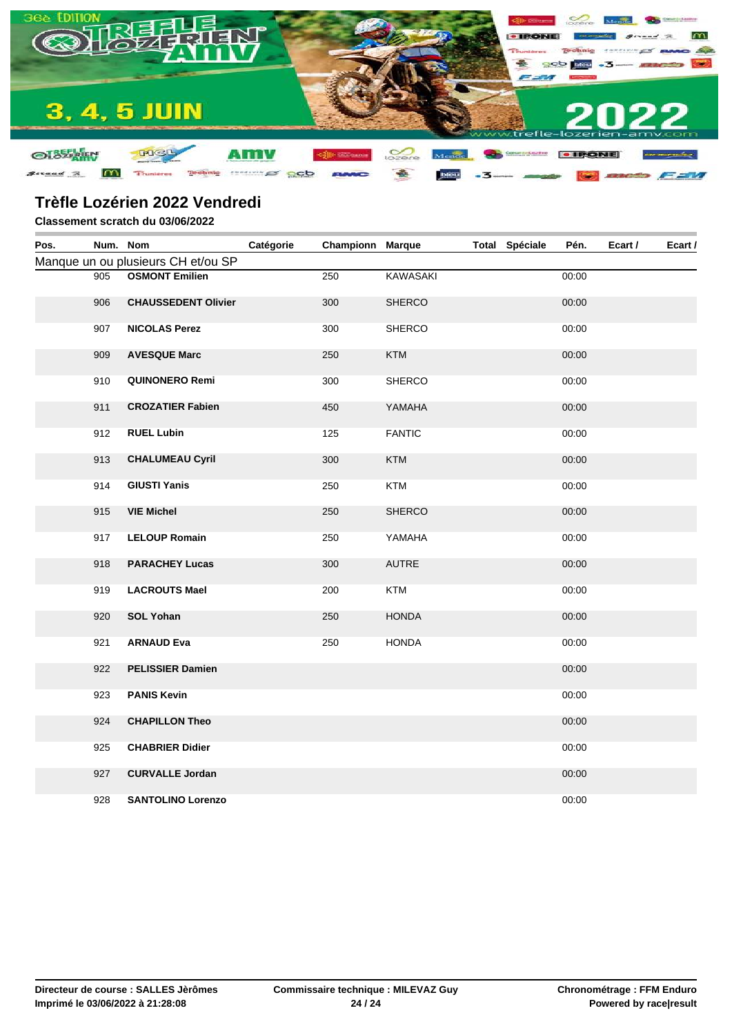# Trèfle Lozérien 2022 Vendredi

**Classement scratch du 03/06/2022**

| Pos. | Num. | Nom | Catégorie | Championn | Marque | Total | Spéciale | Pén. | Ecart / | Ecart / |
|---|---|---|---|---|---|---|---|---|---|---|
| Manque un ou plusieurs CH et/ou SP | | | | | | | | | | |
| | 905 | **OSMONT Emilien** | | 250 | KAWASAKI | | | 00:00 | | |
| | 906 | **CHAUSSEDENT Olivier** | | 300 | SHERCO | | | 00:00 | | |
| | 907 | **NICOLAS Perez** | | 300 | SHERCO | | | 00:00 | | |
| | 909 | **AVESQUE Marc** | | 250 | KTM | | | 00:00 | | |
| | 910 | **QUINONERO Remi** | | 300 | SHERCO | | | 00:00 | | |
| | 911 | **CROZATIER Fabien** | | 450 | YAMAHA | | | 00:00 | | |
| | 912 | **RUEL Lubin** | | 125 | FANTIC | | | 00:00 | | |
| | 913 | **CHALUMEAU Cyril** | | 300 | KTM | | | 00:00 | | |
| | 914 | **GIUSTI Yanis** | | 250 | KTM | | | 00:00 | | |
| | 915 | **VIE Michel** | | 250 | SHERCO | | | 00:00 | | |
| | 917 | **LELOUP Romain** | | 250 | YAMAHA | | | 00:00 | | |
| | 918 | **PARACHEY Lucas** | | 300 | AUTRE | | | 00:00 | | |
| | 919 | **LACROUTS Mael** | | 200 | KTM | | | 00:00 | | |
| | 920 | **SOL Yohan** | | 250 | HONDA | | | 00:00 | | |
| | 921 | **ARNAUD Eva** | | 250 | HONDA | | | 00:00 | | |
| | 922 | **PELISSIER Damien** | | | | | | 00:00 | | |
| | 923 | **PANIS Kevin** | | | | | | 00:00 | | |
| | 924 | **CHAPILLON Theo** | | | | | | 00:00 | | |
| | 925 | **CHABRIER Didier** | | | | | | 00:00 | | |
| | 927 | **CURVALLE Jordan** | | | | | | 00:00 | | |
| | 928 | **SANTOLINO Lorenzo** | | | | | | 00:00 | | |

**Directeur de course : SALLES Jèrômes**
**Imprimé le 03/06/2022 à 21:28:08**

**Commissaire technique : MILEVAZ Guy**

**Chronométrage : FFM Enduro**
**Powered by race|result**